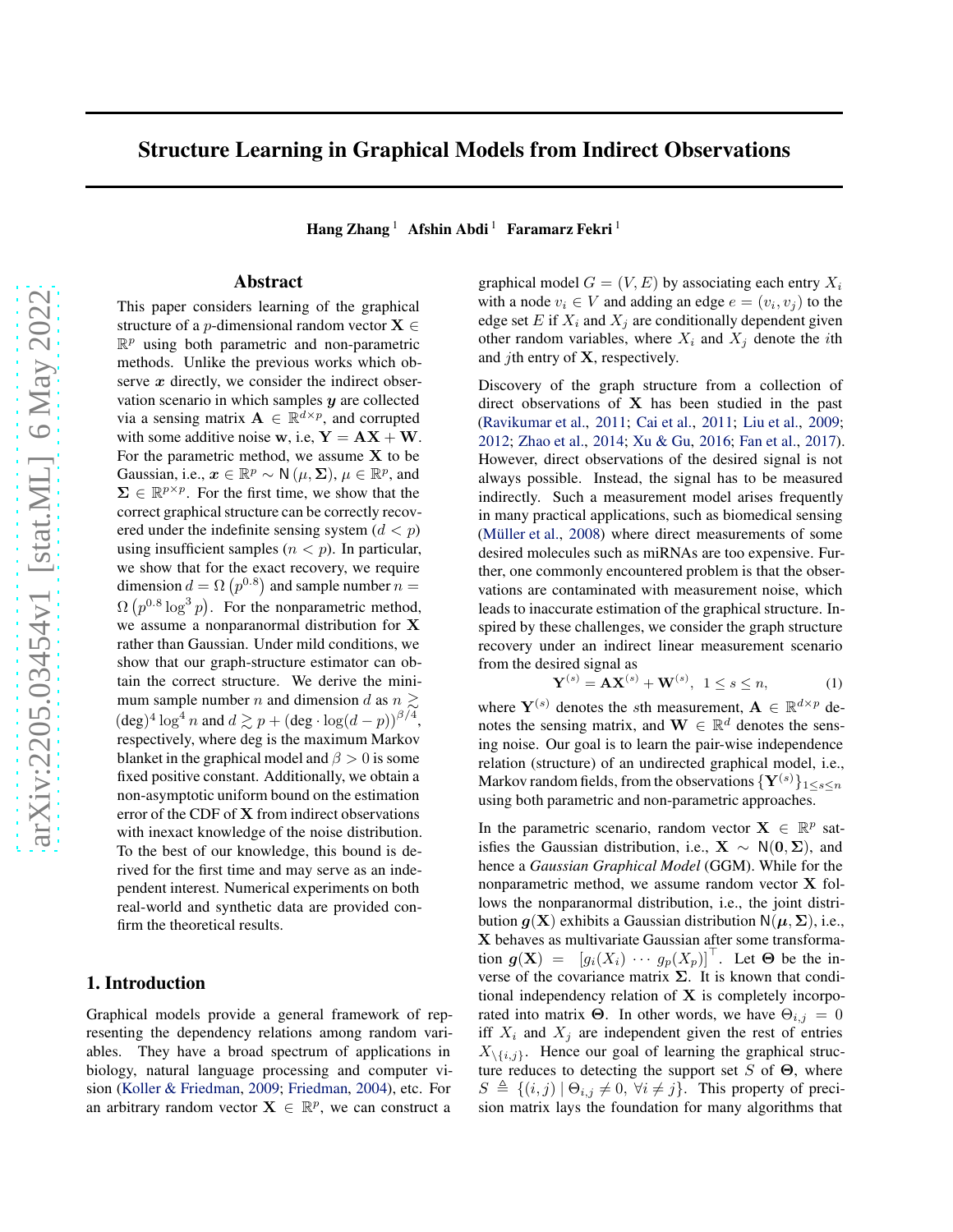# Structure Learning in Graphical Models from Indirect Observations

**Hang Zhang** [1] **Afshin Abdi** [1] **Faramarz Fekri** [1]

## Abstract

This paper considers learning of the graphical structure of a $p$-dimensional random vector $\mathbf{X} \in \mathbb{R}^p$ using both parametric and non-parametric methods. Unlike the previous works which observe $\boldsymbol{x}$ directly, we consider the indirect observation scenario in which samples $\boldsymbol{y}$ are collected via a sensing matrix $\mathbf{A} \in \mathbb{R}^{d\times p}$, and corrupted with some additive noise $\mathbf{w}$, i.e, $\mathbf{Y} = \mathbf{A}\mathbf{X} + \mathbf{W}$. For the parametric method, we assume $\mathbf{X}$ to be Gaussian, i.e., $\boldsymbol{x} \in \mathbb{R}^p \sim \mathsf{N}(\mu, \boldsymbol{\Sigma})$, $\mu \in \mathbb{R}^p$, and $\boldsymbol{\Sigma} \in \mathbb{R}^{p\times p}$. For the first time, we show that the correct graphical structure can be correctly recovered under the indefinite sensing system ($d < p$) using insufficient samples ($n < p$). In particular, we show that for the exact recovery, we require dimension $d = \Omega\left(p^{0.8}\right)$ and sample number $n = \Omega\left(p^{0.8}\log^3 p\right)$. For the nonparametric method, we assume a nonparanormal distribution for $\mathbf{X}$ rather than Gaussian. Under mild conditions, we show that our graph-structure estimator can obtain the correct structure. We derive the minimum sample number $n$ and dimension $d$ as $n \gtrsim (\deg)^4 \log^4 n$ and $d \gtrsim p + (\deg\cdot\log(d-p))^{\beta/4}$, respectively, where deg is the maximum Markov blanket in the graphical model and $\beta > 0$ is some fixed positive constant. Additionally, we obtain a non-asymptotic uniform bound on the estimation error of the CDF of $\mathbf{X}$ from indirect observations with inexact knowledge of the noise distribution. To the best of our knowledge, this bound is derived for the first time and may serve as an independent interest. Numerical experiments on both real-world and synthetic data are provided confirm the theoretical results.

## 1. Introduction

Graphical models provide a general framework of representing the dependency relations among random variables. They have a broad spectrum of applications in biology, natural language processing and computer vision (Koller & Friedman, 2009; Friedman, 2004), etc. For an arbitrary random vector $\mathbf{X} \in \mathbb{R}^p$, we can construct a graphical model $G = (V, E)$ by associating each entry $X_i$ with a node $v_i \in V$ and adding an edge $e = (v_i, v_j)$ to the edge set $E$ if $X_i$ and $X_j$ are conditionally dependent given other random variables, where $X_i$ and $X_j$ denote the $i$th and $j$th entry of $\mathbf{X}$, respectively.

Discovery of the graph structure from a collection of direct observations of $\mathbf{X}$ has been studied in the past (Ravikumar et al., 2011; Cai et al., 2011; Liu et al., 2009; 2012; Zhao et al., 2014; Xu & Gu, 2016; Fan et al., 2017). However, direct observations of the desired signal is not always possible. Instead, the signal has to be measured indirectly. Such a measurement model arises frequently in many practical applications, such as biomedical sensing (Müller et al., 2008) where direct measurements of some desired molecules such as miRNAs are too expensive. Further, one commonly encountered problem is that the observations are contaminated with measurement noise, which leads to inaccurate estimation of the graphical structure. Inspired by these challenges, we consider the graph structure recovery under an indirect linear measurement scenario from the desired signal as

$$\mathbf{Y}^{(s)} = \mathbf{A}\mathbf{X}^{(s)} + \mathbf{W}^{(s)},\ \ 1 \le s \le n, \tag{1}$$

where $\mathbf{Y}^{(s)}$ denotes the $s$th measurement, $\mathbf{A} \in \mathbb{R}^{d\times p}$ denotes the sensing matrix, and $\mathbf{W} \in \mathbb{R}^d$ denotes the sensing noise. Our goal is to learn the pair-wise independence relation (structure) of an undirected graphical model, i.e., Markov random fields, from the observations $\{\mathbf{Y}^{(s)}\}_{1\le s\le n}$ using both parametric and non-parametric approaches.

In the parametric scenario, random vector $\mathbf{X} \in \mathbb{R}^p$ satisfies the Gaussian distribution, i.e., $\mathbf{X} \sim \mathsf{N}(\mathbf{0}, \boldsymbol{\Sigma})$, and hence a *Gaussian Graphical Model* (GGM). While for the nonparametric method, we assume random vector $\mathbf{X}$ follows the nonparanormal distribution, i.e., the joint distribution $\boldsymbol{g}(\mathbf{X})$ exhibits a Gaussian distribution $\mathsf{N}(\boldsymbol{\mu}, \boldsymbol{\Sigma})$, i.e., $\mathbf{X}$ behaves as multivariate Gaussian after some transformation $\boldsymbol{g}(\mathbf{X}) = \begin{bmatrix} g_i(X_i) & \cdots & g_p(X_p)\end{bmatrix}^{\top}$. Let $\boldsymbol{\Theta}$ be the inverse of the covariance matrix $\boldsymbol{\Sigma}$. It is known that conditional independency relation of $\mathbf{X}$ is completely incorporated into matrix $\boldsymbol{\Theta}$. In other words, we have $\Theta_{i,j} = 0$ iff $X_i$ and $X_j$ are independent given the rest of entries $X_{\setminus\{i,j\}}$. Hence our goal of learning the graphical structure reduces to detecting the support set $S$ of $\boldsymbol{\Theta}$, where $S \triangleq \{(i,j) \mid \Theta_{i,j} \neq 0,\ \forall i \neq j\}$. This property of precision matrix lays the foundation for many algorithms that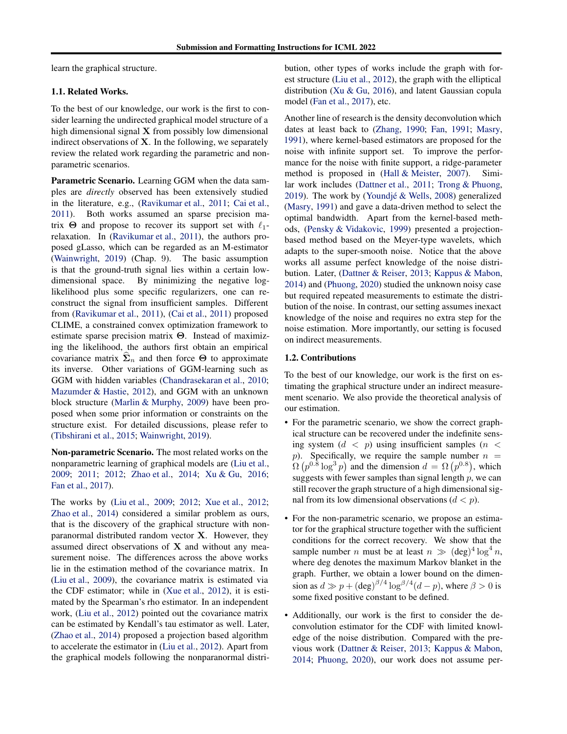learn the graphical structure.

### 1.1. Related Works.

To the best of our knowledge, our work is the first to consider learning the undirected graphical model structure of a high dimensional signal $\mathbf{X}$ from possibly low dimensional indirect observations of $\mathbf{X}$. In the following, we separately review the related work regarding the parametric and non-parametric scenarios.

**Parametric Scenario.** Learning GGM when the data samples are *directly* observed has been extensively studied in the literature, e.g., (Ravikumar et al., 2011; Cai et al., 2011). Both works assumed an sparse precision matrix $\boldsymbol{\Theta}$ and propose to recover its support set with $\ell_1$-relaxation. In (Ravikumar et al., 2011), the authors proposed gLasso, which can be regarded as an M-estimator (Wainwright, 2019) (Chap. 9). The basic assumption is that the ground-truth signal lies within a certain low-dimensional space. By minimizing the negative log-likelihood plus some specific regularizers, one can reconstruct the signal from insufficient samples. Different from (Ravikumar et al., 2011), (Cai et al., 2011) proposed CLIME, a constrained convex optimization framework to estimate sparse precision matrix $\boldsymbol{\Theta}$. Instead of maximizing the likelihood, the authors first obtain an empirical covariance matrix $\widehat{\boldsymbol{\Sigma}}_n$ and then force $\boldsymbol{\Theta}$ to approximate its inverse. Other variations of GGM-learning such as GGM with hidden variables (Chandrasekaran et al., 2010; Mazumder & Hastie, 2012), and GGM with an unknown block structure (Marlin & Murphy, 2009) have been proposed when some prior information or constraints on the structure exist. For detailed discussions, please refer to (Tibshirani et al., 2015; Wainwright, 2019).

**Non-parametric Scenario.** The most related works on the nonparametric learning of graphical models are (Liu et al., 2009; 2011; 2012; Zhao et al., 2014; Xu & Gu, 2016; Fan et al., 2017).

The works by (Liu et al., 2009; 2012; Xue et al., 2012; Zhao et al., 2014) considered a similar problem as ours, that is the discovery of the graphical structure with non-paranormal distributed random vector $\mathbf{X}$. However, they assumed direct observations of $\mathbf{X}$ and without any measurement noise. The differences across the above works lie in the estimation method of the covariance matrix. In (Liu et al., 2009), the covariance matrix is estimated via the CDF estimator; while in (Xue et al., 2012), it is estimated by the Spearman's rho estimator. In an independent work, (Liu et al., 2012) pointed out the covariance matrix can be estimated by Kendall's tau estimator as well. Later, (Zhao et al., 2014) proposed a projection based algorithm to accelerate the estimator in (Liu et al., 2012). Apart from the graphical models following the nonparanormal distribution, other types of works include the graph with forest structure (Liu et al., 2012), the graph with the elliptical distribution (Xu & Gu, 2016), and latent Gaussian copula model (Fan et al., 2017), etc.

Another line of research is the density deconvolution which dates back at least to (Zhang, 1990; Fan, 1991; Masry, 1991), where kernel-based estimators are proposed for the noise with infinite support set. To improve the performance for the noise with finite support, a ridge-parameter method is proposed in (Hall & Meister, 2007). Similar work includes (Dattner et al., 2011; Trong & Phuong, 2019). The work by (Youndjé & Wells, 2008) generalized (Masry, 1991) and gave a data-driven method to select the optimal bandwidth. Apart from the kernel-based methods, (Pensky & Vidakovic, 1999) presented a projection-based method based on the Meyer-type wavelets, which adapts to the super-smooth noise. Notice that the above works all assume perfect knowledge of the noise distribution. Later, (Dattner & Reiser, 2013; Kappus & Mabon, 2014) and (Phuong, 2020) studied the unknown noisy case but required repeated measurements to estimate the distribution of the noise. In contrast, our setting assumes inexact knowledge of the noise and requires no extra step for the noise estimation. More importantly, our setting is focused on indirect measurements.

### 1.2. Contributions

To the best of our knowledge, our work is the first on estimating the graphical structure under an indirect measurement scenario. We also provide the theoretical analysis of our estimation.

- For the parametric scenario, we show the correct graphical structure can be recovered under the indefinite sensing system ($d < p$) using insufficient samples ($n < p$). Specifically, we require the sample number $n = \Omega\left(p^{0.8}\log^3 p\right)$ and the dimension $d = \Omega\left(p^{0.8}\right)$, which suggests with fewer samples than signal length $p$, we can still recover the graph structure of a high dimensional signal from its low dimensional observations ($d < p$).
- For the non-parametric scenario, we propose an estimator for the graphical structure together with the sufficient conditions for the correct recovery. We show that the sample number $n$ must be at least $n \gg (\text{deg})^4\log^4 n$, where deg denotes the maximum Markov blanket in the graph. Further, we obtain a lower bound on the dimension as $d \gg p + (\text{deg})^{\beta/4}\log^{\beta/4}(d-p)$, where $\beta > 0$ is some fixed positive constant to be defined.
- Additionally, our work is the first to consider the deconvolution estimator for the CDF with limited knowledge of the noise distribution. Compared with the previous work (Dattner & Reiser, 2013; Kappus & Mabon, 2014; Phuong, 2020), our work does not assume per-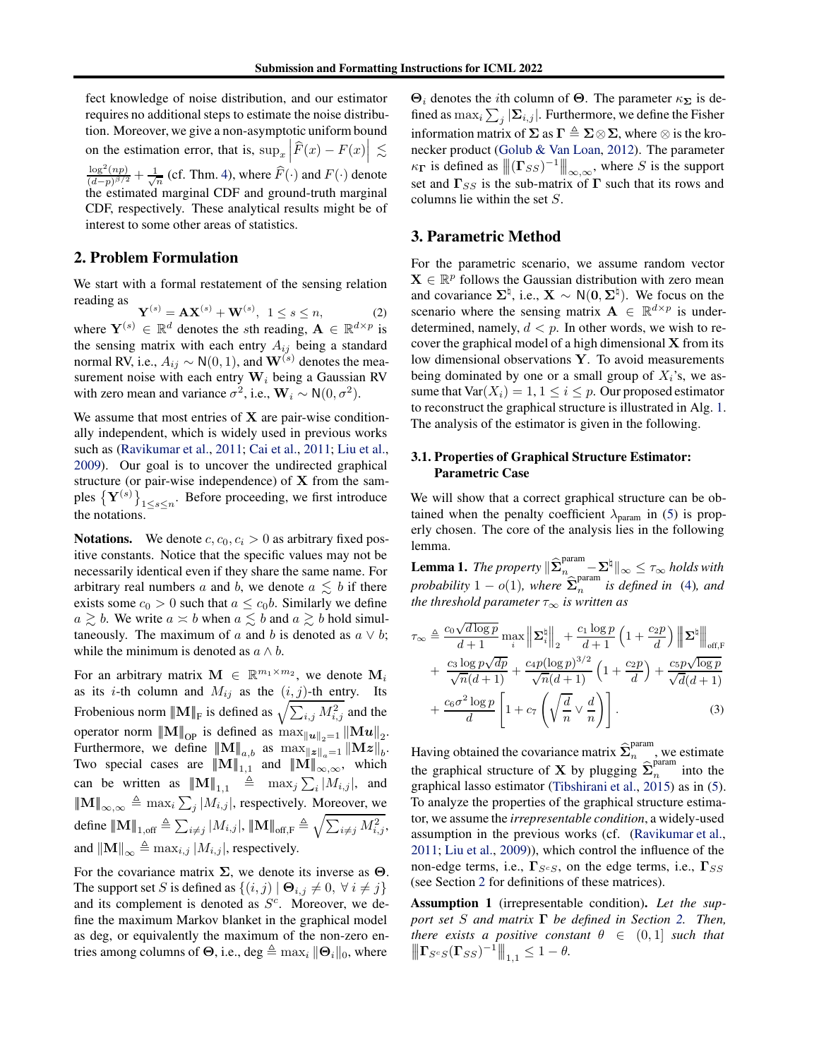fect knowledge of noise distribution, and our estimator requires no additional steps to estimate the noise distribution. Moreover, we give a non-asymptotic uniform bound on the estimation error, that is, $\sup_x \left|\widehat{F}(x) - F(x)\right| \lesssim \frac{\log^2(np)}{(d-p)^{\beta/2}} + \frac{1}{\sqrt{n}}$ (cf. Thm. 4), where $\widehat{F}(\cdot)$ and $F(\cdot)$ denote the estimated marginal CDF and ground-truth marginal CDF, respectively. These analytical results might be of interest to some other areas of statistics.

## 2. Problem Formulation

We start with a formal restatement of the sensing relation reading as

$$\mathbf{Y}^{(s)} = \mathbf{A}\mathbf{X}^{(s)} + \mathbf{W}^{(s)},\ 1 \leq s \leq n, \tag{2}$$

where $\mathbf{Y}^{(s)} \in \mathbb{R}^d$ denotes the $s$th reading, $\mathbf{A} \in \mathbb{R}^{d\times p}$ is the sensing matrix with each entry $A_{ij}$ being a standard normal RV, i.e., $A_{ij} \sim \mathsf{N}(0,1)$, and $\mathbf{W}^{(s)}$ denotes the measurement noise with each entry $\mathbf{W}_i$ being a Gaussian RV with zero mean and variance $\sigma^2$, i.e., $\mathbf{W}_i \sim \mathsf{N}(0, \sigma^2)$.

We assume that most entries of $\mathbf{X}$ are pair-wise conditionally independent, which is widely used in previous works such as (Ravikumar et al., 2011; Cai et al., 2011; Liu et al., 2009). Our goal is to uncover the undirected graphical structure (or pair-wise independence) of $\mathbf{X}$ from the samples $\left\{\mathbf{Y}^{(s)}\right\}_{1\leq s\leq n}$. Before proceeding, we first introduce the notations.

**Notations.** We denote $c, c_0, c_i > 0$ as arbitrary fixed positive constants. Notice that the specific values may not be necessarily identical even if they share the same name. For arbitrary real numbers $a$ and $b$, we denote $a \lesssim b$ if there exists some $c_0 > 0$ such that $a \leq c_0 b$. Similarly we define $a \gtrsim b$. We write $a \asymp b$ when $a \lesssim b$ and $a \gtrsim b$ hold simultaneously. The maximum of $a$ and $b$ is denoted as $a \vee b$; while the minimum is denoted as $a \wedge b$.

For an arbitrary matrix $\mathbf{M} \in \mathbb{R}^{m_1\times m_2}$, we denote $\mathbf{M}_i$ as its $i$-th column and $M_{ij}$ as the $(i,j)$-th entry. Its Frobenious norm $\left\|\mathbf{M}\right\|_{\mathrm{F}}$ is defined as $\sqrt{\sum_{i,j} M_{i,j}^2}$ and the operator norm $\left\|\mathbf{M}\right\|_{\mathrm{OP}}$ is defined as $\max_{\left\|\boldsymbol{u}\right\|_2 = 1}\left\|\mathbf{M}\boldsymbol{u}\right\|_2$. Furthermore, we define $\left\|\mathbf{M}\right\|_{a,b}$ as $\max_{\left\|\boldsymbol{z}\right\|_a=1}\left\|\mathbf{M}\boldsymbol{z}\right\|_b$. Two special cases are $\left\|\mathbf{M}\right\|_{1,1}$ and $\left\|\mathbf{M}\right\|_{\infty,\infty}$, which can be written as $\left\|\mathbf{M}\right\|_{1,1} \triangleq \max_j \sum_i |M_{i,j}|$, and $\left\|\mathbf{M}\right\|_{\infty,\infty} \triangleq \max_i \sum_j |M_{i,j}|$, respectively. Moreover, we define $\left\|\mathbf{M}\right\|_{1,\mathrm{off}} \triangleq \sum_{i\neq j}|M_{i,j}|$, $\left\|\mathbf{M}\right\|_{\mathrm{off},\mathrm{F}} \triangleq \sqrt{\sum_{i\neq j} M_{i,j}^2}$, and $\left\|\mathbf{M}\right\|_{\infty} \triangleq \max_{i,j}|M_{i,j}|$, respectively.

For the covariance matrix $\mathbf{\Sigma}$, we denote its inverse as $\mathbf{\Theta}$. The support set $S$ is defined as $\{(i,j) \mid \mathbf{\Theta}_{i,j} \neq 0,\ \forall\, i \neq j\}$ and its complement is denoted as $S^c$. Moreover, we define the maximum Markov blanket in the graphical model as deg, or equivalently the maximum of the non-zero entries among columns of $\mathbf{\Theta}$, i.e., $\mathrm{deg} \triangleq \max_i \left\|\mathbf{\Theta}_i\right\|_0$, where $\mathbf{\Theta}_i$ denotes the $i$th column of $\mathbf{\Theta}$. The parameter $\kappa_{\mathbf{\Sigma}}$ is defined as $\max_i \sum_j |\mathbf{\Sigma}_{i,j}|$. Furthermore, we define the Fisher information matrix of $\mathbf{\Sigma}$ as $\mathbf{\Gamma} \triangleq \mathbf{\Sigma}\otimes\mathbf{\Sigma}$, where $\otimes$ is the kronecker product (Golub & Van Loan, 2012). The parameter $\kappa_{\mathbf{\Gamma}}$ is defined as $\left\|(\mathbf{\Gamma}_{SS})^{-1}\right\|_{\infty,\infty}$, where $S$ is the support set and $\mathbf{\Gamma}_{SS}$ is the sub-matrix of $\mathbf{\Gamma}$ such that its rows and columns lie within the set $S$.

## 3. Parametric Method

For the parametric scenario, we assume random vector $\mathbf{X} \in \mathbb{R}^p$ follows the Gaussian distribution with zero mean and covariance $\mathbf{\Sigma}^{\natural}$, i.e., $\mathbf{X} \sim \mathsf{N}(\mathbf{0}, \mathbf{\Sigma}^{\natural})$. We focus on the scenario where the sensing matrix $\mathbf{A} \in \mathbb{R}^{d\times p}$ is underdetermined, namely, $d < p$. In other words, we wish to recover the graphical model of a high dimensional $\mathbf{X}$ from its low dimensional observations $\mathbf{Y}$. To avoid measurements being dominated by one or a small group of $X_i$'s, we assume that $\mathrm{Var}(X_i) = 1$, $1 \leq i \leq p$. Our proposed estimator to reconstruct the graphical structure is illustrated in Alg. 1. The analysis of the estimator is given in the following.

### 3.1. Properties of Graphical Structure Estimator: Parametric Case

We will show that a correct graphical structure can be obtained when the penalty coefficient $\lambda_{\mathsf{param}}$ in (5) is properly chosen. The core of the analysis lies in the following lemma.

**Lemma 1.** *The property $\|\widehat{\mathbf{\Sigma}}_n^{\mathsf{param}} - \mathbf{\Sigma}^{\natural}\|_\infty \leq \tau_\infty$ holds with probability $1 - o(1)$, where $\widehat{\mathbf{\Sigma}}_n^{\mathsf{param}}$ is defined in (4), and the threshold parameter $\tau_\infty$ is written as*

$$\begin{aligned}
\tau_\infty \triangleq\ & \frac{c_0\sqrt{d\log p}}{d+1}\max_i \left\|\mathbf{\Sigma}_i^{\natural}\right\|_2 + \frac{c_1 \log p}{d+1}\left(1 + \frac{c_2 p}{d}\right)\left\|\mathbf{\Sigma}^{\natural}\right\|_{\mathrm{off},\mathrm{F}} \\
&+ \frac{c_3 \log p\sqrt{dp}}{\sqrt{n}(d+1)} + \frac{c_4 p(\log p)^{3/2}}{\sqrt{n}(d+1)}\left(1 + \frac{c_2 p}{d}\right) + \frac{c_5 p\sqrt{\log p}}{\sqrt{d}(d+1)} \\
&+ \frac{c_6\sigma^2\log p}{d}\left[1 + c_7\left(\sqrt{\frac{d}{n}} \vee \frac{d}{n}\right)\right].
\end{aligned} \tag{3}$$

Having obtained the covariance matrix $\widehat{\mathbf{\Sigma}}_n^{\mathsf{param}}$, we estimate the graphical structure of $\mathbf{X}$ by plugging $\widehat{\mathbf{\Sigma}}_n^{\mathsf{param}}$ into the graphical lasso estimator (Tibshirani et al., 2015) as in (5). To analyze the properties of the graphical structure estimator, we assume the *irrepresentable condition*, a widely-used assumption in the previous works (cf. (Ravikumar et al., 2011; Liu et al., 2009)), which control the influence of the non-edge terms, i.e., $\mathbf{\Gamma}_{S^cS}$, on the edge terms, i.e., $\mathbf{\Gamma}_{SS}$ (see Section 2 for definitions of these matrices).

**Assumption 1** (irrepresentable condition)**.** *Let the support set $S$ and matrix $\mathbf{\Gamma}$ be defined in Section 2. Then, there exists a positive constant $\theta \in (0,1]$ such that $\left\|\mathbf{\Gamma}_{S^cS}(\mathbf{\Gamma}_{SS})^{-1}\right\|_{1,1} \leq 1 - \theta$.*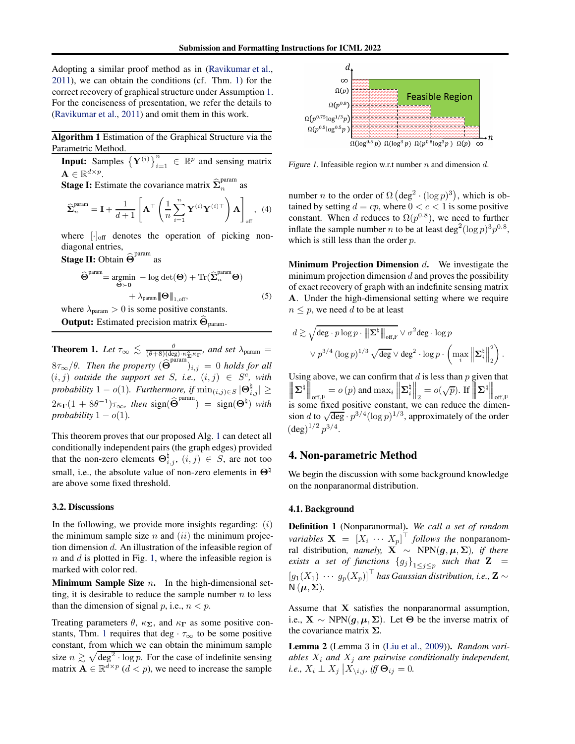Adopting a similar proof method as in (Ravikumar et al., 2011), we can obtain the conditions (cf. Thm. 1) for the correct recovery of graphical structure under Assumption 1. For the conciseness of presentation, we refer the details to (Ravikumar et al., 2011) and omit them in this work.

**Algorithm 1** Estimation of the Graphical Structure via the Parametric Method.

**Input:** Samples $\left\{\mathbf{Y}^{(i)}\right\}_{i=1}^{n} \in \mathbb{R}^p$ and sensing matrix $\mathbf{A} \in \mathbb{R}^{d\times p}$.

**Stage I:** Estimate the covariance matrix $\widehat{\mathbf{\Sigma}}_n^{\text{param}}$ as

$$\widehat{\mathbf{\Sigma}}_n^{\text{param}} = \mathbf{I} + \frac{1}{d+1}\left[\mathbf{A}^\top\left(\frac{1}{n}\sum_{i=1}^n \mathbf{Y}^{(i)}\mathbf{Y}^{(i)\top}\right)\mathbf{A}\right]_{\text{off}}, \quad (4)$$

where $[\cdot]_{\text{off}}$ denotes the operation of picking non-diagonal entries,

**Stage II:** Obtain $\widehat{\mathbf{\Theta}}^{\text{param}}$ as

$$\widehat{\mathbf{\Theta}}^{\text{param}} = \underset{\mathbf{\Theta}\succ \mathbf{0}}{\text{argmin}} \; -\log\det(\mathbf{\Theta}) + \text{Tr}(\widehat{\mathbf{\Sigma}}_n^{\text{param}}\mathbf{\Theta}) + \lambda_{\text{param}}\|\mathbf{\Theta}\|_{1,\text{off}}, \quad (5)$$

where $\lambda_{\text{param}} > 0$ is some positive constants.

**Output:** Estimated precision matrix $\widehat{\mathbf{\Theta}}_{\text{param}}$.

**Theorem 1.** *Let $\tau_\infty \lesssim \frac{\theta}{(\theta+8)(\deg)\cdot\kappa_{\mathbf{\Sigma}}^3\kappa_{\mathbf{\Gamma}}}$, and set $\lambda_{\text{param}} = 8\tau_\infty/\theta$. Then the property $(\widehat{\mathbf{\Theta}}^{\text{param}})_{i,j} = 0$ holds for all $(i,j)$ outside the support set $S$, i.e., $(i,j) \in S^c$, with probability $1-o(1)$. Furthermore, if $\min_{(i,j)\in S}|\mathbf{\Theta}^\natural_{i,j}| \geq 2\kappa_{\mathbf{\Gamma}}(1+8\theta^{-1})\tau_\infty$, then $\text{sign}(\widehat{\mathbf{\Theta}}^{\text{param}}) = \text{sign}(\mathbf{\Theta}^\natural)$ with probability $1-o(1)$.*

This theorem proves that our proposed Alg. 1 can detect all conditionally independent pairs (the graph edges) provided that the non-zero elements $\mathbf{\Theta}^\natural_{i,j}$, $(i,j) \in S$, are not too small, i.e., the absolute value of non-zero elements in $\mathbf{\Theta}^\natural$ are above some fixed threshold.

### 3.2. Discussions

In the following, we provide more insights regarding: $(i)$ the minimum sample size $n$ and $(ii)$ the minimum projection dimension $d$. An illustration of the infeasible region of $n$ and $d$ is plotted in Fig. 1, where the infeasible region is marked with color red.

**Minimum Sample Size $n$.** In the high-dimensional setting, it is desirable to reduce the sample number $n$ to less than the dimension of signal $p$, i.e., $n < p$.

Treating parameters $\theta$, $\kappa_{\mathbf{\Sigma}}$, and $\kappa_{\mathbf{\Gamma}}$ as some positive constants, Thm. 1 requires that $\deg\cdot\tau_\infty$ to be some positive constant, from which we can obtain the minimum sample size $n \gtrsim \sqrt{\deg^2\cdot\log p}$. For the case of indefinite sensing matrix $\mathbf{A}\in\mathbb{R}^{d\times p}$ ($d < p$), we need to increase the sample number $n$ to the order of $\Omega\left(\deg^2\cdot(\log p)^3\right)$, which is obtained by setting $d = cp$, where $0 < c < 1$ is some positive constant. When $d$ reduces to $\Omega(p^{0.8})$, we need to further inflate the sample number $n$ to be at least $\deg^2(\log p)^3p^{0.8}$, which is still less than the order $p$.

*Figure 1.* Infeasible region w.r.t number $n$ and dimension $d$.

**Minimum Projection Dimension $d$.** We investigate the minimum projection dimension $d$ and proves the possibility of exact recovery of graph with an indefinite sensing matrix $\mathbf{A}$. Under the high-dimensional setting where we require $n \leq p$, we need $d$ to be at least

$$d \gtrsim \sqrt{\deg\cdot p\log p\cdot \left\|\mathbf{\Sigma}^\natural\right\|_{\text{off},\text{F}}} \vee \sigma^2\deg\cdot\log p \vee p^{3/4}(\log p)^{1/3}\sqrt{\deg}\vee \deg^2\cdot\log p\cdot\left(\max_i\left\|\mathbf{\Sigma}_i^\natural\right\|_2^2\right).$$

Using above, we can confirm that $d$ is less than $p$ given that $\left\|\mathbf{\Sigma}^\natural\right\|_{\text{off},\text{F}} = o(p)$ and $\max_i\left\|\mathbf{\Sigma}_i^\natural\right\|_2 = o(\sqrt{p})$. If $\left\|\mathbf{\Sigma}^\natural\right\|_{\text{off},\text{F}}$ is some fixed positive constant, we can reduce the dimension $d$ to $\sqrt{\deg}\cdot p^{3/4}(\log p)^{1/3}$, approximately of the order $(\deg)^{1/2}p^{3/4}$.

## 4. Non-parametric Method

We begin the discussion with some background knowledge on the nonparanormal distribution.

### 4.1. Background

**Definition 1** (Nonparanormal)**.** *We call a set of random variables $\mathbf{X} = [X_i \cdots X_p]^\top$ follows the* nonparanormal distribution*, namely, $\mathbf{X} \sim \text{NPN}(\boldsymbol{g},\boldsymbol{\mu},\mathbf{\Sigma})$, if there exists a set of functions $\{g_j\}_{1\leq j\leq p}$ such that $\mathbf{Z} = [g_1(X_1)\cdots g_p(X_p)]^\top$ has Gaussian distribution, i.e., $\mathbf{Z}\sim \mathsf{N}(\boldsymbol{\mu},\mathbf{\Sigma})$.*

Assume that $\mathbf{X}$ satisfies the nonparanormal assumption, i.e., $\mathbf{X}\sim\text{NPN}(\boldsymbol{g},\boldsymbol{\mu},\mathbf{\Sigma})$. Let $\mathbf{\Theta}$ be the inverse matrix of the covariance matrix $\mathbf{\Sigma}$.

**Lemma 2** (Lemma 3 in (Liu et al., 2009))**.** *Random variables $X_i$ and $X_j$ are pairwise conditionally independent, i.e., $X_i \perp X_j \,\big|X_{\backslash i,j}$, iff $\mathbf{\Theta}_{ij} = 0$.*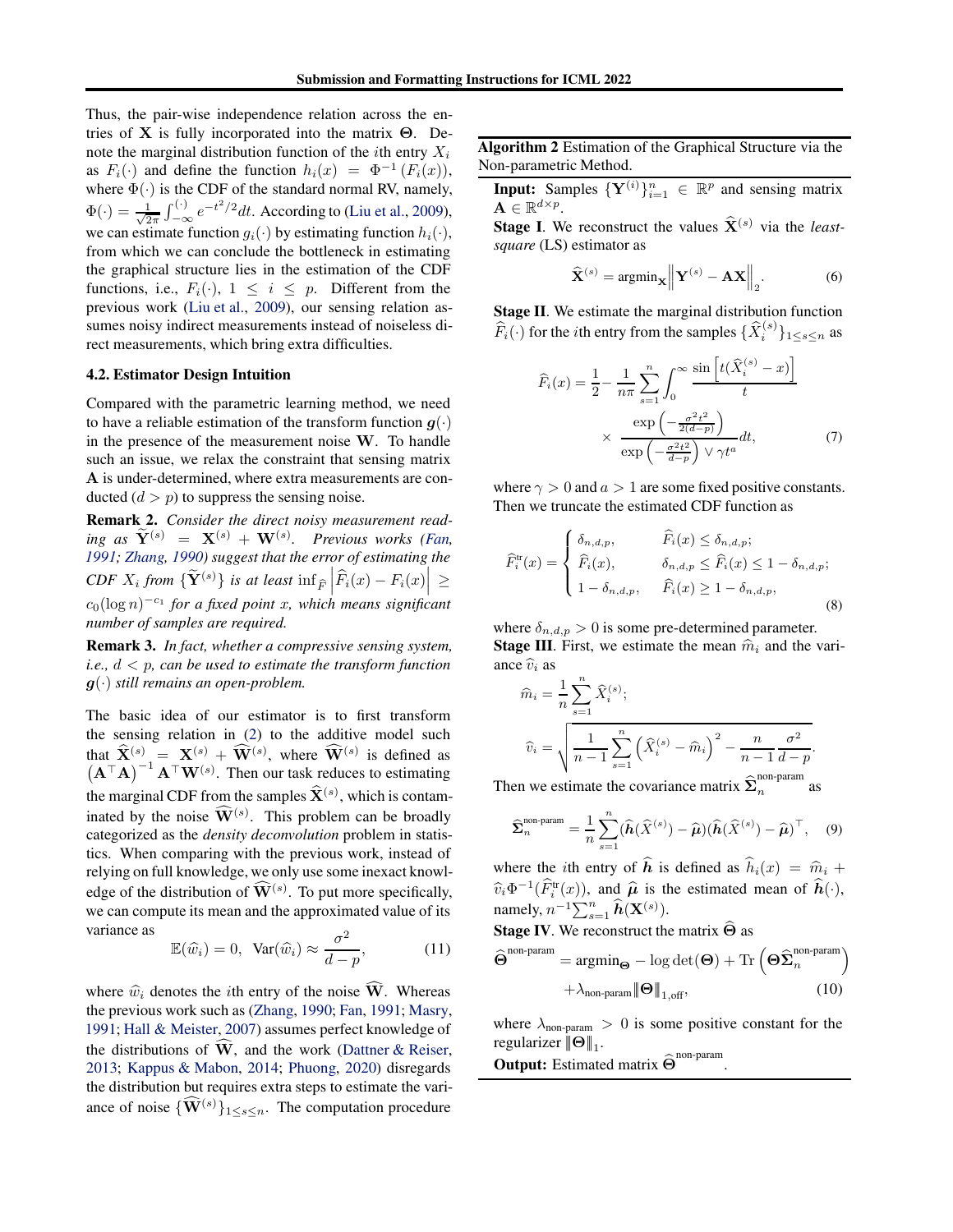Thus, the pair-wise independence relation across the entries of $\mathbf{X}$ is fully incorporated into the matrix $\boldsymbol{\Theta}$. Denote the marginal distribution function of the $i$th entry $X_i$ as $F_i(\cdot)$ and define the function $h_i(x) = \Phi^{-1}(F_i(x))$, where $\Phi(\cdot)$ is the CDF of the standard normal RV, namely, $\Phi(\cdot) = \frac{1}{\sqrt{2\pi}}\int_{-\infty}^{(\cdot)} e^{-t^2/2}dt$. According to (Liu et al., 2009), we can estimate function $g_i(\cdot)$ by estimating function $h_i(\cdot)$, from which we can conclude the bottleneck in estimating the graphical structure lies in the estimation of the CDF functions, i.e., $F_i(\cdot)$, $1 \leq i \leq p$. Different from the previous work (Liu et al., 2009), our sensing relation assumes noisy indirect measurements instead of noiseless direct measurements, which bring extra difficulties.

### 4.2. Estimator Design Intuition

Compared with the parametric learning method, we need to have a reliable estimation of the transform function $\boldsymbol{g}(\cdot)$ in the presence of the measurement noise $\mathbf{W}$. To handle such an issue, we relax the constraint that sensing matrix $\mathbf{A}$ is under-determined, where extra measurements are conducted ($d > p$) to suppress the sensing noise.

**Remark 2.** *Consider the direct noisy measurement reading as $\widetilde{\mathbf{Y}}^{(s)} = \mathbf{X}^{(s)} + \mathbf{W}^{(s)}$. Previous works (Fan, 1991; Zhang, 1990) suggest that the error of estimating the CDF $X_i$ from $\{\widetilde{\mathbf{Y}}^{(s)}\}$ is at least $\inf_{\widehat{F}}\left|\widehat{F}_i(x) - F_i(x)\right| \geq c_0(\log n)^{-c_1}$ for a fixed point $x$, which means significant number of samples are required.*

**Remark 3.** *In fact, whether a compressive sensing system, i.e., $d < p$, can be used to estimate the transform function $\boldsymbol{g}(\cdot)$ still remains an open-problem.*

The basic idea of our estimator is to first transform the sensing relation in (2) to the additive model such that $\widehat{\mathbf{X}}^{(s)} = \mathbf{X}^{(s)} + \widehat{\mathbf{W}}^{(s)}$, where $\widehat{\mathbf{W}}^{(s)}$ is defined as $\left(\mathbf{A}^\top\mathbf{A}\right)^{-1}\mathbf{A}^\top\mathbf{W}^{(s)}$. Then our task reduces to estimating the marginal CDF from the samples $\widehat{\mathbf{X}}^{(s)}$, which is contaminated by the noise $\widehat{\mathbf{W}}^{(s)}$. This problem can be broadly categorized as the *density deconvolution* problem in statistics. When comparing with the previous work, instead of relying on full knowledge, we only use some inexact knowledge of the distribution of $\widehat{\mathbf{W}}^{(s)}$. To put more specifically, we can compute its mean and the approximated value of its variance as

$$\mathbb{E}(\widehat{w}_i) = 0, \;\; \mathrm{Var}(\widehat{w}_i) \approx \frac{\sigma^2}{d-p}, \tag{11}$$

where $\widehat{w}_i$ denotes the $i$th entry of the noise $\widehat{\mathbf{W}}$. Whereas the previous work such as (Zhang, 1990; Fan, 1991; Masry, 1991; Hall & Meister, 2007) assumes perfect knowledge of the distributions of $\widehat{\mathbf{W}}$, and the work (Dattner & Reiser, 2013; Kappus & Mabon, 2014; Phuong, 2020) disregards the distribution but requires extra steps to estimate the variance of noise $\{\widehat{\mathbf{W}}^{(s)}\}_{1\leq s\leq n}$. The computation procedure

---

**Algorithm 2** Estimation of the Graphical Structure via the Non-parametric Method.

**Input:** Samples $\{\mathbf{Y}^{(i)}\}_{i=1}^n \in \mathbb{R}^p$ and sensing matrix $\mathbf{A} \in \mathbb{R}^{d\times p}$.

**Stage I**. We reconstruct the values $\widehat{\mathbf{X}}^{(s)}$ via the *least-square* (LS) estimator as

$$\widehat{\mathbf{X}}^{(s)} = \mathrm{argmin}_{\mathbf{X}}\left\|\mathbf{Y}^{(s)} - \mathbf{A}\mathbf{X}\right\|_2. \tag{6}$$

**Stage II**. We estimate the marginal distribution function $\widehat{F}_i(\cdot)$ for the $i$th entry from the samples $\{\widehat{X}_i^{(s)}\}_{1\leq s\leq n}$ as

$$\widehat{F}_i(x) = \frac{1}{2} - \frac{1}{n\pi}\sum_{s=1}^n \int_0^\infty \frac{\sin\left[t(\widehat{X}_i^{(s)} - x)\right]}{t} \times \frac{\exp\left(-\frac{\sigma^2 t^2}{2(d-p)}\right)}{\exp\left(-\frac{\sigma^2 t^2}{d-p}\right)\vee \gamma t^a}dt, \tag{7}$$

where $\gamma > 0$ and $a > 1$ are some fixed positive constants. Then we truncate the estimated CDF function as

$$\widehat{F}_i^{\text{tr}}(x) = \begin{cases} \delta_{n,d,p}, & \widehat{F}_i(x) \leq \delta_{n,d,p}; \\ \widehat{F}_i(x), & \delta_{n,d,p} \leq \widehat{F}_i(x) \leq 1-\delta_{n,d,p}; \\ 1-\delta_{n,d,p}, & \widehat{F}_i(x) \geq 1-\delta_{n,d,p}, \end{cases} \tag{8}$$

where $\delta_{n,d,p} > 0$ is some pre-determined parameter.

**Stage III**. First, we estimate the mean $\widehat{m}_i$ and the variance $\widehat{v}_i$ as

$$\widehat{m}_i = \frac{1}{n}\sum_{s=1}^n \widehat{X}_i^{(s)};$$

$$\widehat{v}_i = \sqrt{\frac{1}{n-1}\sum_{s=1}^n\left(\widehat{X}_i^{(s)} - \widehat{m}_i\right)^2 - \frac{n}{n-1}\frac{\sigma^2}{d-p}}.$$

Then we estimate the covariance matrix $\widehat{\boldsymbol{\Sigma}}_n^{\text{non-param}}$ as

$$\widehat{\boldsymbol{\Sigma}}_n^{\text{non-param}} = \frac{1}{n}\sum_{s=1}^n (\widehat{\boldsymbol{h}}(\widehat{X}^{(s)}) - \widehat{\boldsymbol{\mu}})(\widehat{\boldsymbol{h}}(\widehat{X}^{(s)}) - \widehat{\boldsymbol{\mu}})^\top, \tag{9}$$

where the $i$th entry of $\widehat{\boldsymbol{h}}$ is defined as $\widehat{h}_i(x) = \widehat{m}_i + \widehat{v}_i\Phi^{-1}(\widehat{F}_i^{\text{tr}}(x))$, and $\widehat{\boldsymbol{\mu}}$ is the estimated mean of $\widehat{\boldsymbol{h}}(\cdot)$, namely, $n^{-1}\sum_{s=1}^n \widehat{\boldsymbol{h}}(\mathbf{X}^{(s)})$.

**Stage IV**. We reconstruct the matrix $\widehat{\boldsymbol{\Theta}}$ as

$$\widehat{\boldsymbol{\Theta}}^{\text{non-param}} = \mathrm{argmin}_{\boldsymbol{\Theta}} - \log\det(\boldsymbol{\Theta}) + \mathrm{Tr}\left(\boldsymbol{\Theta}\widehat{\boldsymbol{\Sigma}}_n^{\text{non-param}}\right) + \lambda_{\text{non-param}}\|\boldsymbol{\Theta}\|_{1,\text{off}}, \tag{10}$$

where $\lambda_{\text{non-param}} > 0$ is some positive constant for the regularizer $\|\boldsymbol{\Theta}\|_1$.

**Output:** Estimated matrix $\widehat{\boldsymbol{\Theta}}^{\text{non-param}}$.

---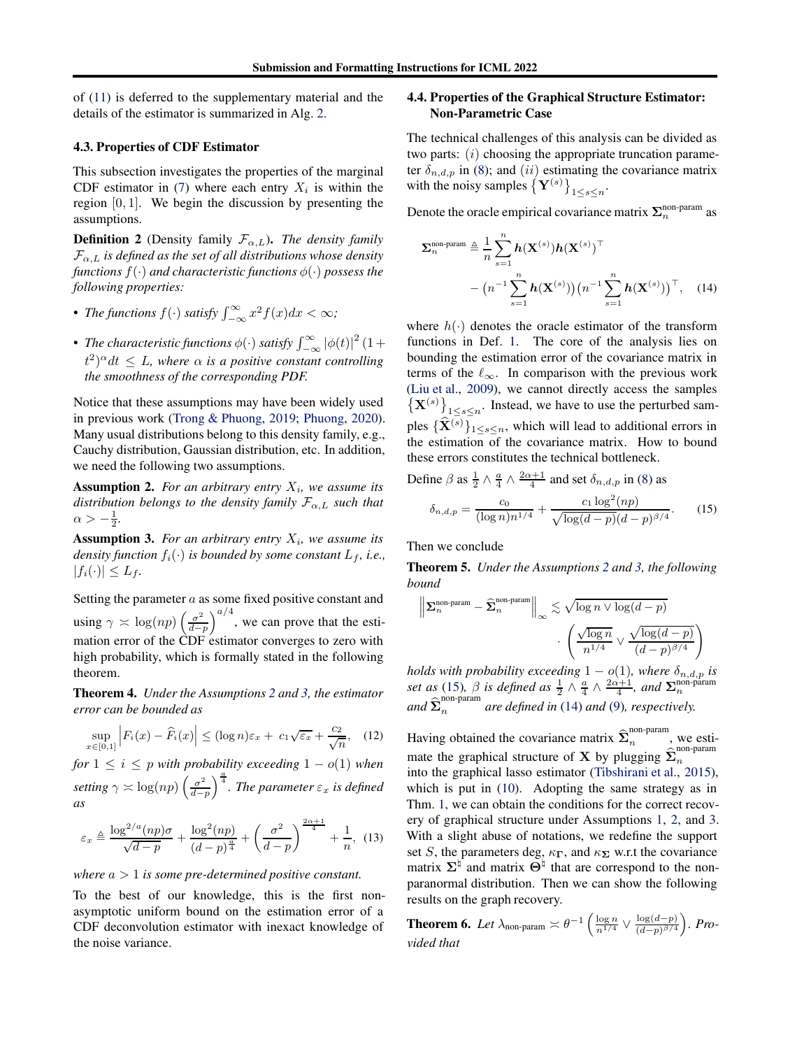of (11) is deferred to the supplementary material and the details of the estimator is summarized in Alg. 2.

### 4.3. Properties of CDF Estimator

This subsection investigates the properties of the marginal CDF estimator in (7) where each entry $X_i$ is within the region $[0, 1]$. We begin the discussion by presenting the assumptions.

**Definition 2** (Density family $\mathcal{F}_{\alpha,L}$). *The density family $\mathcal{F}_{\alpha,L}$ is defined as the set of all distributions whose density functions $f(\cdot)$ and characteristic functions $\phi(\cdot)$ possess the following properties:*

- *The functions $f(\cdot)$ satisfy $\int_{-\infty}^{\infty} x^2 f(x)dx < \infty$;*
- *The characteristic functions $\phi(\cdot)$ satisfy $\int_{-\infty}^{\infty} |\phi(t)|^2 (1+t^2)^{\alpha} dt \leq L$, where $\alpha$ is a positive constant controlling the smoothness of the corresponding PDF.*

Notice that these assumptions may have been widely used in previous work (Trong & Phuong, 2019; Phuong, 2020). Many usual distributions belong to this density family, e.g., Cauchy distribution, Gaussian distribution, etc. In addition, we need the following two assumptions.

**Assumption 2.** *For an arbitrary entry $X_i$, we assume its distribution belongs to the density family $\mathcal{F}_{\alpha,L}$ such that $\alpha > -\frac{1}{2}$.*

**Assumption 3.** *For an arbitrary entry $X_i$, we assume its density function $f_i(\cdot)$ is bounded by some constant $L_f$, i.e., $|f_i(\cdot)| \leq L_f$.*

Setting the parameter $a$ as some fixed positive constant and using $\gamma \asymp \log(np)\left(\frac{\sigma^2}{d-p}\right)^{a/4}$, we can prove that the estimation error of the CDF estimator converges to zero with high probability, which is formally stated in the following theorem.

**Theorem 4.** *Under the Assumptions 2 and 3, the estimator error can be bounded as*

$$\sup_{x\in[0,1]} \left|F_i(x) - \widehat{F}_i(x)\right| \leq (\log n)\varepsilon_x + c_1\sqrt{\varepsilon_x} + \frac{c_2}{\sqrt{n}}, \quad (12)$$

*for $1 \leq i \leq p$ with probability exceeding $1 - o(1)$ when setting $\gamma \asymp \log(np)\left(\frac{\sigma^2}{d-p}\right)^{\frac{a}{4}}$. The parameter $\varepsilon_x$ is defined as*

$$\varepsilon_x \triangleq \frac{\log^{2/a}(np)\sigma}{\sqrt{d-p}} + \frac{\log^2(np)}{(d-p)^{\frac{a}{4}}} + \left(\frac{\sigma^2}{d-p}\right)^{\frac{2\alpha+1}{4}} + \frac{1}{n}, \quad (13)$$

*where $a > 1$ is some pre-determined positive constant.*

To the best of our knowledge, this is the first non-asymptotic uniform bound on the estimation error of a CDF deconvolution estimator with inexact knowledge of the noise variance.

### 4.4. Properties of the Graphical Structure Estimator: Non-Parametric Case

The technical challenges of this analysis can be divided as two parts: $(i)$ choosing the appropriate truncation parameter $\delta_{n,d,p}$ in (8); and $(ii)$ estimating the covariance matrix with the noisy samples $\left\{\mathbf{Y}^{(s)}\right\}_{1\leq s\leq n}$.

Denote the oracle empirical covariance matrix $\mathbf{\Sigma}_n^{\text{non-param}}$ as

$$\mathbf{\Sigma}_n^{\text{non-param}} \triangleq \frac{1}{n}\sum_{s=1}^{n} \boldsymbol{h}(\mathbf{X}^{(s)})\boldsymbol{h}(\mathbf{X}^{(s)})^{\top} - \left(n^{-1}\sum_{s=1}^{n}\boldsymbol{h}(\mathbf{X}^{(s)})\right)\left(n^{-1}\sum_{s=1}^{n}\boldsymbol{h}(\mathbf{X}^{(s)})\right)^{\top}, \quad (14)$$

where $h(\cdot)$ denotes the oracle estimator of the transform functions in Def. 1. The core of the analysis lies on bounding the estimation error of the covariance matrix in terms of the $\ell_\infty$. In comparison with the previous work (Liu et al., 2009), we cannot directly access the samples $\left\{\mathbf{X}^{(s)}\right\}_{1\leq s\leq n}$. Instead, we have to use the perturbed samples $\{\widehat{\mathbf{X}}^{(s)}\}_{1\leq s\leq n}$, which will lead to additional errors in the estimation of the covariance matrix. How to bound these errors constitutes the technical bottleneck.

Define $\beta$ as $\frac{1}{2} \wedge \frac{a}{4} \wedge \frac{2\alpha+1}{4}$ and set $\delta_{n,d,p}$ in (8) as

$$\delta_{n,d,p} = \frac{c_0}{(\log n)n^{1/4}} + \frac{c_1 \log^2(np)}{\sqrt{\log(d-p)}(d-p)^{\beta/4}}. \quad (15)$$

Then we conclude

**Theorem 5.** *Under the Assumptions 2 and 3, the following bound*

$$\left\|\mathbf{\Sigma}_n^{\text{non-param}} - \widehat{\mathbf{\Sigma}}_n^{\text{non-param}}\right\|_\infty \lesssim \sqrt{\log n \vee \log(d-p)} \cdot \left(\frac{\sqrt{\log n}}{n^{1/4}} \vee \frac{\sqrt{\log(d-p)}}{(d-p)^{\beta/4}}\right)$$

*holds with probability exceeding $1 - o(1)$, where $\delta_{n,d,p}$ is set as (15), $\beta$ is defined as $\frac{1}{2} \wedge \frac{a}{4} \wedge \frac{2\alpha+1}{4}$, and $\mathbf{\Sigma}_n^{\text{non-param}}$ and $\widehat{\mathbf{\Sigma}}_n^{\text{non-param}}$ are defined in (14) and (9), respectively.*

Having obtained the covariance matrix $\widehat{\mathbf{\Sigma}}_n^{\text{non-param}}$, we estimate the graphical structure of $\mathbf{X}$ by plugging $\widehat{\mathbf{\Sigma}}_n^{\text{non-param}}$ into the graphical lasso estimator (Tibshirani et al., 2015), which is put in (10). Adopting the same strategy as in Thm. 1, we can obtain the conditions for the correct recovery of graphical structure under Assumptions 1, 2, and 3. With a slight abuse of notations, we redefine the support set $S$, the parameters deg, $\kappa_{\mathbf{\Gamma}}$, and $\kappa_{\mathbf{\Sigma}}$ w.r.t the covariance matrix $\mathbf{\Sigma}^{\natural}$ and matrix $\mathbf{\Theta}^{\natural}$ that are correspond to the non-paranormal distribution. Then we can show the following results on the graph recovery.

**Theorem 6.** *Let $\lambda_{\text{non-param}} \asymp \theta^{-1}\left(\frac{\log n}{n^{1/4}} \vee \frac{\log(d-p)}{(d-p)^{\beta/4}}\right)$. Provided that*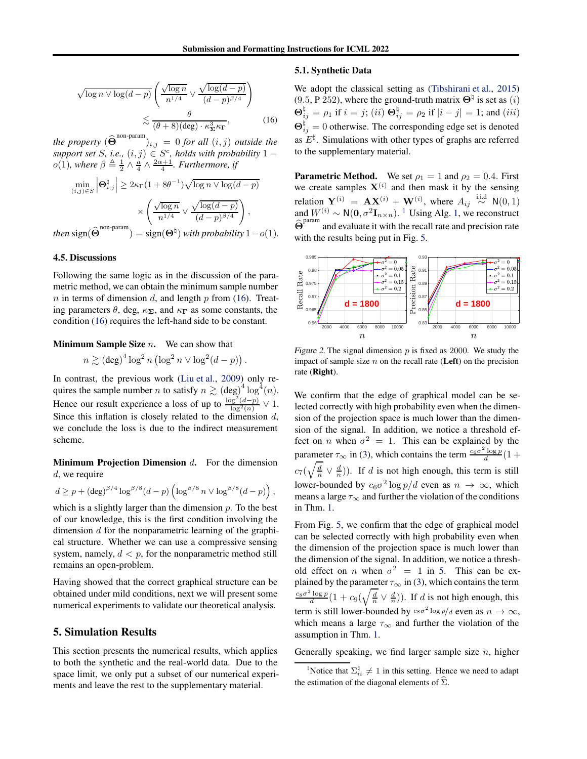$$\sqrt{\log n \vee \log(d-p)} \left( \frac{\sqrt{\log n}}{n^{1/4}} \vee \frac{\sqrt{\log(d-p)}}{(d-p)^{\beta/4}} \right) \lesssim \frac{\theta}{(\theta+8)(\text{deg}) \cdot \kappa_{\boldsymbol{\Sigma}}^3 \kappa_{\boldsymbol{\Gamma}}}, \tag{16}$$

*the property $(\widehat{\boldsymbol{\Theta}}^{\text{non-param}})_{i,j} = 0$ for all $(i,j)$ outside the support set $S$, i.e., $(i,j) \in S^c$, holds with probability $1 - o(1)$, where $\beta \triangleq \frac{1}{2} \wedge \frac{a}{4} \wedge \frac{2\alpha+1}{4}$. Furthermore, if*

$$\min_{(i,j)\in S} \left| \boldsymbol{\Theta}^{\natural}_{i,j} \right| \geq 2\kappa_{\Gamma}(1+8\theta^{-1})\sqrt{\log n \vee \log(d-p)} \times \left( \frac{\sqrt{\log n}}{n^{1/4}} \vee \frac{\sqrt{\log(d-p)}}{(d-p)^{\beta/4}} \right),$$

*then* $\text{sign}(\widehat{\boldsymbol{\Theta}}^{\text{non-param}}) = \text{sign}(\boldsymbol{\Theta}^{\natural})$ *with probability* $1 - o(1)$.

### 4.5. Discussions

Following the same logic as in the discussion of the parametric method, we can obtain the minimum sample number $n$ in terms of dimension $d$, and length $p$ from (16). Treating parameters $\theta$, deg, $\kappa_{\boldsymbol{\Sigma}}$, and $\kappa_{\boldsymbol{\Gamma}}$ as some constants, the condition (16) requires the left-hand side to be constant.

**Minimum Sample Size $n$.** We can show that

$$n \gtrsim (\text{deg})^4 \log^2 n \left(\log^2 n \vee \log^2(d-p)\right).$$

In contrast, the previous work (Liu et al., 2009) only requires the sample number $n$ to satisfy $n \gtrsim (\text{deg})^4 \log^4(n)$. Hence our result experience a loss of up to $\frac{\log^2(d-p)}{\log^2(n)} \vee 1$. Since this inflation is closely related to the dimension $d$, we conclude the loss is due to the indirect measurement scheme.

**Minimum Projection Dimension $d$.** For the dimension $d$, we require

$$d \geq p + (\text{deg})^{\beta/4} \log^{\beta/8}(d-p) \left(\log^{\beta/8} n \vee \log^{\beta/8}(d-p)\right),$$

which is a slightly larger than the dimension $p$. To the best of our knowledge, this is the first condition involving the dimension $d$ for the nonparametric learning of the graphical structure. Whether we can use a compressive sensing system, namely, $d < p$, for the nonparametric method still remains an open-problem.

Having showed that the correct graphical structure can be obtained under mild conditions, next we will present some numerical experiments to validate our theoretical analysis.

## 5. Simulation Results

This section presents the numerical results, which applies to both the synthetic and the real-world data. Due to the space limit, we only put a subset of our numerical experiments and leave the rest to the supplementary material.

### 5.1. Synthetic Data

We adopt the classical setting as (Tibshirani et al., 2015) (9.5, P 252), where the ground-truth matrix $\boldsymbol{\Theta}^{\natural}$ is set as $(i)$ $\boldsymbol{\Theta}^{\natural}_{ij} = \rho_1$ if $i = j$; $(ii)$ $\boldsymbol{\Theta}^{\natural}_{ij} = \rho_2$ if $|i-j| = 1$; and $(iii)$ $\boldsymbol{\Theta}^{\natural}_{ij} = 0$ otherwise. The corresponding edge set is denoted as $E^{\natural}$. Simulations with other types of graphs are referred to the supplementary material.

**Parametric Method.** We set $\rho_1 = 1$ and $\rho_2 = 0.4$. First we create samples $\mathbf{X}^{(i)}$ and then mask it by the sensing relation $\mathbf{Y}^{(i)} = \mathbf{A}\mathbf{X}^{(i)} + \mathbf{W}^{(i)}$, where $A_{ij} \overset{\text{i.i.d}}{\sim} \mathsf{N}(0,1)$ and $W^{(i)} \sim \mathsf{N}(\mathbf{0}, \sigma^2 \mathbf{I}_{n\times n})$. [1] Using Alg. 1, we reconstruct $\widehat{\boldsymbol{\Theta}}^{\text{param}}$ and evaluate it with the recall rate and precision rate with the results being put in Fig. 5.

*Figure 2.* The signal dimension $p$ is fixed as 2000. We study the impact of sample size $n$ on the recall rate (**Left**) on the precision rate (**Right**).

We confirm that the edge of graphical model can be selected correctly with high probability even when the dimension of the projection space is much lower than the dimension of the signal. In addition, we notice a threshold effect on $n$ when $\sigma^2 = 1$. This can be explained by the parameter $\tau_\infty$ in (3), which contains the term $\frac{c_6\sigma^2 \log p}{d}(1 + c_7(\sqrt{\frac{d}{n}} \vee \frac{d}{n}))$. If $d$ is not high enough, this term is still lower-bounded by $c_6\sigma^2 \log p / d$ even as $n \to \infty$, which means a large $\tau_\infty$ and further the violation of the conditions in Thm. 1.

From Fig. 5, we confirm that the edge of graphical model can be selected correctly with high probability even when the dimension of the projection space is much lower than the dimension of the signal. In addition, we notice a threshold effect on $n$ when $\sigma^2 = 1$ in 5. This can be explained by the parameter $\tau_\infty$ in (3), which contains the term $\frac{c_8\sigma^2 \log p}{d}(1 + c_9(\sqrt{\frac{d}{n}} \vee \frac{d}{n}))$. If $d$ is not high enough, this term is still lower-bounded by ${c_8\sigma^2 \log p}/{d}$ even as $n \to \infty$, which means a large $\tau_\infty$ and further the violation of the assumption in Thm. 1.

Generally speaking, we find larger sample size $n$, higher

[1] Notice that $\Sigma^{\natural}_{ii} \neq 1$ in this setting. Hence we need to adapt the estimation of the diagonal elements of $\widehat{\Sigma}$.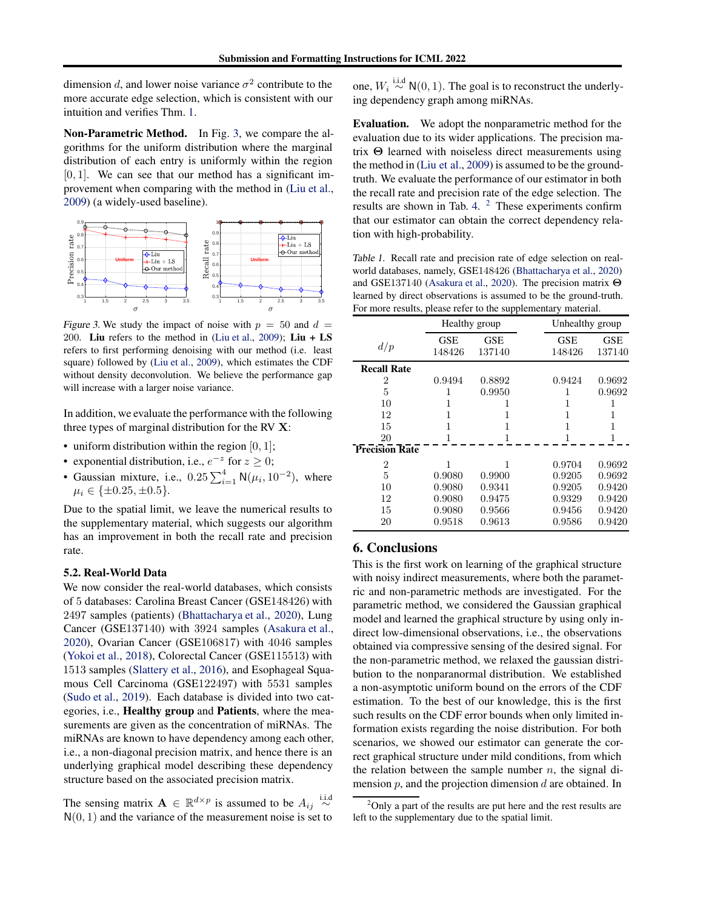dimension $d$, and lower noise variance $\sigma^2$ contribute to the more accurate edge selection, which is consistent with our intuition and verifies Thm. 1.

**Non-Parametric Method.** In Fig. 3, we compare the algorithms for the uniform distribution where the marginal distribution of each entry is uniformly within the region $[0, 1]$. We can see that our method has a significant improvement when comparing with the method in (Liu et al., 2009) (a widely-used baseline).

*Figure 3.* We study the impact of noise with $p = 50$ and $d = 200$. **Liu** refers to the method in (Liu et al., 2009); **Liu + LS** refers to first performing denoising with our method (i.e. least square) followed by (Liu et al., 2009), which estimates the CDF without density deconvolution. We believe the performance gap will increase with a larger noise variance.

In addition, we evaluate the performance with the following three types of marginal distribution for the RV $\mathbf{X}$:

- uniform distribution within the region $[0, 1]$;
- exponential distribution, i.e., $e^{-z}$ for $z \geq 0$;
- Gaussian mixture, i.e., $0.25 \sum_{i=1}^{4} \mathsf{N}(\mu_i, 10^{-2})$, where $\mu_i \in \{\pm 0.25, \pm 0.5\}$.

Due to the spatial limit, we leave the numerical results to the supplementary material, which suggests our algorithm has an improvement in both the recall rate and precision rate.

### 5.2. Real-World Data

We now consider the real-world databases, which consists of 5 databases: Carolina Breast Cancer (GSE148426) with 2497 samples (patients) (Bhattacharya et al., 2020), Lung Cancer (GSE137140) with 3924 samples (Asakura et al., 2020), Ovarian Cancer (GSE106817) with 4046 samples (Yokoi et al., 2018), Colorectal Cancer (GSE115513) with 1513 samples (Slattery et al., 2016), and Esophageal Squamous Cell Carcinoma (GSE122497) with 5531 samples (Sudo et al., 2019). Each database is divided into two categories, i.e., **Healthy group** and **Patients**, where the measurements are given as the concentration of miRNAs. The miRNAs are known to have dependency among each other, i.e., a non-diagonal precision matrix, and hence there is an underlying graphical model describing these dependency structure based on the associated precision matrix.

The sensing matrix $\mathbf{A} \in \mathbb{R}^{d \times p}$ is assumed to be $A_{ij} \overset{\text{i.i.d}}{\sim} \mathsf{N}(0, 1)$ and the variance of the measurement noise is set to one, $W_i \overset{\text{i.i.d}}{\sim} \mathsf{N}(0, 1)$. The goal is to reconstruct the underlying dependency graph among miRNAs.

**Evaluation.** We adopt the nonparametric method for the evaluation due to its wider applications. The precision matrix $\boldsymbol{\Theta}$ learned with noiseless direct measurements using the method in (Liu et al., 2009) is assumed to be the ground-truth. We evaluate the performance of our estimator in both the recall rate and precision rate of the edge selection. The results are shown in Tab. 4. [2] These experiments confirm that our estimator can obtain the correct dependency relation with high-probability.

*Table 1.* Recall rate and precision rate of edge selection on real-world databases, namely, GSE148426 (Bhattacharya et al., 2020) and GSE137140 (Asakura et al., 2020). The precision matrix $\boldsymbol{\Theta}$ learned by direct observations is assumed to be the ground-truth. For more results, please refer to the supplementary material.

| $d/p$ | Healthy group | | Unhealthy group | |
|---|---|---|---|---|
| | GSE 148426 | GSE 137140 | GSE 148426 | GSE 137140 |
| **Recall Rate** | | | | |
| 2 | 0.9494 | 0.8892 | 0.9424 | 0.9692 |
| 5 | 1 | 0.9950 | 1 | 0.9692 |
| 10 | 1 | 1 | 1 | 1 |
| 12 | 1 | 1 | 1 | 1 |
| 15 | 1 | 1 | 1 | 1 |
| 20 | 1 | 1 | 1 | 1 |
| **Precision Rate** | | | | |
| 2 | 1 | 1 | 0.9704 | 0.9692 |
| 5 | 0.9080 | 0.9900 | 0.9205 | 0.9692 |
| 10 | 0.9080 | 0.9341 | 0.9205 | 0.9420 |
| 12 | 0.9080 | 0.9475 | 0.9329 | 0.9420 |
| 15 | 0.9080 | 0.9566 | 0.9456 | 0.9420 |
| 20 | 0.9518 | 0.9613 | 0.9586 | 0.9420 |

## 6. Conclusions

This is the first work on learning of the graphical structure with noisy indirect measurements, where both the parametric and non-parametric methods are investigated. For the parametric method, we considered the Gaussian graphical model and learned the graphical structure by using only indirect low-dimensional observations, i.e., the observations obtained via compressive sensing of the desired signal. For the non-parametric method, we relaxed the gaussian distribution to the nonparanormal distribution. We established a non-asymptotic uniform bound on the errors of the CDF estimation. To the best of our knowledge, this is the first such results on the CDF error bounds when only limited information exists regarding the noise distribution. For both scenarios, we showed our estimator can generate the correct graphical structure under mild conditions, from which the relation between the sample number $n$, the signal dimension $p$, and the projection dimension $d$ are obtained. In

[2] Only a part of the results are put here and the rest results are left to the supplementary due to the spatial limit.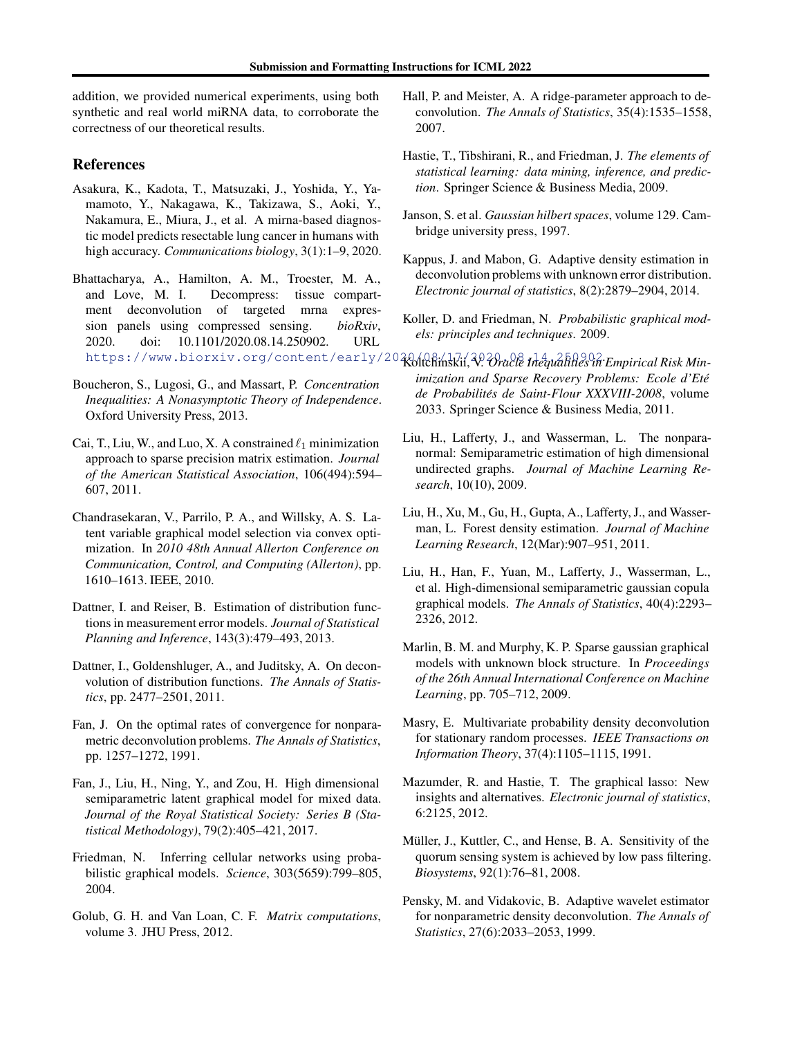addition, we provided numerical experiments, using both synthetic and real world miRNA data, to corroborate the correctness of our theoretical results.

## References

Asakura, K., Kadota, T., Matsuzaki, J., Yoshida, Y., Yamamoto, Y., Nakagawa, K., Takizawa, S., Aoki, Y., Nakamura, E., Miura, J., et al. A mirna-based diagnostic model predicts resectable lung cancer in humans with high accuracy. *Communications biology*, 3(1):1–9, 2020.

Bhattacharya, A., Hamilton, A. M., Troester, M. A., and Love, M. I. Decompress: tissue compartment deconvolution of targeted mrna expression panels using compressed sensing. *bioRxiv*, 2020. doi: 10.1101/2020.08.14.250902. URL https://www.biorxiv.org/content/early/2020/08/17/2020.08.14.250902.

Boucheron, S., Lugosi, G., and Massart, P. *Concentration Inequalities: A Nonasymptotic Theory of Independence*. Oxford University Press, 2013.

Cai, T., Liu, W., and Luo, X. A constrained $\ell_1$ minimization approach to sparse precision matrix estimation. *Journal of the American Statistical Association*, 106(494):594–607, 2011.

Chandrasekaran, V., Parrilo, P. A., and Willsky, A. S. Latent variable graphical model selection via convex optimization. In *2010 48th Annual Allerton Conference on Communication, Control, and Computing (Allerton)*, pp. 1610–1613. IEEE, 2010.

Dattner, I. and Reiser, B. Estimation of distribution functions in measurement error models. *Journal of Statistical Planning and Inference*, 143(3):479–493, 2013.

Dattner, I., Goldenshluger, A., and Juditsky, A. On deconvolution of distribution functions. *The Annals of Statistics*, pp. 2477–2501, 2011.

Fan, J. On the optimal rates of convergence for nonparametric deconvolution problems. *The Annals of Statistics*, pp. 1257–1272, 1991.

Fan, J., Liu, H., Ning, Y., and Zou, H. High dimensional semiparametric latent graphical model for mixed data. *Journal of the Royal Statistical Society: Series B (Statistical Methodology)*, 79(2):405–421, 2017.

Friedman, N. Inferring cellular networks using probabilistic graphical models. *Science*, 303(5659):799–805, 2004.

Golub, G. H. and Van Loan, C. F. *Matrix computations*, volume 3. JHU Press, 2012.

Hall, P. and Meister, A. A ridge-parameter approach to deconvolution. *The Annals of Statistics*, 35(4):1535–1558, 2007.

Hastie, T., Tibshirani, R., and Friedman, J. *The elements of statistical learning: data mining, inference, and prediction*. Springer Science & Business Media, 2009.

Janson, S. et al. *Gaussian hilbert spaces*, volume 129. Cambridge university press, 1997.

Kappus, J. and Mabon, G. Adaptive density estimation in deconvolution problems with unknown error distribution. *Electronic journal of statistics*, 8(2):2879–2904, 2014.

Koller, D. and Friedman, N. *Probabilistic graphical models: principles and techniques*. 2009.

Koltchinskii, V. *Oracle Inequalities in Empirical Risk Minimization and Sparse Recovery Problems: Ecole d'Eté de Probabilités de Saint-Flour XXXVIII-2008*, volume 2033. Springer Science & Business Media, 2011.

Liu, H., Lafferty, J., and Wasserman, L. The nonparanormal: Semiparametric estimation of high dimensional undirected graphs. *Journal of Machine Learning Research*, 10(10), 2009.

Liu, H., Xu, M., Gu, H., Gupta, A., Lafferty, J., and Wasserman, L. Forest density estimation. *Journal of Machine Learning Research*, 12(Mar):907–951, 2011.

Liu, H., Han, F., Yuan, M., Lafferty, J., Wasserman, L., et al. High-dimensional semiparametric gaussian copula graphical models. *The Annals of Statistics*, 40(4):2293–2326, 2012.

Marlin, B. M. and Murphy, K. P. Sparse gaussian graphical models with unknown block structure. In *Proceedings of the 26th Annual International Conference on Machine Learning*, pp. 705–712, 2009.

Masry, E. Multivariate probability density deconvolution for stationary random processes. *IEEE Transactions on Information Theory*, 37(4):1105–1115, 1991.

Mazumder, R. and Hastie, T. The graphical lasso: New insights and alternatives. *Electronic journal of statistics*, 6:2125, 2012.

Müller, J., Kuttler, C., and Hense, B. A. Sensitivity of the quorum sensing system is achieved by low pass filtering. *Biosystems*, 92(1):76–81, 2008.

Pensky, M. and Vidakovic, B. Adaptive wavelet estimator for nonparametric density deconvolution. *The Annals of Statistics*, 27(6):2033–2053, 1999.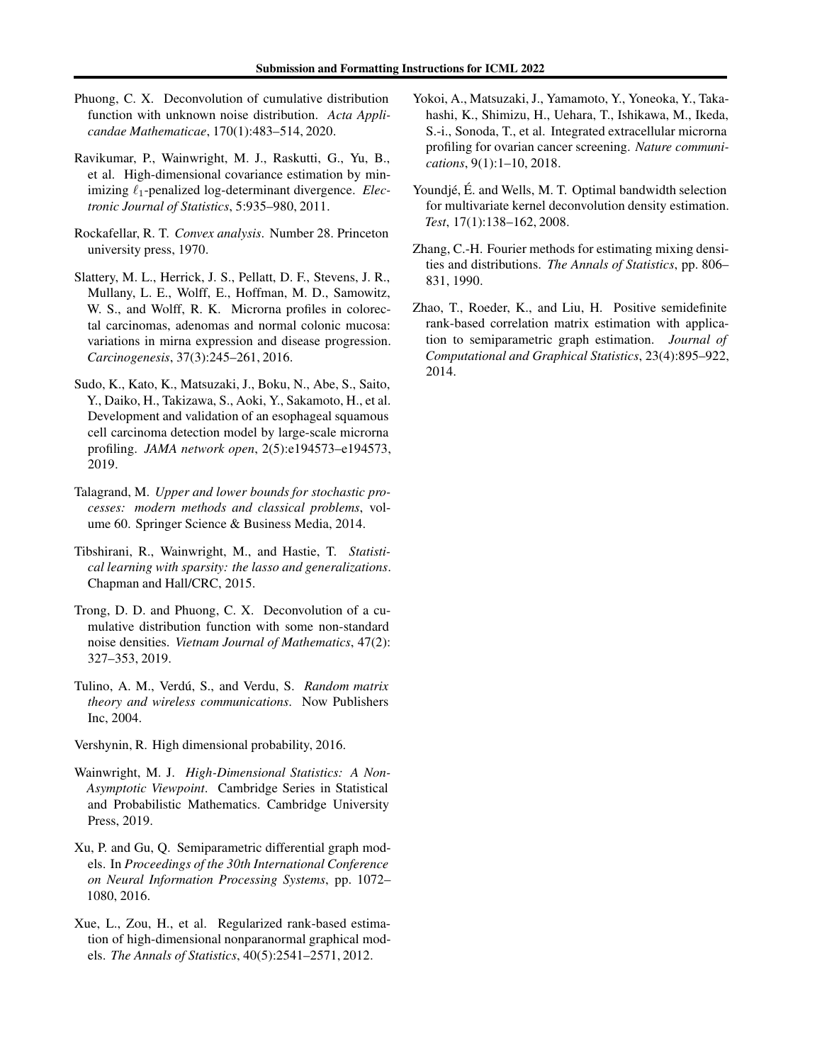Phuong, C. X. Deconvolution of cumulative distribution function with unknown noise distribution. *Acta Applicandae Mathematicae*, 170(1):483–514, 2020.

Ravikumar, P., Wainwright, M. J., Raskutti, G., Yu, B., et al. High-dimensional covariance estimation by minimizing $\ell_1$-penalized log-determinant divergence. *Electronic Journal of Statistics*, 5:935–980, 2011.

Rockafellar, R. T. *Convex analysis*. Number 28. Princeton university press, 1970.

Slattery, M. L., Herrick, J. S., Pellatt, D. F., Stevens, J. R., Mullany, L. E., Wolff, E., Hoffman, M. D., Samowitz, W. S., and Wolff, R. K. Microrna profiles in colorectal carcinomas, adenomas and normal colonic mucosa: variations in mirna expression and disease progression. *Carcinogenesis*, 37(3):245–261, 2016.

Sudo, K., Kato, K., Matsuzaki, J., Boku, N., Abe, S., Saito, Y., Daiko, H., Takizawa, S., Aoki, Y., Sakamoto, H., et al. Development and validation of an esophageal squamous cell carcinoma detection model by large-scale microrna profiling. *JAMA network open*, 2(5):e194573–e194573, 2019.

Talagrand, M. *Upper and lower bounds for stochastic processes: modern methods and classical problems*, volume 60. Springer Science & Business Media, 2014.

Tibshirani, R., Wainwright, M., and Hastie, T. *Statistical learning with sparsity: the lasso and generalizations*. Chapman and Hall/CRC, 2015.

Trong, D. D. and Phuong, C. X. Deconvolution of a cumulative distribution function with some non-standard noise densities. *Vietnam Journal of Mathematics*, 47(2): 327–353, 2019.

Tulino, A. M., Verdú, S., and Verdu, S. *Random matrix theory and wireless communications*. Now Publishers Inc, 2004.

Vershynin, R. High dimensional probability, 2016.

Wainwright, M. J. *High-Dimensional Statistics: A Non-Asymptotic Viewpoint*. Cambridge Series in Statistical and Probabilistic Mathematics. Cambridge University Press, 2019.

Xu, P. and Gu, Q. Semiparametric differential graph models. In *Proceedings of the 30th International Conference on Neural Information Processing Systems*, pp. 1072–1080, 2016.

Xue, L., Zou, H., et al. Regularized rank-based estimation of high-dimensional nonparanormal graphical models. *The Annals of Statistics*, 40(5):2541–2571, 2012.

Yokoi, A., Matsuzaki, J., Yamamoto, Y., Yoneoka, Y., Takahashi, K., Shimizu, H., Uehara, T., Ishikawa, M., Ikeda, S.-i., Sonoda, T., et al. Integrated extracellular microrna profiling for ovarian cancer screening. *Nature communications*, 9(1):1–10, 2018.

Youndjé, É. and Wells, M. T. Optimal bandwidth selection for multivariate kernel deconvolution density estimation. *Test*, 17(1):138–162, 2008.

Zhang, C.-H. Fourier methods for estimating mixing densities and distributions. *The Annals of Statistics*, pp. 806–831, 1990.

Zhao, T., Roeder, K., and Liu, H. Positive semidefinite rank-based correlation matrix estimation with application to semiparametric graph estimation. *Journal of Computational and Graphical Statistics*, 23(4):895–922, 2014.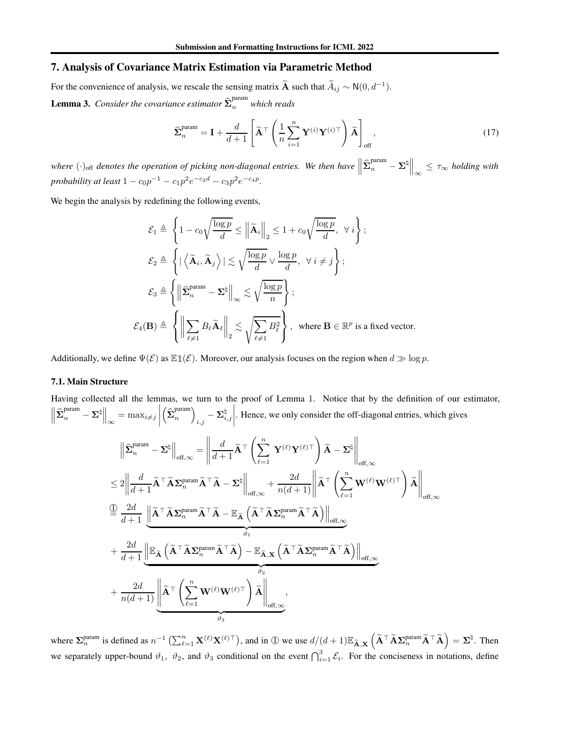## 7. Analysis of Covariance Matrix Estimation via Parametric Method

For the convenience of analysis, we rescale the sensing matrix $\widetilde{\mathbf{A}}$ such that $\widetilde{A}_{ij} \sim \mathsf{N}(0, d^{-1})$.

**Lemma 3.** *Consider the covariance estimator $\widehat{\boldsymbol{\Sigma}}_n^{\text{param}}$ which reads*

$$
\widehat{\boldsymbol{\Sigma}}_n^{\text{param}} = \mathbf{I} + \frac{d}{d+1}\left[\widetilde{\mathbf{A}}^{\top}\left(\frac{1}{n}\sum_{i=1}^{n}\mathbf{Y}^{(i)}\mathbf{Y}^{(i)\top}\right)\widetilde{\mathbf{A}}\right]_{\text{off}}, \tag{17}
$$

*where $(\cdot)_{\text{off}}$ denotes the operation of picking non-diagonal entries. We then have $\left\|\widehat{\boldsymbol{\Sigma}}_n^{\text{param}} - \boldsymbol{\Sigma}^{\natural}\right\|_{\infty} \leq \tau_{\infty}$ holding with probability at least $1 - c_0 p^{-1} - c_1 p^2 e^{-c_2 d} - c_3 p^2 e^{-c_4 p}$.*

We begin the analysis by redefining the following events,

$$
\begin{aligned}
\mathcal{E}_1 &\triangleq \left\{1 - c_0\sqrt{\frac{\log p}{d}} \leq \left\|\widetilde{\mathbf{A}}_i\right\|_2 \leq 1 + c_0\sqrt{\frac{\log p}{d}},~\forall\, i\right\};\\
\mathcal{E}_2 &\triangleq \left\{|\left\langle \widetilde{\mathbf{A}}_i, \widetilde{\mathbf{A}}_j\right\rangle| \lesssim \sqrt{\frac{\log p}{d}} \vee \frac{\log p}{d},~\forall\, i \neq j\right\};\\
\mathcal{E}_3 &\triangleq \left\{\left\|\widehat{\boldsymbol{\Sigma}}_n^{\text{param}} - \boldsymbol{\Sigma}^{\natural}\right\|_{\infty} \lesssim \sqrt{\frac{\log p}{n}}\right\};\\
\mathcal{E}_4(\mathbf{B}) &\triangleq \left\{\left\|\sum_{\ell \neq 1} B_{\ell}\widetilde{\mathbf{A}}_{\ell}\right\|_2 \lesssim \sqrt{\sum_{\ell\neq 1} B_{\ell}^2}\right\},~~\text{where } \mathbf{B} \in \mathbb{R}^p \text{ is a fixed vector.}
\end{aligned}
$$

Additionally, we define $\Psi(\mathcal{E})$ as $\mathbb{E}\mathbb{1}(\mathcal{E})$. Moreover, our analysis focuses on the region when $d \gg \log p$.

### 7.1. Main Structure

Having collected all the lemmas, we turn to the proof of Lemma 1. Notice that by the definition of our estimator, $\left\|\widehat{\boldsymbol{\Sigma}}_n^{\text{param}} - \boldsymbol{\Sigma}^{\natural}\right\|_{\infty} = \max_{i\neq j}\left|\left(\widehat{\boldsymbol{\Sigma}}_n^{\text{param}}\right)_{i,j} - \boldsymbol{\Sigma}^{\natural}_{i,j}\right|$. Hence, we only consider the off-diagonal entries, which gives

$$
\begin{aligned}
&\left\|\widehat{\boldsymbol{\Sigma}}_n^{\text{param}} - \boldsymbol{\Sigma}^{\natural}\right\|_{\text{off},\infty} = \left\|\frac{d}{d+1}\widetilde{\mathbf{A}}^{\top}\left(\sum_{\ell=1}^{n}\mathbf{Y}^{(\ell)}\mathbf{Y}^{(\ell)\top}\right)\widetilde{\mathbf{A}} - \boldsymbol{\Sigma}^{\natural}\right\|_{\text{off},\infty}\\
&\leq 2\left\|\frac{d}{d+1}\widetilde{\mathbf{A}}^{\top}\widetilde{\mathbf{A}}\boldsymbol{\Sigma}_n^{\text{param}}\widetilde{\mathbf{A}}^{\top}\widetilde{\mathbf{A}} - \boldsymbol{\Sigma}^{\natural}\right\|_{\text{off},\infty} + \frac{2d}{n(d+1)}\left\|\widetilde{\mathbf{A}}^{\top}\left(\sum_{\ell=1}^{n}\mathbf{W}^{(\ell)}\mathbf{W}^{(\ell)\top}\right)\widetilde{\mathbf{A}}\right\|_{\text{off},\infty}\\
&\overset{①}{=} \frac{2d}{d+1}\underbrace{\left\|\widetilde{\mathbf{A}}^{\top}\widetilde{\mathbf{A}}\boldsymbol{\Sigma}_n^{\text{param}}\widetilde{\mathbf{A}}^{\top}\widetilde{\mathbf{A}} - \mathbb{E}_{\widetilde{\mathbf{A}}}\left(\widetilde{\mathbf{A}}^{\top}\widetilde{\mathbf{A}}\boldsymbol{\Sigma}_n^{\text{param}}\widetilde{\mathbf{A}}^{\top}\widetilde{\mathbf{A}}\right)\right\|_{\text{off},\infty}}_{\vartheta_1}\\
&+ \frac{2d}{d+1}\underbrace{\left\|\mathbb{E}_{\widetilde{\mathbf{A}}}\left(\widetilde{\mathbf{A}}^{\top}\widetilde{\mathbf{A}}\boldsymbol{\Sigma}_n^{\text{param}}\widetilde{\mathbf{A}}^{\top}\widetilde{\mathbf{A}}\right) - \mathbb{E}_{\widetilde{\mathbf{A}},\mathbf{X}}\left(\widetilde{\mathbf{A}}^{\top}\widetilde{\mathbf{A}}\boldsymbol{\Sigma}_n^{\text{param}}\widetilde{\mathbf{A}}^{\top}\widetilde{\mathbf{A}}\right)\right\|_{\text{off},\infty}}_{\vartheta_2}\\
&+ \frac{2d}{n(d+1)}\underbrace{\left\|\widetilde{\mathbf{A}}^{\top}\left(\sum_{\ell=1}^{n}\mathbf{W}^{(\ell)}\mathbf{W}^{(\ell)\top}\right)\widetilde{\mathbf{A}}\right\|_{\text{off},\infty}}_{\vartheta_3},
\end{aligned}
$$

where $\boldsymbol{\Sigma}_n^{\text{param}}$ is defined as $n^{-1}\left(\sum_{\ell=1}^{n}\mathbf{X}^{(\ell)}\mathbf{X}^{(\ell)\top}\right)$, and in ① we use $d/(d+1)\mathbb{E}_{\widetilde{\mathbf{A}},\mathbf{X}}\left(\widetilde{\mathbf{A}}^{\top}\widetilde{\mathbf{A}}\boldsymbol{\Sigma}_n^{\text{param}}\widetilde{\mathbf{A}}^{\top}\widetilde{\mathbf{A}}\right) = \boldsymbol{\Sigma}^{\natural}$. Then we separately upper-bound $\vartheta_1$, $\vartheta_2$, and $\vartheta_3$ conditional on the event $\bigcap_{i=1}^{3}\mathcal{E}_i$. For the conciseness in notations, define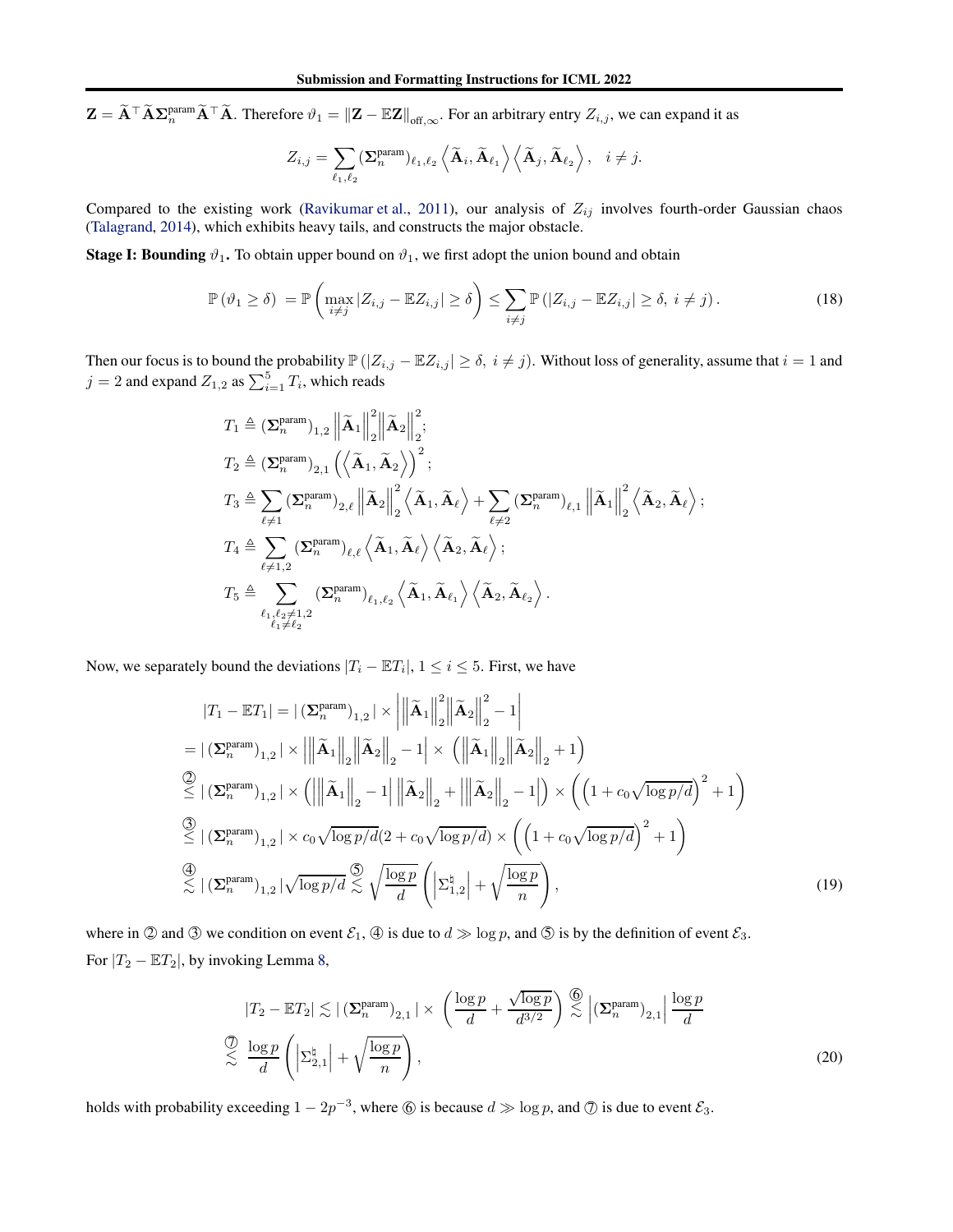$\mathbf{Z} = \widetilde{\mathbf{A}}^\top \widetilde{\mathbf{A}} \boldsymbol{\Sigma}_n^{\text{param}} \widetilde{\mathbf{A}}^\top \widetilde{\mathbf{A}}$. Therefore $\vartheta_1 = \left\| \mathbf{Z} - \mathbb{E}\mathbf{Z} \right\|_{\text{off},\infty}$. For an arbitrary entry $Z_{i,j}$, we can expand it as

$$
Z_{i,j} = \sum_{\ell_1,\ell_2} (\boldsymbol{\Sigma}_n^{\text{param}})_{\ell_1,\ell_2} \left\langle \widetilde{\mathbf{A}}_i, \widetilde{\mathbf{A}}_{\ell_1} \right\rangle \left\langle \widetilde{\mathbf{A}}_j, \widetilde{\mathbf{A}}_{\ell_2} \right\rangle, \quad i \neq j.
$$

Compared to the existing work (Ravikumar et al., 2011), our analysis of $Z_{ij}$ involves fourth-order Gaussian chaos (Talagrand, 2014), which exhibits heavy tails, and constructs the major obstacle.

**Stage I: Bounding $\vartheta_1$.** To obtain upper bound on $\vartheta_1$, we first adopt the union bound and obtain

$$
\mathbb{P}\left(\vartheta_1 \geq \delta\right) = \mathbb{P}\left(\max_{i\neq j} |Z_{i,j} - \mathbb{E}Z_{i,j}| \geq \delta\right) \leq \sum_{i\neq j} \mathbb{P}\left(|Z_{i,j} - \mathbb{E}Z_{i,j}| \geq \delta,\ i\neq j\right). \tag{18}
$$

Then our focus is to bound the probability $\mathbb{P}\left(|Z_{i,j} - \mathbb{E}Z_{i,j}| \geq \delta,\ i\neq j\right)$. Without loss of generality, assume that $i=1$ and $j=2$ and expand $Z_{1,2}$ as $\sum_{i=1}^5 T_i$, which reads

$$
\begin{aligned}
T_1 &\triangleq (\boldsymbol{\Sigma}_n^{\text{param}})_{1,2} \left\| \widetilde{\mathbf{A}}_1 \right\|_2^2 \left\| \widetilde{\mathbf{A}}_2 \right\|_2^2; \\
T_2 &\triangleq (\boldsymbol{\Sigma}_n^{\text{param}})_{2,1} \left( \left\langle \widetilde{\mathbf{A}}_1, \widetilde{\mathbf{A}}_2 \right\rangle \right)^2; \\
T_3 &\triangleq \sum_{\ell\neq 1} (\boldsymbol{\Sigma}_n^{\text{param}})_{2,\ell} \left\| \widetilde{\mathbf{A}}_2 \right\|_2^2 \left\langle \widetilde{\mathbf{A}}_1, \widetilde{\mathbf{A}}_\ell \right\rangle + \sum_{\ell\neq 2} (\boldsymbol{\Sigma}_n^{\text{param}})_{\ell,1} \left\| \widetilde{\mathbf{A}}_1 \right\|_2^2 \left\langle \widetilde{\mathbf{A}}_2, \widetilde{\mathbf{A}}_\ell \right\rangle; \\
T_4 &\triangleq \sum_{\ell\neq 1,2} (\boldsymbol{\Sigma}_n^{\text{param}})_{\ell,\ell} \left\langle \widetilde{\mathbf{A}}_1, \widetilde{\mathbf{A}}_\ell \right\rangle \left\langle \widetilde{\mathbf{A}}_2, \widetilde{\mathbf{A}}_\ell \right\rangle; \\
T_5 &\triangleq \sum_{\substack{\ell_1,\ell_2\neq 1,2 \\ \ell_1\neq \ell_2}} (\boldsymbol{\Sigma}_n^{\text{param}})_{\ell_1,\ell_2} \left\langle \widetilde{\mathbf{A}}_1, \widetilde{\mathbf{A}}_{\ell_1} \right\rangle \left\langle \widetilde{\mathbf{A}}_2, \widetilde{\mathbf{A}}_{\ell_2} \right\rangle.
\end{aligned}
$$

Now, we separately bound the deviations $|T_i - \mathbb{E}T_i|$, $1 \leq i \leq 5$. First, we have

$$
\begin{aligned}
&|T_1 - \mathbb{E}T_1| = |\,(\boldsymbol{\Sigma}_n^{\text{param}})_{1,2}\,| \times \left| \left\| \widetilde{\mathbf{A}}_1 \right\|_2^2 \left\| \widetilde{\mathbf{A}}_2 \right\|_2^2 - 1 \right| \\
&= |\,(\boldsymbol{\Sigma}_n^{\text{param}})_{1,2}\,| \times \left| \left\| \widetilde{\mathbf{A}}_1 \right\|_2 \left\| \widetilde{\mathbf{A}}_2 \right\|_2 - 1 \right| \times \left( \left\| \widetilde{\mathbf{A}}_1 \right\|_2 \left\| \widetilde{\mathbf{A}}_2 \right\|_2 + 1 \right) \\
&\overset{②}{\leq} |\,(\boldsymbol{\Sigma}_n^{\text{param}})_{1,2}\,| \times \left( \left| \left\| \widetilde{\mathbf{A}}_1 \right\|_2 - 1 \right| \left\| \widetilde{\mathbf{A}}_2 \right\|_2 + \left| \left\| \widetilde{\mathbf{A}}_2 \right\|_2 - 1 \right| \right) \times \left( \left(1 + c_0\sqrt{\log p/d}\right)^2 + 1 \right) \\
&\overset{③}{\leq} |\,(\boldsymbol{\Sigma}_n^{\text{param}})_{1,2}\,| \times c_0\sqrt{\log p/d}(2 + c_0\sqrt{\log p/d}) \times \left( \left(1 + c_0\sqrt{\log p/d}\right)^2 + 1 \right) \\
&\overset{④}{\lesssim} |\,(\boldsymbol{\Sigma}_n^{\text{param}})_{1,2}\,| \sqrt{\log p/d} \overset{⑤}{\lesssim} \sqrt{\frac{\log p}{d}} \left( \left| \Sigma_{1,2}^\natural \right| + \sqrt{\frac{\log p}{n}} \right),
\end{aligned} \tag{19}
$$

where in ② and ③ we condition on event $\mathcal{E}_1$, ④ is due to $d \gg \log p$, and ⑤ is by the definition of event $\mathcal{E}_3$.

For $|T_2 - \mathbb{E}T_2|$, by invoking Lemma 8,

$$
\begin{aligned}
|T_2 - \mathbb{E}T_2| &\lesssim |\,(\boldsymbol{\Sigma}_n^{\text{param}})_{2,1}\,| \times \left( \frac{\log p}{d} + \frac{\sqrt{\log p}}{d^{3/2}} \right) \overset{⑥}{\lesssim} \left| (\boldsymbol{\Sigma}_n^{\text{param}})_{2,1} \right| \frac{\log p}{d} \\
&\overset{⑦}{\lesssim} \frac{\log p}{d} \left( \left| \Sigma_{2,1}^\natural \right| + \sqrt{\frac{\log p}{n}} \right),
\end{aligned} \tag{20}
$$

holds with probability exceeding $1 - 2p^{-3}$, where ⑥ is because $d \gg \log p$, and ⑦ is due to event $\mathcal{E}_3$.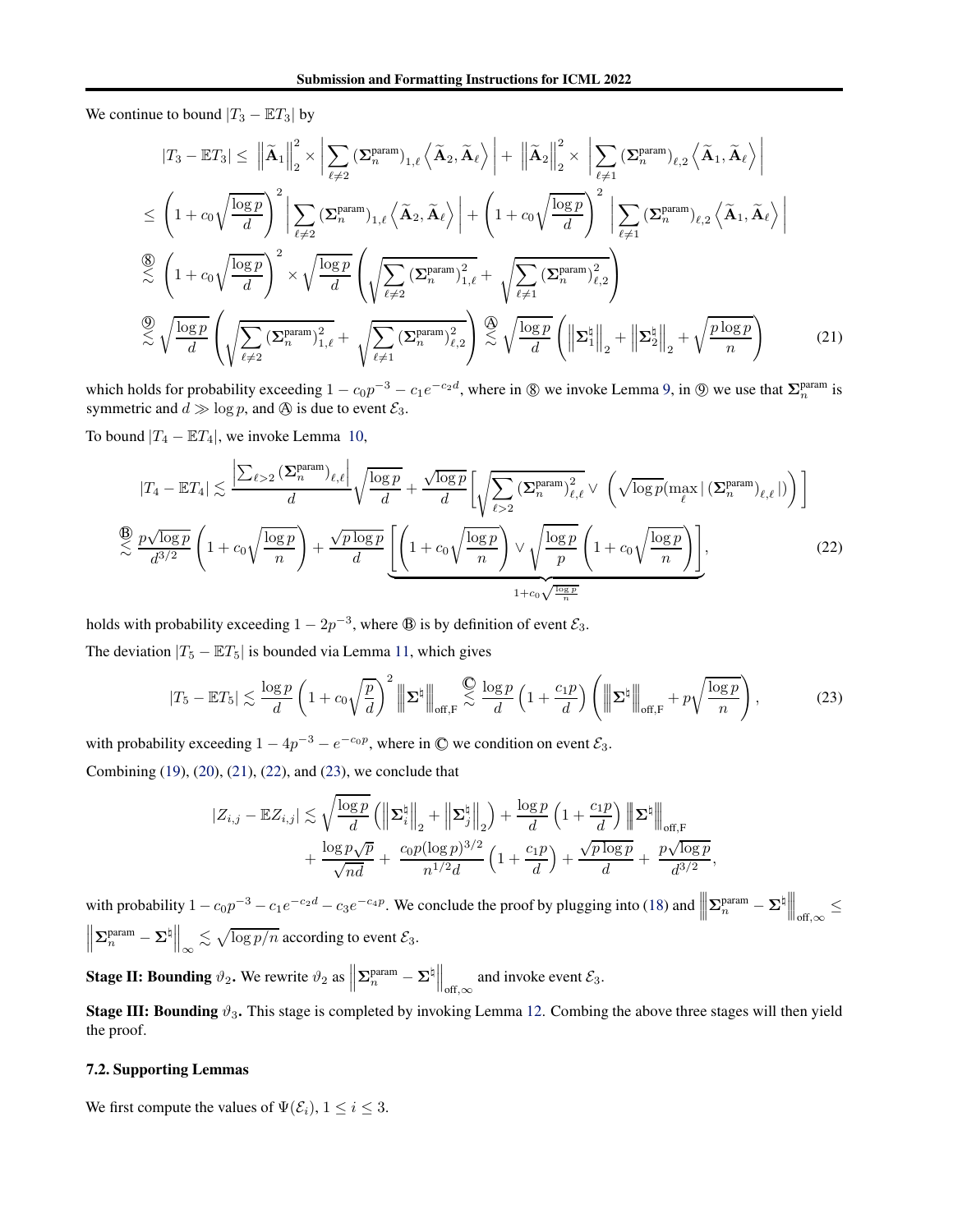We continue to bound $|T_3 - \mathbb{E}T_3|$ by

$$
\begin{aligned}
|T_3 - \mathbb{E}T_3| \leq\ & \left\|\widetilde{\mathbf{A}}_1\right\|_2^2 \times \left|\sum_{\ell\neq 2} (\boldsymbol{\Sigma}_n^{\text{param}})_{1,\ell} \left\langle \widetilde{\mathbf{A}}_2, \widetilde{\mathbf{A}}_\ell \right\rangle\right| + \left\|\widetilde{\mathbf{A}}_2\right\|_2^2 \times \left|\sum_{\ell\neq 1} (\boldsymbol{\Sigma}_n^{\text{param}})_{\ell,2} \left\langle \widetilde{\mathbf{A}}_1, \widetilde{\mathbf{A}}_\ell \right\rangle\right| \\
\leq\ & \left(1 + c_0\sqrt{\frac{\log p}{d}}\right)^2 \left|\sum_{\ell\neq 2} (\boldsymbol{\Sigma}_n^{\text{param}})_{1,\ell} \left\langle \widetilde{\mathbf{A}}_2, \widetilde{\mathbf{A}}_\ell \right\rangle\right| + \left(1 + c_0\sqrt{\frac{\log p}{d}}\right)^2 \left|\sum_{\ell\neq 1} (\boldsymbol{\Sigma}_n^{\text{param}})_{\ell,2} \left\langle \widetilde{\mathbf{A}}_1, \widetilde{\mathbf{A}}_\ell \right\rangle\right| \\
\overset{⑧}{\lesssim}\ & \left(1 + c_0\sqrt{\frac{\log p}{d}}\right)^2 \times \sqrt{\frac{\log p}{d}} \left(\sqrt{\sum_{\ell\neq 2} (\boldsymbol{\Sigma}_n^{\text{param}})_{1,\ell}^2} + \sqrt{\sum_{\ell\neq 1} (\boldsymbol{\Sigma}_n^{\text{param}})_{\ell,2}^2}\right) \\
\overset{⑨}{\lesssim}\ & \sqrt{\frac{\log p}{d}} \left(\sqrt{\sum_{\ell\neq 2} (\boldsymbol{\Sigma}_n^{\text{param}})_{1,\ell}^2} + \sqrt{\sum_{\ell\neq 1} (\boldsymbol{\Sigma}_n^{\text{param}})_{\ell,2}^2}\right) \overset{Ⓐ}{\lesssim} \sqrt{\frac{\log p}{d}} \left(\left\|\boldsymbol{\Sigma}_1^\natural\right\|_2 + \left\|\boldsymbol{\Sigma}_2^\natural\right\|_2 + \sqrt{\frac{p\log p}{n}}\right)
\end{aligned}
\tag{21}
$$

which holds for probability exceeding $1 - c_0 p^{-3} - c_1 e^{-c_2 d}$, where in ⑧ we invoke Lemma 9, in ⑨ we use that $\boldsymbol{\Sigma}_n^{\text{param}}$ is symmetric and $d \gg \log p$, and Ⓐ is due to event $\mathcal{E}_3$.

To bound $|T_4 - \mathbb{E}T_4|$, we invoke Lemma 10,

$$
\begin{aligned}
|T_4 - \mathbb{E}T_4| \lesssim\ & \frac{\left|\sum_{\ell>2} (\boldsymbol{\Sigma}_n^{\text{param}})_{\ell,\ell}\right|}{d}\sqrt{\frac{\log p}{d}} + \frac{\sqrt{\log p}}{d}\left[\sqrt{\sum_{\ell>2} (\boldsymbol{\Sigma}_n^{\text{param}})_{\ell,\ell}^2} \vee \left(\sqrt{\log p}(\max_\ell |(\boldsymbol{\Sigma}_n^{\text{param}})_{\ell,\ell}|)\right)\right] \\
\overset{Ⓑ}{\lesssim}\ & \frac{p\sqrt{\log p}}{d^{3/2}}\left(1 + c_0\sqrt{\frac{\log p}{n}}\right) + \frac{\sqrt{p\log p}}{d}\underbrace{\left[\left(1 + c_0\sqrt{\frac{\log p}{n}}\right) \vee \sqrt{\frac{\log p}{p}}\left(1 + c_0\sqrt{\frac{\log p}{n}}\right)\right]}_{1 + c_0\sqrt{\frac{\log p}{n}}},
\end{aligned}
\tag{22}
$$

holds with probability exceeding $1 - 2p^{-3}$, where Ⓑ is by definition of event $\mathcal{E}_3$.

The deviation $|T_5 - \mathbb{E}T_5|$ is bounded via Lemma 11, which gives

$$
|T_5 - \mathbb{E}T_5| \lesssim \frac{\log p}{d}\left(1 + c_0\sqrt{\frac{p}{d}}\right)^2 \left\|\boldsymbol{\Sigma}^\natural\right\|_{\text{off},\text{F}} \overset{Ⓒ}{\lesssim} \frac{\log p}{d}\left(1 + \frac{c_1 p}{d}\right)\left(\left\|\boldsymbol{\Sigma}^\natural\right\|_{\text{off},\text{F}} + p\sqrt{\frac{\log p}{n}}\right),
\tag{23}
$$

with probability exceeding $1 - 4p^{-3} - e^{-c_0 p}$, where in Ⓒ we condition on event $\mathcal{E}_3$.

Combining (19), (20), (21), (22), and (23), we conclude that

$$
\begin{aligned}
|Z_{i,j} - \mathbb{E}Z_{i,j}| \lesssim\ & \sqrt{\frac{\log p}{d}}\left(\left\|\boldsymbol{\Sigma}_i^\natural\right\|_2 + \left\|\boldsymbol{\Sigma}_j^\natural\right\|_2\right) + \frac{\log p}{d}\left(1 + \frac{c_1 p}{d}\right)\left\|\boldsymbol{\Sigma}^\natural\right\|_{\text{off},\text{F}} \\
& + \frac{\log p\sqrt{p}}{\sqrt{nd}} + \frac{c_0 p(\log p)^{3/2}}{n^{1/2}d}\left(1 + \frac{c_1 p}{d}\right) + \frac{\sqrt{p\log p}}{d} + \frac{p\sqrt{\log p}}{d^{3/2}},
\end{aligned}
$$

with probability $1 - c_0 p^{-3} - c_1 e^{-c_2 d} - c_3 e^{-c_4 p}$. We conclude the proof by plugging into (18) and $\left\|\boldsymbol{\Sigma}_n^{\text{param}} - \boldsymbol{\Sigma}^\natural\right\|_{\text{off},\infty} \leq \left\|\boldsymbol{\Sigma}_n^{\text{param}} - \boldsymbol{\Sigma}^\natural\right\|_\infty \lesssim \sqrt{\log p/n}$ according to event $\mathcal{E}_3$.

**Stage II: Bounding $\vartheta_2$.** We rewrite $\vartheta_2$ as $\left\|\boldsymbol{\Sigma}_n^{\text{param}} - \boldsymbol{\Sigma}^\natural\right\|_{\text{off},\infty}$ and invoke event $\mathcal{E}_3$.

**Stage III: Bounding $\vartheta_3$.** This stage is completed by invoking Lemma 12. Combing the above three stages will then yield the proof.

### 7.2. Supporting Lemmas

We first compute the values of $\Psi(\mathcal{E}_i)$, $1 \leq i \leq 3$.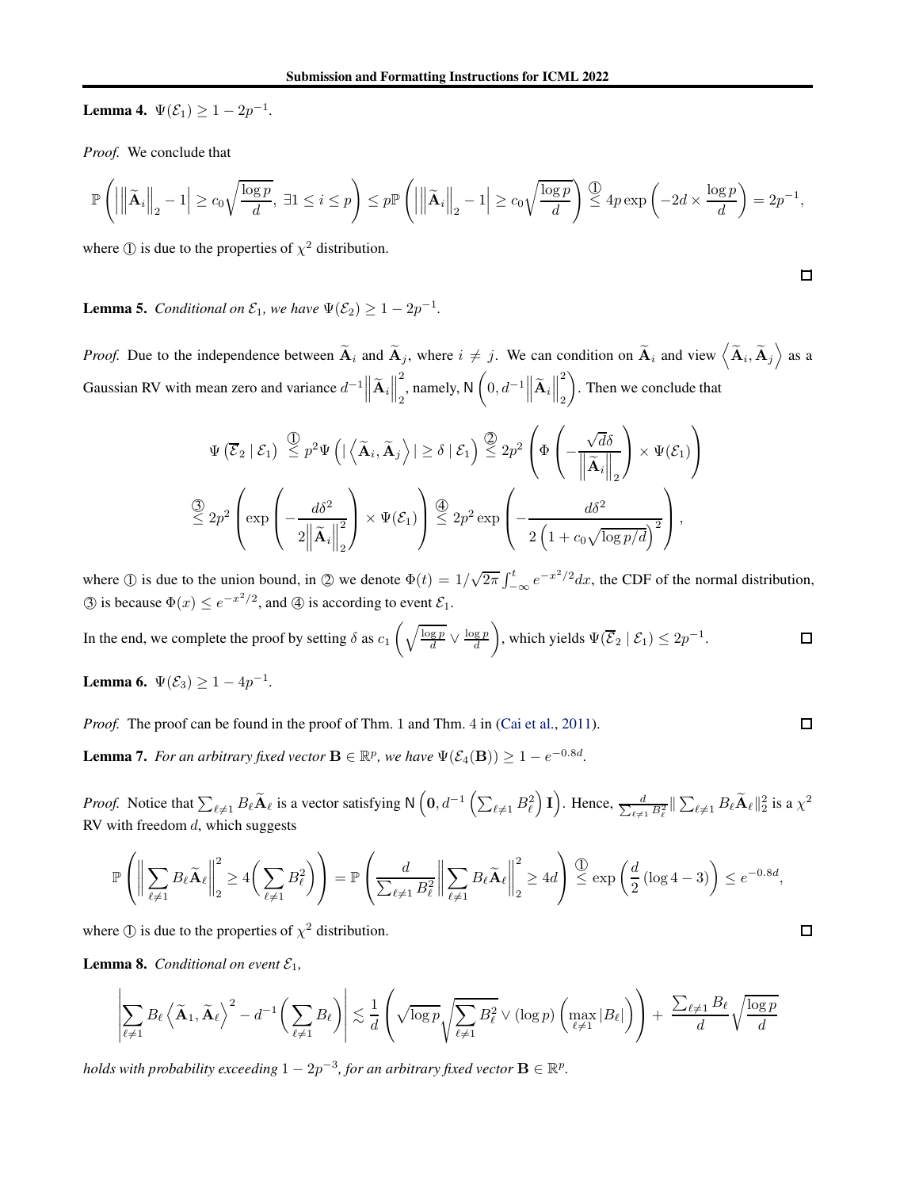**Lemma 4.** $\Psi(\mathcal{E}_1) \geq 1 - 2p^{-1}$.

*Proof.* We conclude that

$$\mathbb{P}\left( \left| \left\| \widetilde{\mathbf{A}}_i \right\|_2 - 1 \right| \geq c_0 \sqrt{\frac{\log p}{d}},\ \exists 1 \leq i \leq p \right) \leq p \mathbb{P}\left( \left| \left\| \widetilde{\mathbf{A}}_i \right\|_2 - 1 \right| \geq c_0 \sqrt{\frac{\log p}{d}} \right) \overset{①}{\leq} 4p \exp\left( -2d \times \frac{\log p}{d} \right) = 2p^{-1},$$

where ① is due to the properties of $\chi^2$ distribution. □

**Lemma 5.** *Conditional on $\mathcal{E}_1$, we have $\Psi(\mathcal{E}_2) \geq 1 - 2p^{-1}$.*

*Proof.* Due to the independence between $\widetilde{\mathbf{A}}_i$ and $\widetilde{\mathbf{A}}_j$, where $i \neq j$. We can condition on $\widetilde{\mathbf{A}}_i$ and view $\left\langle \widetilde{\mathbf{A}}_i, \widetilde{\mathbf{A}}_j \right\rangle$ as a Gaussian RV with mean zero and variance $d^{-1}\left\| \widetilde{\mathbf{A}}_i \right\|_2^2$, namely, $\mathsf{N}\left(0, d^{-1}\left\| \widetilde{\mathbf{A}}_i \right\|_2^2\right)$. Then we conclude that

$$\Psi\left(\overline{\mathcal{E}}_2 \mid \mathcal{E}_1\right) \overset{①}{\leq} p^2 \Psi\left( \left| \left\langle \widetilde{\mathbf{A}}_i, \widetilde{\mathbf{A}}_j \right\rangle \right| \geq \delta \mid \mathcal{E}_1 \right) \overset{②}{\leq} 2p^2 \left( \Phi\left( -\frac{\sqrt{d}\delta}{\left\| \widetilde{\mathbf{A}}_i \right\|_2} \right) \times \Psi(\mathcal{E}_1) \right)$$

$$\overset{③}{\leq} 2p^2 \left( \exp\left( -\frac{d\delta^2}{2\left\| \widetilde{\mathbf{A}}_i \right\|_2^2} \right) \times \Psi(\mathcal{E}_1) \right) \overset{④}{\leq} 2p^2 \exp\left( -\frac{d\delta^2}{2\left(1 + c_0\sqrt{\log p/d}\right)^2} \right),$$

where ① is due to the union bound, in ② we denote $\Phi(t) = 1/\sqrt{2\pi}\int_{-\infty}^{t} e^{-x^2/2}dx$, the CDF of the normal distribution, ③ is because $\Phi(x) \leq e^{-x^2/2}$, and ④ is according to event $\mathcal{E}_1$.

In the end, we complete the proof by setting $\delta$ as $c_1\left(\sqrt{\frac{\log p}{d}} \vee \frac{\log p}{d}\right)$, which yields $\Psi(\overline{\mathcal{E}}_2 \mid \mathcal{E}_1) \leq 2p^{-1}$. □

**Lemma 6.** $\Psi(\mathcal{E}_3) \geq 1 - 4p^{-1}$.

*Proof.* The proof can be found in the proof of Thm. 1 and Thm. 4 in (Cai et al., 2011). □

**Lemma 7.** *For an arbitrary fixed vector $\mathbf{B} \in \mathbb{R}^p$, we have $\Psi(\mathcal{E}_4(\mathbf{B})) \geq 1 - e^{-0.8d}$.*

*Proof.* Notice that $\sum_{\ell \neq 1} B_\ell \widetilde{\mathbf{A}}_\ell$ is a vector satisfying $\mathsf{N}\left(\mathbf{0}, d^{-1}\left(\sum_{\ell \neq 1} B_\ell^2\right)\mathbf{I}\right)$. Hence, $\frac{d}{\sum_{\ell \neq 1} B_\ell^2}\|\sum_{\ell \neq 1} B_\ell \widetilde{\mathbf{A}}_\ell\|_2^2$ is a $\chi^2$ RV with freedom $d$, which suggests

$$\mathbb{P}\left( \left\| \sum_{\ell \neq 1} B_\ell \widetilde{\mathbf{A}}_\ell \right\|_2^2 \geq 4\left( \sum_{\ell \neq 1} B_\ell^2 \right) \right) = \mathbb{P}\left( \frac{d}{\sum_{\ell \neq 1} B_\ell^2} \left\| \sum_{\ell \neq 1} B_\ell \widetilde{\mathbf{A}}_\ell \right\|_2^2 \geq 4d \right) \overset{①}{\leq} \exp\left( \frac{d}{2}(\log 4 - 3) \right) \leq e^{-0.8d},$$

where ① is due to the properties of $\chi^2$ distribution. □

**Lemma 8.** *Conditional on event $\mathcal{E}_1$,*

$$\left| \sum_{\ell \neq 1} B_\ell \left\langle \widetilde{\mathbf{A}}_1, \widetilde{\mathbf{A}}_\ell \right\rangle^2 - d^{-1}\left( \sum_{\ell \neq 1} B_\ell \right) \right| \lesssim \frac{1}{d}\left( \sqrt{\log p}\sqrt{\sum_{\ell \neq 1} B_\ell^2} \vee (\log p)\left( \max_{\ell \neq 1} |B_\ell| \right) \right) + \frac{\sum_{\ell \neq 1} B_\ell}{d}\sqrt{\frac{\log p}{d}}$$

*holds with probability exceeding $1 - 2p^{-3}$, for an arbitrary fixed vector $\mathbf{B} \in \mathbb{R}^p$.*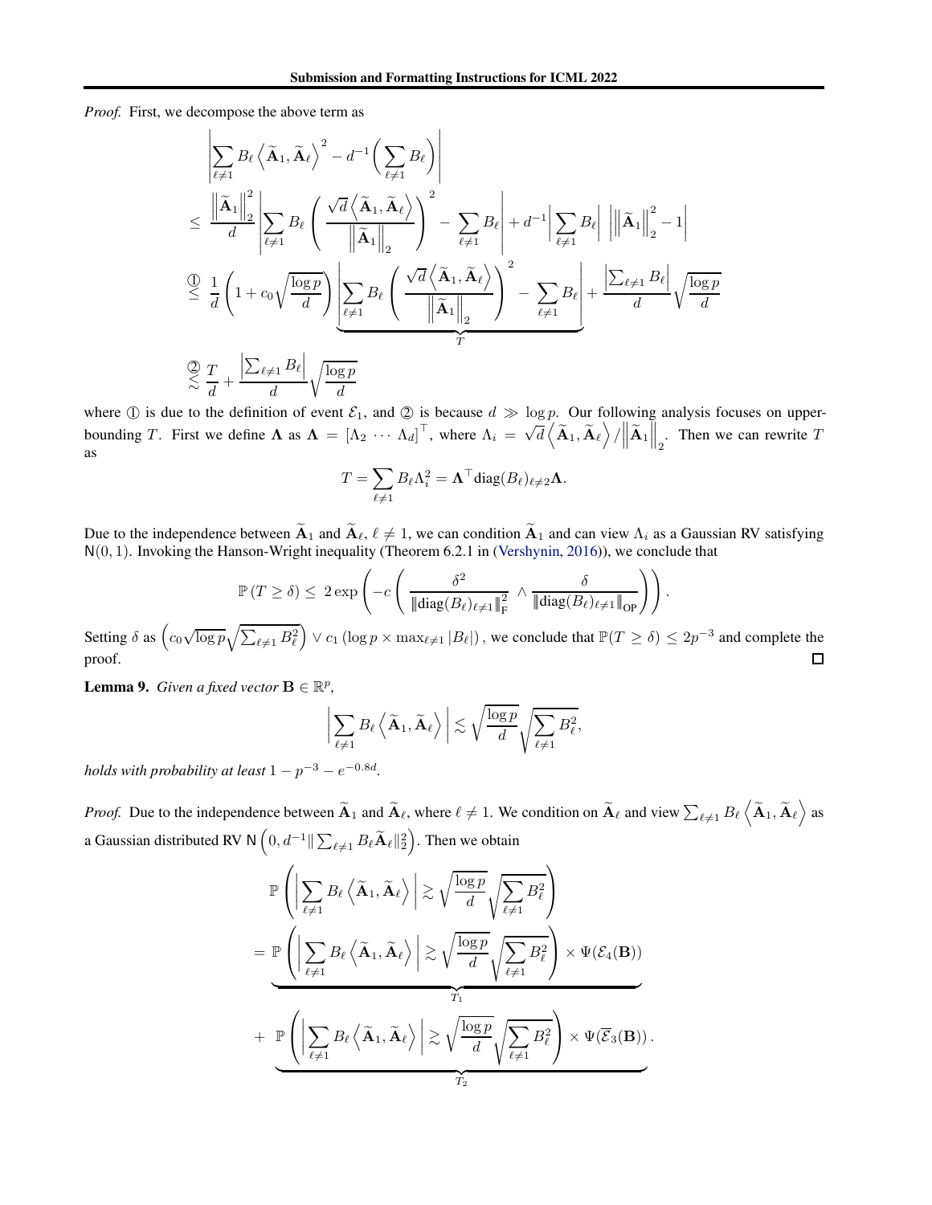*Proof.* First, we decompose the above term as

$$
\begin{aligned}
&\left|\sum_{\ell\neq 1} B_\ell \left\langle \widetilde{\mathbf{A}}_1, \widetilde{\mathbf{A}}_\ell\right\rangle^2 - d^{-1}\Big(\sum_{\ell\neq 1} B_\ell\Big)\right| \\
&\leq \frac{\left\|\widetilde{\mathbf{A}}_1\right\|_2^2}{d}\left|\sum_{\ell\neq 1} B_\ell \left(\frac{\sqrt{d}\left\langle \widetilde{\mathbf{A}}_1, \widetilde{\mathbf{A}}_\ell\right\rangle}{\left\|\widetilde{\mathbf{A}}_1\right\|_2}\right)^2 - \sum_{\ell\neq 1} B_\ell\right| + d^{-1}\Big|\sum_{\ell\neq 1} B_\ell\Big| \left|\left\|\widetilde{\mathbf{A}}_1\right\|_2^2 - 1\right| \\
&\overset{①}{\leq} \frac{1}{d}\left(1 + c_0\sqrt{\frac{\log p}{d}}\right)\underbrace{\left|\sum_{\ell\neq 1} B_\ell \left(\frac{\sqrt{d}\left\langle \widetilde{\mathbf{A}}_1, \widetilde{\mathbf{A}}_\ell\right\rangle}{\left\|\widetilde{\mathbf{A}}_1\right\|_2}\right)^2 - \sum_{\ell\neq 1} B_\ell\right|}_{T} + \frac{\left|\sum_{\ell\neq 1} B_\ell\right|}{d}\sqrt{\frac{\log p}{d}} \\
&\overset{②}{\lesssim} \frac{T}{d} + \frac{\left|\sum_{\ell\neq 1} B_\ell\right|}{d}\sqrt{\frac{\log p}{d}}
\end{aligned}
$$

where ① is due to the definition of event $\mathcal{E}_1$, and ② is because $d \gg \log p$. Our following analysis focuses on upper-bounding $T$. First we define $\mathbf{\Lambda}$ as $\mathbf{\Lambda} = [\Lambda_2 \ \cdots \ \Lambda_d]^\top$, where $\Lambda_i = \sqrt{d}\left\langle \widetilde{\mathbf{A}}_1, \widetilde{\mathbf{A}}_\ell\right\rangle / \left\|\widetilde{\mathbf{A}}_1\right\|_2$. Then we can rewrite $T$ as

$$
T = \sum_{\ell\neq 1} B_\ell \Lambda_i^2 = \mathbf{\Lambda}^\top \mathrm{diag}(B_\ell)_{\ell\neq 2}\mathbf{\Lambda}.
$$

Due to the independence between $\widetilde{\mathbf{A}}_1$ and $\widetilde{\mathbf{A}}_\ell$, $\ell \neq 1$, we can condition $\widetilde{\mathbf{A}}_1$ and can view $\Lambda_i$ as a Gaussian RV satisfying $\mathsf{N}(0,1)$. Invoking the Hanson-Wright inequality (Theorem 6.2.1 in (Vershynin, 2016)), we conclude that

$$
\mathbb{P}\left(T \geq \delta\right) \leq 2\exp\left(-c\left(\frac{\delta^2}{\left\|\mathrm{diag}(B_\ell)_{\ell\neq 1}\right\|_{\mathsf{F}}^2} \wedge \frac{\delta}{\left\|\mathrm{diag}(B_\ell)_{\ell\neq 1}\right\|_{\mathsf{OP}}}\right)\right).
$$

Setting $\delta$ as $\left(c_0\sqrt{\log p}\sqrt{\sum_{\ell\neq 1} B_\ell^2}\right) \vee c_1\left(\log p \times \max_{\ell\neq 1}|B_\ell|\right)$, we conclude that $\mathbb{P}(T \geq \delta) \leq 2p^{-3}$ and complete the proof. □

**Lemma 9.** *Given a fixed vector $\mathbf{B} \in \mathbb{R}^p$,*

$$
\left|\sum_{\ell\neq 1} B_\ell \left\langle \widetilde{\mathbf{A}}_1, \widetilde{\mathbf{A}}_\ell\right\rangle\right| \lesssim \sqrt{\frac{\log p}{d}}\sqrt{\sum_{\ell\neq 1} B_\ell^2},
$$

*holds with probability at least $1 - p^{-3} - e^{-0.8d}$.*

*Proof.* Due to the independence between $\widetilde{\mathbf{A}}_1$ and $\widetilde{\mathbf{A}}_\ell$, where $\ell \neq 1$. We condition on $\widetilde{\mathbf{A}}_\ell$ and view $\sum_{\ell\neq 1} B_\ell\left\langle \widetilde{\mathbf{A}}_1, \widetilde{\mathbf{A}}_\ell\right\rangle$ as a Gaussian distributed RV $\mathsf{N}\left(0, d^{-1}\|\sum_{\ell\neq 1} B_\ell \widetilde{\mathbf{A}}_\ell\|_2^2\right)$. Then we obtain

$$
\begin{aligned}
&\mathbb{P}\left(\left|\sum_{\ell\neq 1} B_\ell\left\langle \widetilde{\mathbf{A}}_1, \widetilde{\mathbf{A}}_\ell\right\rangle\right| \gtrsim \sqrt{\frac{\log p}{d}}\sqrt{\sum_{\ell\neq 1} B_\ell^2}\right) \\
&= \underbrace{\mathbb{P}\left(\left|\sum_{\ell\neq 1} B_\ell\left\langle \widetilde{\mathbf{A}}_1, \widetilde{\mathbf{A}}_\ell\right\rangle\right| \gtrsim \sqrt{\frac{\log p}{d}}\sqrt{\sum_{\ell\neq 1} B_\ell^2}\right) \times \Psi(\mathcal{E}_4(\mathbf{B}))}_{T_1} \\
&+ \underbrace{\mathbb{P}\left(\left|\sum_{\ell\neq 1} B_\ell\left\langle \widetilde{\mathbf{A}}_1, \widetilde{\mathbf{A}}_\ell\right\rangle\right| \gtrsim \sqrt{\frac{\log p}{d}}\sqrt{\sum_{\ell\neq 1} B_\ell^2}\right) \times \Psi(\overline{\mathcal{E}}_3(\mathbf{B}))}_{T_2}.
\end{aligned}
$$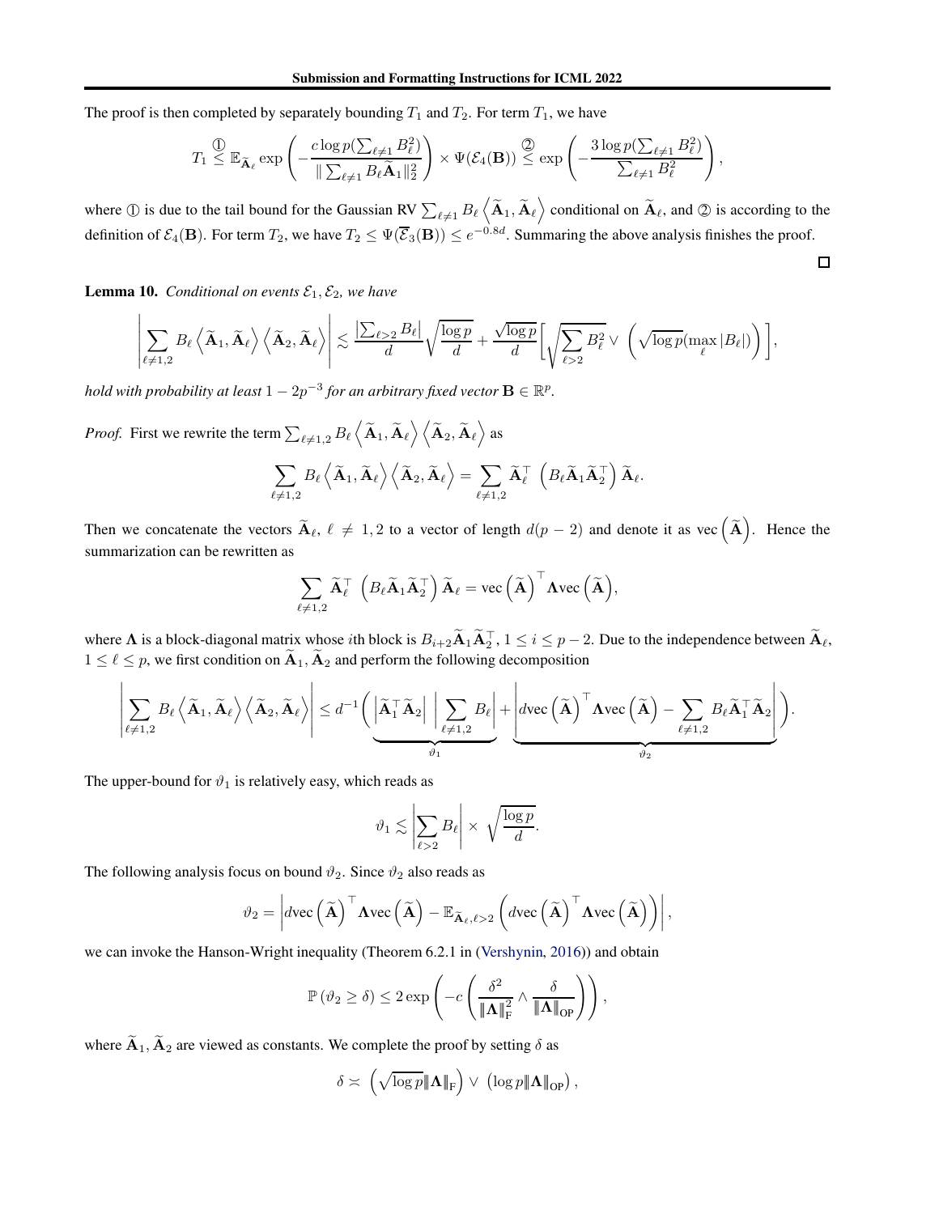The proof is then completed by separately bounding $T_1$ and $T_2$. For term $T_1$, we have

$$T_1 \overset{①}{\leq} \mathbb{E}_{\widetilde{\mathbf{A}}_\ell} \exp\left(-\frac{c\log p(\sum_{\ell\neq 1} B_\ell^2)}{\|\sum_{\ell\neq 1} B_\ell \widetilde{\mathbf{A}}_1\|_2^2}\right) \times \Psi(\mathcal{E}_4(\mathbf{B})) \overset{②}{\leq} \exp\left(-\frac{3\log p(\sum_{\ell\neq 1} B_\ell^2)}{\sum_{\ell\neq 1} B_\ell^2}\right),$$

where ① is due to the tail bound for the Gaussian RV $\sum_{\ell\neq 1} B_\ell \left\langle \widetilde{\mathbf{A}}_1, \widetilde{\mathbf{A}}_\ell\right\rangle$ conditional on $\widetilde{\mathbf{A}}_\ell$, and ② is according to the definition of $\mathcal{E}_4(\mathbf{B})$. For term $T_2$, we have $T_2 \leq \Psi(\overline{\mathcal{E}}_3(\mathbf{B})) \leq e^{-0.8d}$. Summaring the above analysis finishes the proof.

□

**Lemma 10.** *Conditional on events $\mathcal{E}_1, \mathcal{E}_2$, we have*

$$\left|\sum_{\ell\neq 1,2} B_\ell \left\langle \widetilde{\mathbf{A}}_1, \widetilde{\mathbf{A}}_\ell\right\rangle \left\langle \widetilde{\mathbf{A}}_2, \widetilde{\mathbf{A}}_\ell\right\rangle\right| \lesssim \frac{\left|\sum_{\ell>2} B_\ell\right|}{d}\sqrt{\frac{\log p}{d}} + \frac{\sqrt{\log p}}{d}\left[\sqrt{\sum_{\ell>2} B_\ell^2} \vee \left(\sqrt{\log p}(\max_\ell |B_\ell|)\right)\right],$$

*hold with probability at least $1-2p^{-3}$ for an arbitrary fixed vector $\mathbf{B}\in\mathbb{R}^p$.*

*Proof.* First we rewrite the term $\sum_{\ell\neq 1,2} B_\ell \left\langle \widetilde{\mathbf{A}}_1, \widetilde{\mathbf{A}}_\ell\right\rangle \left\langle \widetilde{\mathbf{A}}_2, \widetilde{\mathbf{A}}_\ell\right\rangle$ as

$$\sum_{\ell\neq 1,2} B_\ell \left\langle \widetilde{\mathbf{A}}_1, \widetilde{\mathbf{A}}_\ell\right\rangle \left\langle \widetilde{\mathbf{A}}_2, \widetilde{\mathbf{A}}_\ell\right\rangle = \sum_{\ell\neq 1,2} \widetilde{\mathbf{A}}_\ell^\top \left(B_\ell \widetilde{\mathbf{A}}_1 \widetilde{\mathbf{A}}_2^\top\right)\widetilde{\mathbf{A}}_\ell.$$

Then we concatenate the vectors $\widetilde{\mathbf{A}}_\ell$, $\ell\neq 1,2$ to a vector of length $d(p-2)$ and denote it as $\mathrm{vec}\left(\widetilde{\mathbf{A}}\right)$. Hence the summarization can be rewritten as

$$\sum_{\ell\neq 1,2} \widetilde{\mathbf{A}}_\ell^\top \left(B_\ell \widetilde{\mathbf{A}}_1 \widetilde{\mathbf{A}}_2^\top\right)\widetilde{\mathbf{A}}_\ell = \mathrm{vec}\left(\widetilde{\mathbf{A}}\right)^\top \mathbf{\Lambda}\,\mathrm{vec}\left(\widetilde{\mathbf{A}}\right),$$

where $\mathbf{\Lambda}$ is a block-diagonal matrix whose $i$th block is $B_{i+2}\widetilde{\mathbf{A}}_1\widetilde{\mathbf{A}}_2^\top$, $1\leq i\leq p-2$. Due to the independence between $\widetilde{\mathbf{A}}_\ell$, $1\leq \ell\leq p$, we first condition on $\widetilde{\mathbf{A}}_1, \widetilde{\mathbf{A}}_2$ and perform the following decomposition

$$\left|\sum_{\ell\neq 1,2} B_\ell \left\langle \widetilde{\mathbf{A}}_1, \widetilde{\mathbf{A}}_\ell\right\rangle \left\langle \widetilde{\mathbf{A}}_2, \widetilde{\mathbf{A}}_\ell\right\rangle\right| \leq d^{-1}\Bigg(\underbrace{\left|\widetilde{\mathbf{A}}_1^\top \widetilde{\mathbf{A}}_2\right| \left|\sum_{\ell\neq 1,2} B_\ell\right|}_{\vartheta_1} + \underbrace{\left|d\,\mathrm{vec}\left(\widetilde{\mathbf{A}}\right)^\top \mathbf{\Lambda}\,\mathrm{vec}\left(\widetilde{\mathbf{A}}\right) - \sum_{\ell\neq 1,2} B_\ell \widetilde{\mathbf{A}}_1^\top \widetilde{\mathbf{A}}_2\right|}_{\vartheta_2}\Bigg).$$

The upper-bound for $\vartheta_1$ is relatively easy, which reads as

$$\vartheta_1 \lesssim \left|\sum_{\ell>2} B_\ell\right| \times \sqrt{\frac{\log p}{d}}.$$

The following analysis focus on bound $\vartheta_2$. Since $\vartheta_2$ also reads as

$$\vartheta_2 = \left|d\,\mathrm{vec}\left(\widetilde{\mathbf{A}}\right)^\top \mathbf{\Lambda}\,\mathrm{vec}\left(\widetilde{\mathbf{A}}\right) - \mathbb{E}_{\widetilde{\mathbf{A}}_\ell, \ell>2}\left(d\,\mathrm{vec}\left(\widetilde{\mathbf{A}}\right)^\top \mathbf{\Lambda}\,\mathrm{vec}\left(\widetilde{\mathbf{A}}\right)\right)\right|,$$

we can invoke the Hanson-Wright inequality (Theorem 6.2.1 in (Vershynin, 2016)) and obtain

$$\mathbb{P}\left(\vartheta_2 \geq \delta\right) \leq 2\exp\left(-c\left(\frac{\delta^2}{\|\mathbf{\Lambda}\|_{\mathrm{F}}^2} \wedge \frac{\delta}{\|\mathbf{\Lambda}\|_{\mathrm{OP}}}\right)\right),$$

where $\widetilde{\mathbf{A}}_1, \widetilde{\mathbf{A}}_2$ are viewed as constants. We complete the proof by setting $\delta$ as

$$\delta \asymp \left(\sqrt{\log p}\|\mathbf{\Lambda}\|_{\mathrm{F}}\right) \vee \left(\log p\|\mathbf{\Lambda}\|_{\mathrm{OP}}\right),$$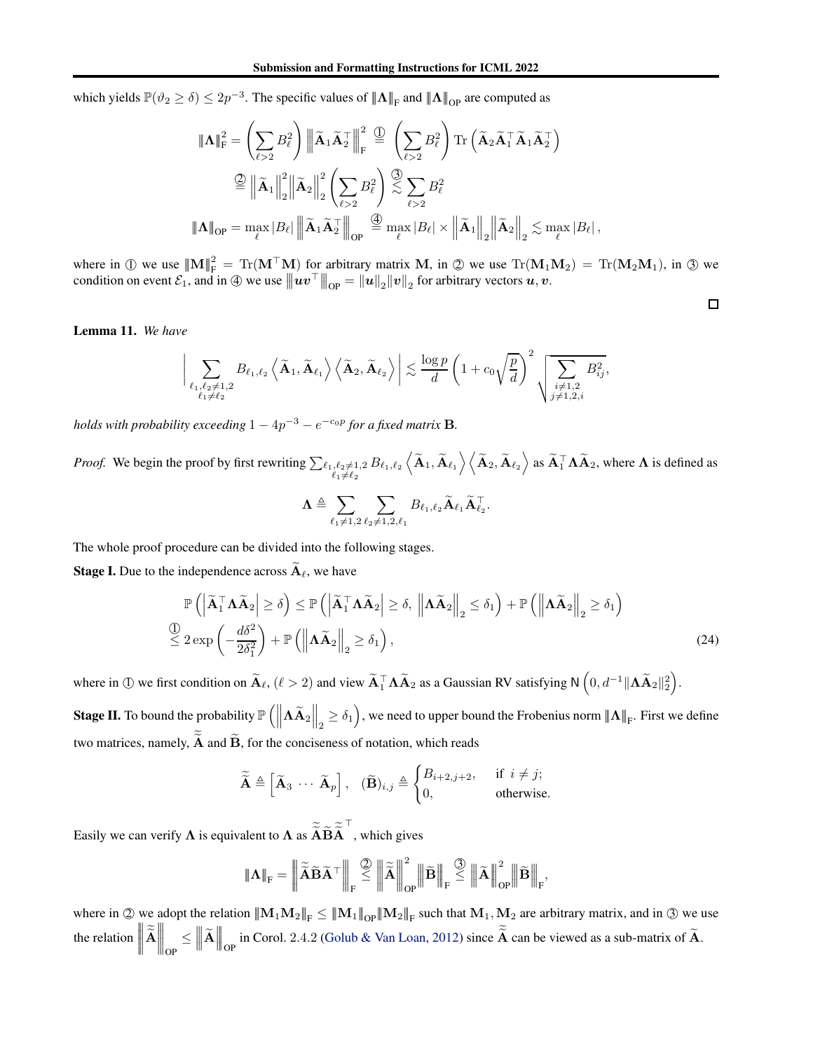which yields $\mathbb{P}(\vartheta_2 \geq \delta) \leq 2p^{-3}$. The specific values of $\|\boldsymbol{\Lambda}\|_{\mathrm{F}}$ and $\|\boldsymbol{\Lambda}\|_{\mathrm{OP}}$ are computed as

$$
\begin{aligned}
\|\boldsymbol{\Lambda}\|_{\mathrm{F}}^2 &= \left(\sum_{\ell > 2} B_\ell^2\right) \left\| \widetilde{\mathbf{A}}_1 \widetilde{\mathbf{A}}_2^\top \right\|_{\mathrm{F}}^2 \overset{①}{=} \left(\sum_{\ell > 2} B_\ell^2\right) \operatorname{Tr}\left(\widetilde{\mathbf{A}}_2 \widetilde{\mathbf{A}}_1^\top \widetilde{\mathbf{A}}_1 \widetilde{\mathbf{A}}_2^\top\right) \\
&\overset{②}{=} \left\|\widetilde{\mathbf{A}}_1\right\|_2^2 \left\|\widetilde{\mathbf{A}}_2\right\|_2^2 \left(\sum_{\ell > 2} B_\ell^2\right) \overset{③}{\lesssim} \sum_{\ell > 2} B_\ell^2 \\
\|\boldsymbol{\Lambda}\|_{\mathrm{OP}} &= \max_\ell |B_\ell| \left\| \widetilde{\mathbf{A}}_1 \widetilde{\mathbf{A}}_2^\top \right\|_{\mathrm{OP}} \overset{④}{=} \max_\ell |B_\ell| \times \left\|\widetilde{\mathbf{A}}_1\right\|_2 \left\|\widetilde{\mathbf{A}}_2\right\|_2 \lesssim \max_\ell |B_\ell|,
\end{aligned}
$$

where in ① we use $\|\mathbf{M}\|_{\mathrm{F}}^2 = \operatorname{Tr}(\mathbf{M}^\top \mathbf{M})$ for arbitrary matrix $\mathbf{M}$, in ② we use $\operatorname{Tr}(\mathbf{M}_1\mathbf{M}_2) = \operatorname{Tr}(\mathbf{M}_2\mathbf{M}_1)$, in ③ we condition on event $\mathcal{E}_1$, and in ④ we use $\left\|\boldsymbol{u}\boldsymbol{v}^\top\right\|_{\mathrm{OP}} = \|\boldsymbol{u}\|_2 \|\boldsymbol{v}\|_2$ for arbitrary vectors $\boldsymbol{u}, \boldsymbol{v}$.

□

**Lemma 11.** *We have*

$$
\left| \sum_{\substack{\ell_1, \ell_2 \neq 1,2 \\ \ell_1 \neq \ell_2}} B_{\ell_1, \ell_2} \left\langle \widetilde{\mathbf{A}}_1, \widetilde{\mathbf{A}}_{\ell_1} \right\rangle \left\langle \widetilde{\mathbf{A}}_2, \widetilde{\mathbf{A}}_{\ell_2} \right\rangle \right| \lesssim \frac{\log p}{d} \left(1 + c_0 \sqrt{\frac{p}{d}}\right)^2 \sqrt{\sum_{\substack{i \neq 1,2 \\ j \neq 1,2,i}} B_{ij}^2},
$$

*holds with probability exceeding $1 - 4p^{-3} - e^{-c_0 p}$ for a fixed matrix $\mathbf{B}$.*

*Proof.* We begin the proof by first rewriting $\sum_{\substack{\ell_1, \ell_2 \neq 1,2 \\ \ell_1 \neq \ell_2}} B_{\ell_1, \ell_2} \left\langle \widetilde{\mathbf{A}}_1, \widetilde{\mathbf{A}}_{\ell_1} \right\rangle \left\langle \widetilde{\mathbf{A}}_2, \widetilde{\mathbf{A}}_{\ell_2} \right\rangle$ as $\widetilde{\mathbf{A}}_1^\top \boldsymbol{\Lambda} \widetilde{\mathbf{A}}_2$, where $\boldsymbol{\Lambda}$ is defined as

$$
\boldsymbol{\Lambda} \triangleq \sum_{\ell_1 \neq 1,2} \sum_{\ell_2 \neq 1,2,\ell_1} B_{\ell_1, \ell_2} \widetilde{\mathbf{A}}_{\ell_1} \widetilde{\mathbf{A}}_{\ell_2}^\top.
$$

The whole proof procedure can be divided into the following stages.

**Stage I.** Due to the independence across $\widetilde{\mathbf{A}}_\ell$, we have

$$
\begin{aligned}
&\mathbb{P}\left(\left|\widetilde{\mathbf{A}}_1^\top \boldsymbol{\Lambda} \widetilde{\mathbf{A}}_2\right| \geq \delta\right) \leq \mathbb{P}\left(\left|\widetilde{\mathbf{A}}_1^\top \boldsymbol{\Lambda} \widetilde{\mathbf{A}}_2\right| \geq \delta,\ \left\|\boldsymbol{\Lambda} \widetilde{\mathbf{A}}_2\right\|_2 \leq \delta_1\right) + \mathbb{P}\left(\left\|\boldsymbol{\Lambda} \widetilde{\mathbf{A}}_2\right\|_2 \geq \delta_1\right) \\
&\overset{①}{\leq} 2\exp\left(-\frac{d\delta^2}{2\delta_1^2}\right) + \mathbb{P}\left(\left\|\boldsymbol{\Lambda} \widetilde{\mathbf{A}}_2\right\|_2 \geq \delta_1\right),
\end{aligned} \tag{24}
$$

where in ① we first condition on $\widetilde{\mathbf{A}}_\ell$, $(\ell > 2)$ and view $\widetilde{\mathbf{A}}_1^\top \boldsymbol{\Lambda} \widetilde{\mathbf{A}}_2$ as a Gaussian RV satisfying $\mathsf{N}\left(0, d^{-1}\|\boldsymbol{\Lambda}\widetilde{\mathbf{A}}_2\|_2^2\right)$.

**Stage II.** To bound the probability $\mathbb{P}\left(\left\|\boldsymbol{\Lambda} \widetilde{\mathbf{A}}_2\right\|_2 \geq \delta_1\right)$, we need to upper bound the Frobenius norm $\|\boldsymbol{\Lambda}\|_{\mathrm{F}}$. First we define two matrices, namely, $\widetilde{\widetilde{\mathbf{A}}}$ and $\widetilde{\mathbf{B}}$, for the conciseness of notation, which reads

$$
\widetilde{\widetilde{\mathbf{A}}} \triangleq \left[\widetilde{\mathbf{A}}_3 \ \cdots \ \widetilde{\mathbf{A}}_p\right], \quad (\widetilde{\mathbf{B}})_{i,j} \triangleq \begin{cases} B_{i+2, j+2}, & \text{if } i \neq j; \\ 0, & \text{otherwise.} \end{cases}
$$

Easily we can verify $\boldsymbol{\Lambda}$ is equivalent to $\boldsymbol{\Lambda}$ as $\widetilde{\widetilde{\mathbf{A}}} \widetilde{\mathbf{B}} \widetilde{\widetilde{\mathbf{A}}}^\top$, which gives

$$
\|\boldsymbol{\Lambda}\|_{\mathrm{F}} = \left\|\widetilde{\widetilde{\mathbf{A}}} \widetilde{\mathbf{B}} \widetilde{\mathbf{A}}^\top\right\|_{\mathrm{F}} \overset{②}{\leq} \left\|\widetilde{\widetilde{\mathbf{A}}}\right\|_{\mathrm{OP}}^2 \left\|\widetilde{\mathbf{B}}\right\|_{\mathrm{F}} \overset{③}{\leq} \left\|\widetilde{\mathbf{A}}\right\|_{\mathrm{OP}}^2 \left\|\widetilde{\mathbf{B}}\right\|_{\mathrm{F}},
$$

where in ② we adopt the relation $\|\mathbf{M}_1\mathbf{M}_2\|_{\mathrm{F}} \leq \|\mathbf{M}_1\|_{\mathrm{OP}} \|\mathbf{M}_2\|_{\mathrm{F}}$ such that $\mathbf{M}_1, \mathbf{M}_2$ are arbitrary matrix, and in ③ we use the relation $\left\|\widetilde{\widetilde{\mathbf{A}}}\right\|_{\mathrm{OP}} \leq \left\|\widetilde{\mathbf{A}}\right\|_{\mathrm{OP}}$ in Corol. 2.4.2 (Golub & Van Loan, 2012) since $\widetilde{\widetilde{\mathbf{A}}}$ can be viewed as a sub-matrix of $\widetilde{\mathbf{A}}$.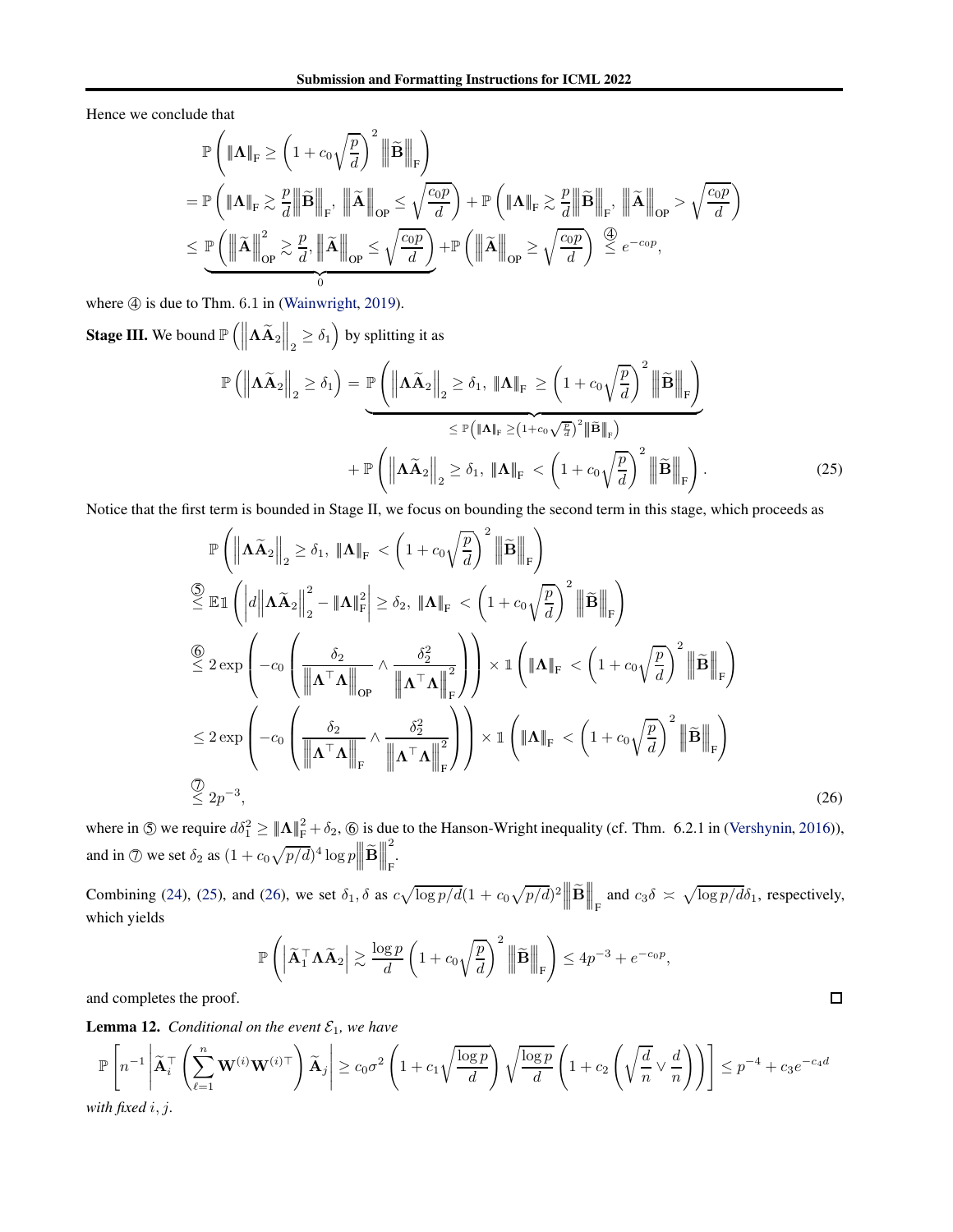Hence we conclude that

$$
\begin{aligned}
&\mathbb{P}\left(\|\boldsymbol{\Lambda}\|_{\mathrm{F}} \geq \left(1 + c_0\sqrt{\frac{p}{d}}\right)^2 \left\|\widetilde{\mathbf{B}}\right\|_{\mathrm{F}}\right) \\
&= \mathbb{P}\left(\|\boldsymbol{\Lambda}\|_{\mathrm{F}} \gtrsim \frac{p}{d}\left\|\widetilde{\mathbf{B}}\right\|_{\mathrm{F}}, \ \left\|\widetilde{\mathbf{A}}\right\|_{\mathrm{OP}} \leq \sqrt{\frac{c_0 p}{d}}\right) + \mathbb{P}\left(\|\boldsymbol{\Lambda}\|_{\mathrm{F}} \gtrsim \frac{p}{d}\left\|\widetilde{\mathbf{B}}\right\|_{\mathrm{F}}, \ \left\|\widetilde{\mathbf{A}}\right\|_{\mathrm{OP}} > \sqrt{\frac{c_0 p}{d}}\right) \\
&\leq \underbrace{\mathbb{P}\left(\left\|\widetilde{\mathbf{A}}\right\|_{\mathrm{OP}}^2 \gtrsim \frac{p}{d}, \left\|\widetilde{\mathbf{A}}\right\|_{\mathrm{OP}} \leq \sqrt{\frac{c_0 p}{d}}\right)}_{0} + \mathbb{P}\left(\left\|\widetilde{\mathbf{A}}\right\|_{\mathrm{OP}} \geq \sqrt{\frac{c_0 p}{d}}\right) \overset{④}{\leq} e^{-c_0 p},
\end{aligned}
$$

where ④ is due to Thm. 6.1 in (Wainwright, 2019).

**Stage III.** We bound $\mathbb{P}\left(\left\|\boldsymbol{\Lambda}\widetilde{\mathbf{A}}_2\right\|_2 \geq \delta_1\right)$ by splitting it as

$$
\begin{aligned}
\mathbb{P}\left(\left\|\boldsymbol{\Lambda}\widetilde{\mathbf{A}}_2\right\|_2 \geq \delta_1\right) &= \underbrace{\mathbb{P}\left(\left\|\boldsymbol{\Lambda}\widetilde{\mathbf{A}}_2\right\|_2 \geq \delta_1, \ \|\boldsymbol{\Lambda}\|_{\mathrm{F}} \geq \left(1 + c_0\sqrt{\frac{p}{d}}\right)^2 \left\|\widetilde{\mathbf{B}}\right\|_{\mathrm{F}}\right)}_{\leq \mathbb{P}\left(\|\boldsymbol{\Lambda}\|_{\mathrm{F}} \geq \left(1+c_0\sqrt{\frac{p}{d}}\right)^2 \left\|\widetilde{\mathbf{B}}\right\|_{\mathrm{F}}\right)} \\
&\quad + \mathbb{P}\left(\left\|\boldsymbol{\Lambda}\widetilde{\mathbf{A}}_2\right\|_2 \geq \delta_1, \ \|\boldsymbol{\Lambda}\|_{\mathrm{F}} < \left(1 + c_0\sqrt{\frac{p}{d}}\right)^2 \left\|\widetilde{\mathbf{B}}\right\|_{\mathrm{F}}\right). \qquad (25)
\end{aligned}
$$

Notice that the first term is bounded in Stage II, we focus on bounding the second term in this stage, which proceeds as

$$
\begin{aligned}
&\mathbb{P}\left(\left\|\boldsymbol{\Lambda}\widetilde{\mathbf{A}}_2\right\|_2 \geq \delta_1, \ \|\boldsymbol{\Lambda}\|_{\mathrm{F}} < \left(1 + c_0\sqrt{\frac{p}{d}}\right)^2 \left\|\widetilde{\mathbf{B}}\right\|_{\mathrm{F}}\right) \\
&\overset{⑤}{\leq} \mathbb{E}\mathbb{1}\left(\left|d\left\|\boldsymbol{\Lambda}\widetilde{\mathbf{A}}_2\right\|_2^2 - \|\boldsymbol{\Lambda}\|_{\mathrm{F}}^2\right| \geq \delta_2, \ \|\boldsymbol{\Lambda}\|_{\mathrm{F}} < \left(1 + c_0\sqrt{\frac{p}{d}}\right)^2 \left\|\widetilde{\mathbf{B}}\right\|_{\mathrm{F}}\right) \\
&\overset{⑥}{\leq} 2\exp\left(-c_0\left(\frac{\delta_2}{\left\|\boldsymbol{\Lambda}^\top\boldsymbol{\Lambda}\right\|_{\mathrm{OP}}} \wedge \frac{\delta_2^2}{\left\|\boldsymbol{\Lambda}^\top\boldsymbol{\Lambda}\right\|_{\mathrm{F}}^2}\right)\right) \times \mathbb{1}\left(\|\boldsymbol{\Lambda}\|_{\mathrm{F}} < \left(1 + c_0\sqrt{\frac{p}{d}}\right)^2 \left\|\widetilde{\mathbf{B}}\right\|_{\mathrm{F}}\right) \\
&\leq 2\exp\left(-c_0\left(\frac{\delta_2}{\left\|\boldsymbol{\Lambda}^\top\boldsymbol{\Lambda}\right\|_{\mathrm{F}}} \wedge \frac{\delta_2^2}{\left\|\boldsymbol{\Lambda}^\top\boldsymbol{\Lambda}\right\|_{\mathrm{F}}^2}\right)\right) \times \mathbb{1}\left(\|\boldsymbol{\Lambda}\|_{\mathrm{F}} < \left(1 + c_0\sqrt{\frac{p}{d}}\right)^2 \left\|\widetilde{\mathbf{B}}\right\|_{\mathrm{F}}\right) \\
&\overset{⑦}{\leq} 2p^{-3}, \qquad (26)
\end{aligned}
$$

where in ⑤ we require $d\delta_1^2 \geq \|\boldsymbol{\Lambda}\|_{\mathrm{F}}^2 + \delta_2$, ⑥ is due to the Hanson-Wright inequality (cf. Thm. 6.2.1 in (Vershynin, 2016)), and in ⑦ we set $\delta_2$ as $(1 + c_0\sqrt{p/d})^4 \log p \left\|\widetilde{\mathbf{B}}\right\|_{\mathrm{F}}^2$.

Combining (24), (25), and (26), we set $\delta_1, \delta$ as $c\sqrt{\log p/d}(1 + c_0\sqrt{p/d})^2\left\|\widetilde{\mathbf{B}}\right\|_{\mathrm{F}}$ and $c_3\delta \asymp \sqrt{\log p/d}\,\delta_1$, respectively, which yields

$$
\mathbb{P}\left(\left|\widetilde{\mathbf{A}}_1^\top\boldsymbol{\Lambda}\widetilde{\mathbf{A}}_2\right| \gtrsim \frac{\log p}{d}\left(1 + c_0\sqrt{\frac{p}{d}}\right)^2 \left\|\widetilde{\mathbf{B}}\right\|_{\mathrm{F}}\right) \leq 4p^{-3} + e^{-c_0 p},
$$

and completes the proof. ∎

**Lemma 12.** *Conditional on the event $\mathcal{E}_1$, we have*

$$
\mathbb{P}\left[n^{-1}\left|\widetilde{\mathbf{A}}_i^\top\left(\sum_{\ell=1}^n \mathbf{W}^{(i)}\mathbf{W}^{(i)\top}\right)\widetilde{\mathbf{A}}_j\right| \geq c_0\sigma^2\left(1 + c_1\sqrt{\frac{\log p}{d}}\right)\sqrt{\frac{\log p}{d}}\left(1 + c_2\left(\sqrt{\frac{d}{n}} \vee \frac{d}{n}\right)\right)\right] \leq p^{-4} + c_3 e^{-c_4 d}
$$

*with fixed $i, j$.*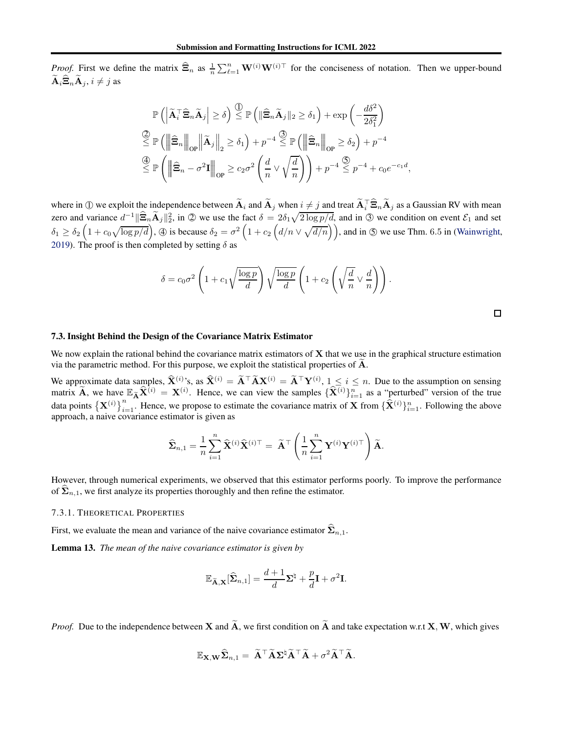*Proof.* First we define the matrix $\widehat{\boldsymbol{\Xi}}_n$ as $\frac{1}{n}\sum_{\ell=1}^n \mathbf{W}^{(i)}\mathbf{W}^{(i)\top}$ for the conciseness of notation. Then we upper-bound $\widetilde{\mathbf{A}}_i \widehat{\boldsymbol{\Xi}}_n \widetilde{\mathbf{A}}_j$, $i \neq j$ as

$$
\begin{aligned}
&\mathbb{P}\left(\left|\widetilde{\mathbf{A}}_i^\top \widehat{\boldsymbol{\Xi}}_n \widetilde{\mathbf{A}}_j\right| \geq \delta\right) \overset{①}{\leq} \mathbb{P}\left(\|\widehat{\boldsymbol{\Xi}}_n \widetilde{\mathbf{A}}_j\|_2 \geq \delta_1\right) + \exp\left(-\frac{d\delta^2}{2\delta_1^2}\right) \\
&\overset{②}{\leq} \mathbb{P}\left(\left\|\widehat{\boldsymbol{\Xi}}_n\right\|_{\mathsf{OP}} \left\|\widetilde{\mathbf{A}}_j\right\|_2 \geq \delta_1\right) + p^{-4} \overset{③}{\leq} \mathbb{P}\left(\left\|\widehat{\boldsymbol{\Xi}}_n\right\|_{\mathsf{OP}} \geq \delta_2\right) + p^{-4} \\
&\overset{④}{\leq} \mathbb{P}\left(\left\|\widehat{\boldsymbol{\Xi}}_n - \sigma^2 \mathbf{I}\right\|_{\mathsf{OP}} \geq c_2 \sigma^2 \left(\frac{d}{n} \vee \sqrt{\frac{d}{n}}\right)\right) + p^{-4} \overset{⑤}{\leq} p^{-4} + c_0 e^{-c_1 d},
\end{aligned}
$$

where in ① we exploit the independence between $\widetilde{\mathbf{A}}_i$ and $\widetilde{\mathbf{A}}_j$ when $i \neq j$ and treat $\widetilde{\mathbf{A}}_i^\top \widehat{\boldsymbol{\Xi}}_n \widetilde{\mathbf{A}}_j$ as a Gaussian RV with mean zero and variance $d^{-1}\|\widehat{\boldsymbol{\Xi}}_n \widetilde{\mathbf{A}}_j\|_2^2$, in ② we use the fact $\delta = 2\delta_1\sqrt{2\log p/d}$, and in ③ we condition on event $\mathcal{E}_1$ and set $\delta_1 \geq \delta_2\left(1 + c_0\sqrt{\log p/d}\right)$, ④ is because $\delta_2 = \sigma^2\left(1 + c_2\left(d/n \vee \sqrt{d/n}\right)\right)$, and in ⑤ we use Thm. 6.5 in (Wainwright, 2019). The proof is then completed by setting $\delta$ as

$$
\delta = c_0 \sigma^2 \left(1 + c_1\sqrt{\frac{\log p}{d}}\right)\sqrt{\frac{\log p}{d}}\left(1 + c_2\left(\sqrt{\frac{d}{n}} \vee \frac{d}{n}\right)\right).
$$

□

### 7.3. Insight Behind the Design of the Covariance Matrix Estimator

We now explain the rational behind the covariance matrix estimators of $\mathbf{X}$ that we use in the graphical structure estimation via the parametric method. For this purpose, we exploit the statistical properties of $\widetilde{\mathbf{A}}$.

We approximate data samples, $\widehat{\mathbf{X}}^{(i)}$'s, as $\widehat{\mathbf{X}}^{(i)} = \widetilde{\mathbf{A}}^\top \widetilde{\mathbf{A}} \mathbf{X}^{(i)} = \widetilde{\mathbf{A}}^\top \mathbf{Y}^{(i)}$, $1 \leq i \leq n$. Due to the assumption on sensing matrix $\widetilde{\mathbf{A}}$, we have $\mathbb{E}_{\widetilde{\mathbf{A}}}\widehat{\mathbf{X}}^{(i)} = \mathbf{X}^{(i)}$. Hence, we can view the samples $\{\widehat{\mathbf{X}}^{(i)}\}_{i=1}^n$ as a "perturbed" version of the true data points $\left\{\mathbf{X}^{(i)}\right\}_{i=1}^n$. Hence, we propose to estimate the covariance matrix of $\mathbf{X}$ from $\{\widehat{\mathbf{X}}^{(i)}\}_{i=1}^n$. Following the above approach, a naive covariance estimator is given as

$$
\widehat{\boldsymbol{\Sigma}}_{n,1} = \frac{1}{n}\sum_{i=1}^n \widehat{\mathbf{X}}^{(i)}\widehat{\mathbf{X}}^{(i)\top} = \widetilde{\mathbf{A}}^\top\left(\frac{1}{n}\sum_{i=1}^n \mathbf{Y}^{(i)}\mathbf{Y}^{(i)\top}\right)\widetilde{\mathbf{A}}.
$$

However, through numerical experiments, we observed that this estimator performs poorly. To improve the performance of $\widehat{\boldsymbol{\Sigma}}_{n,1}$, we first analyze its properties thoroughly and then refine the estimator.

#### 7.3.1. Theoretical Properties

First, we evaluate the mean and variance of the naive covariance estimator $\widehat{\boldsymbol{\Sigma}}_{n,1}$.

**Lemma 13.** *The mean of the naive covariance estimator is given by*

$$
\mathbb{E}_{\widetilde{\mathbf{A}},\mathbf{X}}[\widehat{\boldsymbol{\Sigma}}_{n,1}] = \frac{d+1}{d}\boldsymbol{\Sigma}^\natural + \frac{p}{d}\mathbf{I} + \sigma^2\mathbf{I}.
$$

*Proof.* Due to the independence between $\mathbf{X}$ and $\widetilde{\mathbf{A}}$, we first condition on $\widetilde{\mathbf{A}}$ and take expectation w.r.t $\mathbf{X}, \mathbf{W}$, which gives

$$
\mathbb{E}_{\mathbf{X},\mathbf{W}}\widehat{\boldsymbol{\Sigma}}_{n,1} = \widetilde{\mathbf{A}}^\top\widetilde{\mathbf{A}}\boldsymbol{\Sigma}^\natural\widetilde{\mathbf{A}}^\top\widetilde{\mathbf{A}} + \sigma^2\widetilde{\mathbf{A}}^\top\widetilde{\mathbf{A}}.
$$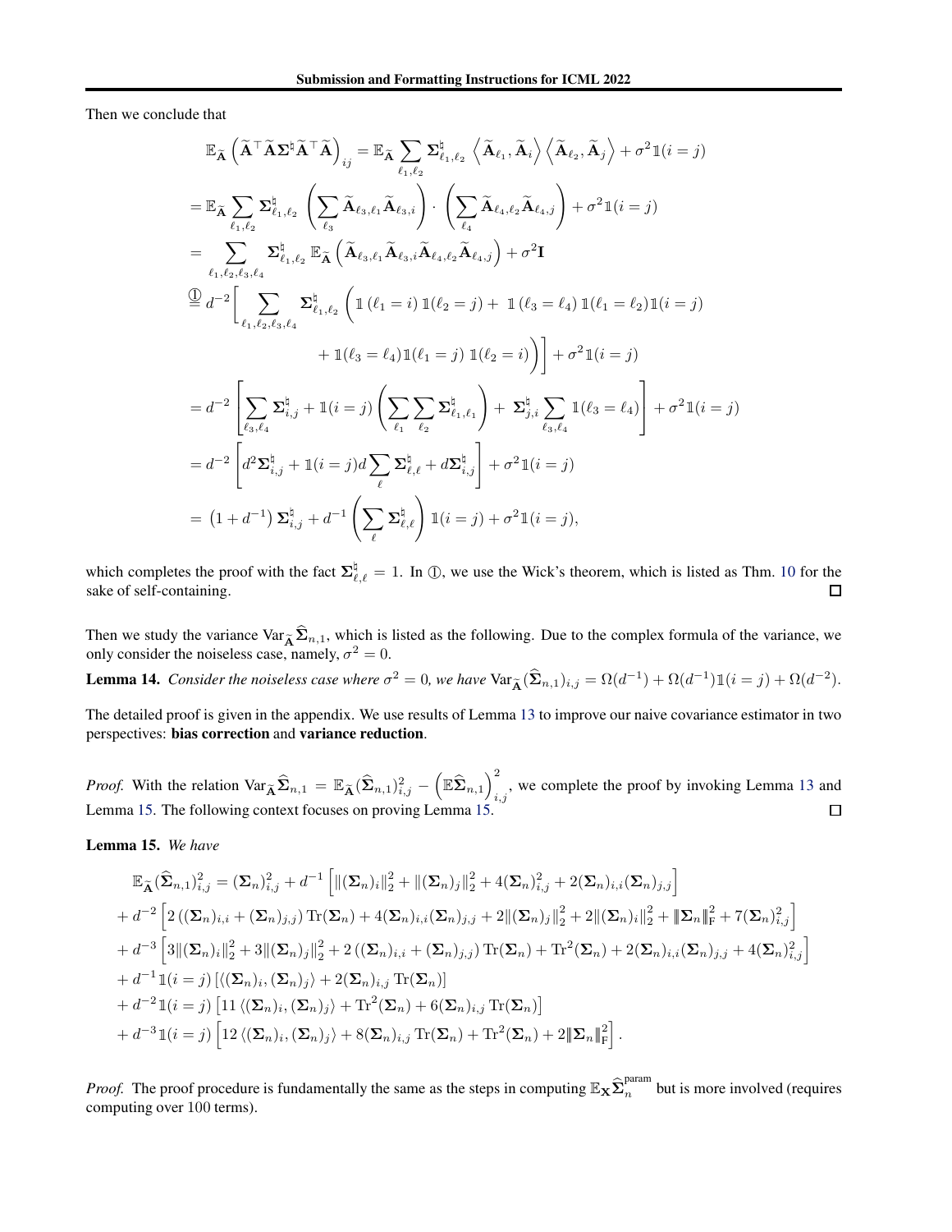Then we conclude that

$$
\begin{aligned}
&\mathbb{E}_{\widetilde{\mathbf{A}}}\left(\widetilde{\mathbf{A}}^{\top}\widetilde{\mathbf{A}}\boldsymbol{\Sigma}^{\natural}\widetilde{\mathbf{A}}^{\top}\widetilde{\mathbf{A}}\right)_{ij} = \mathbb{E}_{\widetilde{\mathbf{A}}}\sum_{\ell_1,\ell_2}\boldsymbol{\Sigma}^{\natural}_{\ell_1,\ell_2}\left\langle \widetilde{\mathbf{A}}_{\ell_1}, \widetilde{\mathbf{A}}_i\right\rangle\left\langle \widetilde{\mathbf{A}}_{\ell_2}, \widetilde{\mathbf{A}}_j\right\rangle + \sigma^2\mathbb{1}(i=j) \\
&= \mathbb{E}_{\widetilde{\mathbf{A}}}\sum_{\ell_1,\ell_2}\boldsymbol{\Sigma}^{\natural}_{\ell_1,\ell_2}\left(\sum_{\ell_3}\widetilde{\mathbf{A}}_{\ell_3,\ell_1}\widetilde{\mathbf{A}}_{\ell_3,i}\right)\cdot\left(\sum_{\ell_4}\widetilde{\mathbf{A}}_{\ell_4,\ell_2}\widetilde{\mathbf{A}}_{\ell_4,j}\right) + \sigma^2\mathbb{1}(i=j) \\
&= \sum_{\ell_1,\ell_2,\ell_3,\ell_4}\boldsymbol{\Sigma}^{\natural}_{\ell_1,\ell_2}\,\mathbb{E}_{\widetilde{\mathbf{A}}}\left(\widetilde{\mathbf{A}}_{\ell_3,\ell_1}\widetilde{\mathbf{A}}_{\ell_3,i}\widetilde{\mathbf{A}}_{\ell_4,\ell_2}\widetilde{\mathbf{A}}_{\ell_4,j}\right) + \sigma^2\mathbf{I} \\
&\overset{①}{=} d^{-2}\Bigg[\sum_{\ell_1,\ell_2,\ell_3,\ell_4}\boldsymbol{\Sigma}^{\natural}_{\ell_1,\ell_2}\Big(\mathbb{1}(\ell_1=i)\,\mathbb{1}(\ell_2=j) + \mathbb{1}(\ell_3=\ell_4)\,\mathbb{1}(\ell_1=\ell_2)\mathbb{1}(i=j) \\
&\qquad\qquad + \mathbb{1}(\ell_3=\ell_4)\mathbb{1}(\ell_1=j)\,\mathbb{1}(\ell_2=i)\Big)\Bigg] + \sigma^2\mathbb{1}(i=j) \\
&= d^{-2}\left[\sum_{\ell_3,\ell_4}\boldsymbol{\Sigma}^{\natural}_{i,j} + \mathbb{1}(i=j)\left(\sum_{\ell_1}\sum_{\ell_2}\boldsymbol{\Sigma}^{\natural}_{\ell_1,\ell_1}\right) + \boldsymbol{\Sigma}^{\natural}_{j,i}\sum_{\ell_3,\ell_4}\mathbb{1}(\ell_3=\ell_4)\right] + \sigma^2\mathbb{1}(i=j) \\
&= d^{-2}\left[d^2\boldsymbol{\Sigma}^{\natural}_{i,j} + \mathbb{1}(i=j)d\sum_{\ell}\boldsymbol{\Sigma}^{\natural}_{\ell,\ell} + d\boldsymbol{\Sigma}^{\natural}_{i,j}\right] + \sigma^2\mathbb{1}(i=j) \\
&= \left(1+d^{-1}\right)\boldsymbol{\Sigma}^{\natural}_{i,j} + d^{-1}\left(\sum_{\ell}\boldsymbol{\Sigma}^{\natural}_{\ell,\ell}\right)\mathbb{1}(i=j) + \sigma^2\mathbb{1}(i=j),
\end{aligned}
$$

which completes the proof with the fact $\boldsymbol{\Sigma}^{\natural}_{\ell,\ell} = 1$. In ①, we use the Wick's theorem, which is listed as Thm. 10 for the sake of self-containing. ◻

Then we study the variance $\mathrm{Var}_{\widetilde{\mathbf{A}}}\widehat{\boldsymbol{\Sigma}}_{n,1}$, which is listed as the following. Due to the complex formula of the variance, we only consider the noiseless case, namely, $\sigma^2 = 0$.

**Lemma 14.** *Consider the noiseless case where $\sigma^2 = 0$, we have $\mathrm{Var}_{\widetilde{\mathbf{A}}}(\widehat{\boldsymbol{\Sigma}}_{n,1})_{i,j} = \Omega(d^{-1}) + \Omega(d^{-1})\mathbb{1}(i=j) + \Omega(d^{-2})$.*

The detailed proof is given in the appendix. We use results of Lemma 13 to improve our naive covariance estimator in two perspectives: **bias correction** and **variance reduction**.

*Proof.* With the relation $\mathrm{Var}_{\widetilde{\mathbf{A}}}\widehat{\boldsymbol{\Sigma}}_{n,1} = \mathbb{E}_{\widetilde{\mathbf{A}}}(\widehat{\boldsymbol{\Sigma}}_{n,1})^2_{i,j} - \left(\mathbb{E}\widehat{\boldsymbol{\Sigma}}_{n,1}\right)^2_{i,j}$, we complete the proof by invoking Lemma 13 and Lemma 15. The following context focuses on proving Lemma 15. ◻

**Lemma 15.** *We have*

$$
\begin{aligned}
&\mathbb{E}_{\widetilde{\mathbf{A}}}(\widehat{\boldsymbol{\Sigma}}_{n,1})^2_{i,j} = (\boldsymbol{\Sigma}_n)^2_{i,j} + d^{-1}\left[\|(\boldsymbol{\Sigma}_n)_i\|_2^2 + \|(\boldsymbol{\Sigma}_n)_j\|_2^2 + 4(\boldsymbol{\Sigma}_n)^2_{i,j} + 2(\boldsymbol{\Sigma}_n)_{i,i}(\boldsymbol{\Sigma}_n)_{j,j}\right] \\
&+ d^{-2}\left[2\left((\boldsymbol{\Sigma}_n)_{i,i} + (\boldsymbol{\Sigma}_n)_{j,j}\right)\mathrm{Tr}(\boldsymbol{\Sigma}_n) + 4(\boldsymbol{\Sigma}_n)_{i,i}(\boldsymbol{\Sigma}_n)_{j,j} + 2\|(\boldsymbol{\Sigma}_n)_j\|_2^2 + 2\|(\boldsymbol{\Sigma}_n)_i\|_2^2 + \|\boldsymbol{\Sigma}_n\|_{\mathrm{F}}^2 + 7(\boldsymbol{\Sigma}_n)^2_{i,j}\right] \\
&+ d^{-3}\left[3\|(\boldsymbol{\Sigma}_n)_i\|_2^2 + 3\|(\boldsymbol{\Sigma}_n)_j\|_2^2 + 2\left((\boldsymbol{\Sigma}_n)_{i,i} + (\boldsymbol{\Sigma}_n)_{j,j}\right)\mathrm{Tr}(\boldsymbol{\Sigma}_n) + \mathrm{Tr}^2(\boldsymbol{\Sigma}_n) + 2(\boldsymbol{\Sigma}_n)_{i,i}(\boldsymbol{\Sigma}_n)_{j,j} + 4(\boldsymbol{\Sigma}_n)^2_{i,j}\right] \\
&+ d^{-1}\mathbb{1}(i=j)\left[\langle(\boldsymbol{\Sigma}_n)_i, (\boldsymbol{\Sigma}_n)_j\rangle + 2(\boldsymbol{\Sigma}_n)_{i,j}\,\mathrm{Tr}(\boldsymbol{\Sigma}_n)\right] \\
&+ d^{-2}\mathbb{1}(i=j)\left[11\,\langle(\boldsymbol{\Sigma}_n)_i, (\boldsymbol{\Sigma}_n)_j\rangle + \mathrm{Tr}^2(\boldsymbol{\Sigma}_n) + 6(\boldsymbol{\Sigma}_n)_{i,j}\,\mathrm{Tr}(\boldsymbol{\Sigma}_n)\right] \\
&+ d^{-3}\mathbb{1}(i=j)\left[12\,\langle(\boldsymbol{\Sigma}_n)_i, (\boldsymbol{\Sigma}_n)_j\rangle + 8(\boldsymbol{\Sigma}_n)_{i,j}\,\mathrm{Tr}(\boldsymbol{\Sigma}_n) + \mathrm{Tr}^2(\boldsymbol{\Sigma}_n) + 2\|\boldsymbol{\Sigma}_n\|_{\mathrm{F}}^2\right].
\end{aligned}
$$

*Proof.* The proof procedure is fundamentally the same as the steps in computing $\mathbb{E}_{\mathbf{X}}\widehat{\boldsymbol{\Sigma}}_n^{\mathrm{param}}$ but is more involved (requires computing over 100 terms).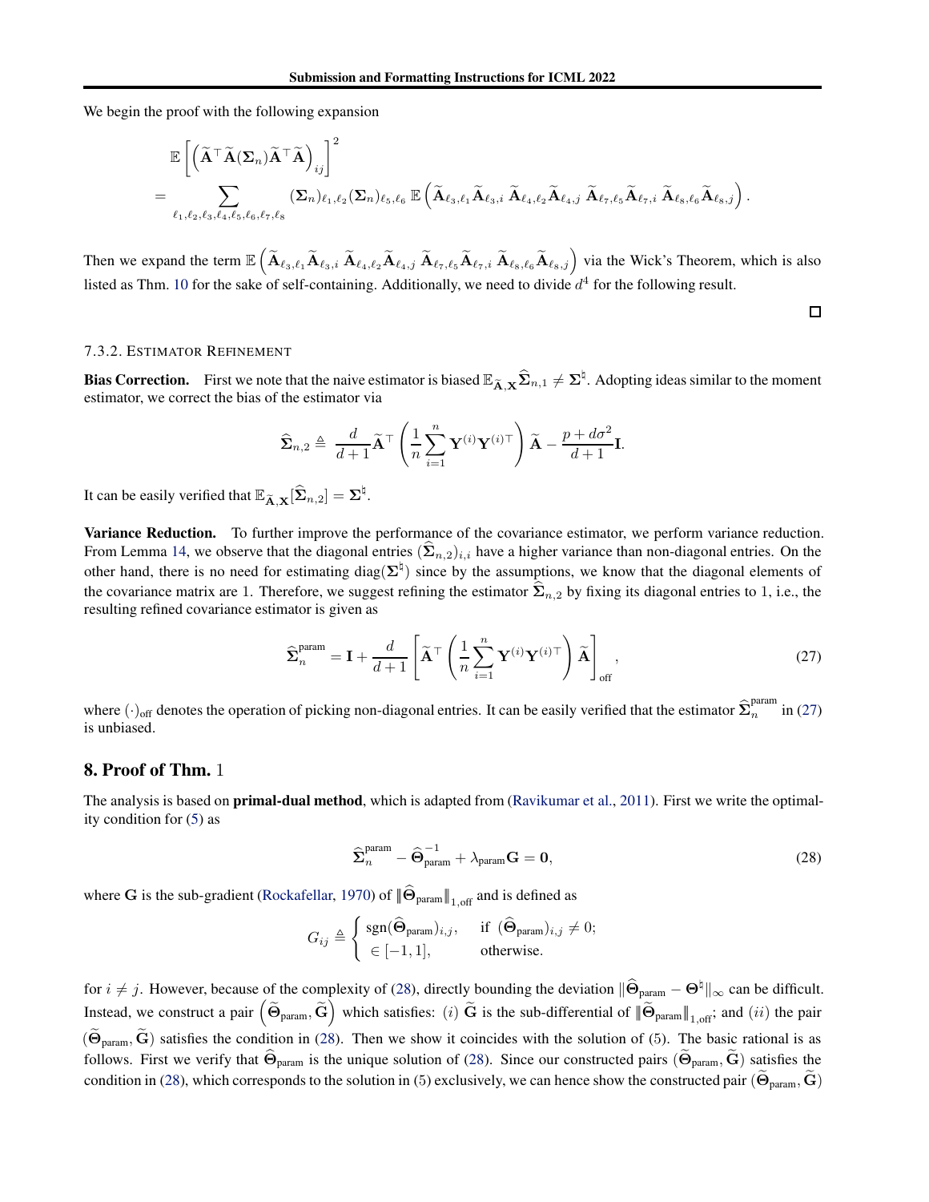We begin the proof with the following expansion

$$
\begin{aligned}
&\mathbb{E}\left[\left(\widetilde{\mathbf{A}}^\top \widetilde{\mathbf{A}}(\boldsymbol{\Sigma}_n)\widetilde{\mathbf{A}}^\top \widetilde{\mathbf{A}}\right)_{ij}\right]^2 \\
=& \sum_{\ell_1,\ell_2,\ell_3,\ell_4,\ell_5,\ell_6,\ell_7,\ell_8} (\boldsymbol{\Sigma}_n)_{\ell_1,\ell_2}(\boldsymbol{\Sigma}_n)_{\ell_5,\ell_6}\, \mathbb{E}\left(\widetilde{\mathbf{A}}_{\ell_3,\ell_1}\widetilde{\mathbf{A}}_{\ell_3,i}\, \widetilde{\mathbf{A}}_{\ell_4,\ell_2}\widetilde{\mathbf{A}}_{\ell_4,j}\, \widetilde{\mathbf{A}}_{\ell_7,\ell_5}\widetilde{\mathbf{A}}_{\ell_7,i}\, \widetilde{\mathbf{A}}_{\ell_8,\ell_6}\widetilde{\mathbf{A}}_{\ell_8,j}\right).
\end{aligned}
$$

Then we expand the term $\mathbb{E}\left(\widetilde{\mathbf{A}}_{\ell_3,\ell_1}\widetilde{\mathbf{A}}_{\ell_3,i}\, \widetilde{\mathbf{A}}_{\ell_4,\ell_2}\widetilde{\mathbf{A}}_{\ell_4,j}\, \widetilde{\mathbf{A}}_{\ell_7,\ell_5}\widetilde{\mathbf{A}}_{\ell_7,i}\, \widetilde{\mathbf{A}}_{\ell_8,\ell_6}\widetilde{\mathbf{A}}_{\ell_8,j}\right)$ via the Wick's Theorem, which is also listed as Thm. 10 for the sake of self-containing. Additionally, we need to divide $d^4$ for the following result.

□

#### 7.3.2. Estimator Refinement

**Bias Correction.** First we note that the naive estimator is biased $\mathbb{E}_{\widetilde{\mathbf{A}},\mathbf{X}}\widehat{\boldsymbol{\Sigma}}_{n,1} \neq \boldsymbol{\Sigma}^\natural$. Adopting ideas similar to the moment estimator, we correct the bias of the estimator via

$$
\widehat{\boldsymbol{\Sigma}}_{n,2} \triangleq \frac{d}{d+1}\widetilde{\mathbf{A}}^\top\left(\frac{1}{n}\sum_{i=1}^n \mathbf{Y}^{(i)}\mathbf{Y}^{(i)\top}\right)\widetilde{\mathbf{A}} - \frac{p+d\sigma^2}{d+1}\mathbf{I}.
$$

It can be easily verified that $\mathbb{E}_{\widetilde{\mathbf{A}},\mathbf{X}}[\widehat{\boldsymbol{\Sigma}}_{n,2}] = \boldsymbol{\Sigma}^\natural$.

**Variance Reduction.** To further improve the performance of the covariance estimator, we perform variance reduction. From Lemma 14, we observe that the diagonal entries $(\widehat{\boldsymbol{\Sigma}}_{n,2})_{i,i}$ have a higher variance than non-diagonal entries. On the other hand, there is no need for estimating $\mathrm{diag}(\boldsymbol{\Sigma}^\natural)$ since by the assumptions, we know that the diagonal elements of the covariance matrix are 1. Therefore, we suggest refining the estimator $\widehat{\boldsymbol{\Sigma}}_{n,2}$ by fixing its diagonal entries to 1, i.e., the resulting refined covariance estimator is given as

$$
\widehat{\boldsymbol{\Sigma}}_n^{\text{param}} = \mathbf{I} + \frac{d}{d+1}\left[\widetilde{\mathbf{A}}^\top\left(\frac{1}{n}\sum_{i=1}^n \mathbf{Y}^{(i)}\mathbf{Y}^{(i)\top}\right)\widetilde{\mathbf{A}}\right]_{\text{off}}, \tag{27}
$$

where $(\cdot)_{\text{off}}$ denotes the operation of picking non-diagonal entries. It can be easily verified that the estimator $\widehat{\boldsymbol{\Sigma}}_n^{\text{param}}$ in (27) is unbiased.

## 8. Proof of Thm. 1

The analysis is based on **primal-dual method**, which is adapted from (Ravikumar et al., 2011). First we write the optimality condition for (5) as

$$
\widehat{\boldsymbol{\Sigma}}_n^{\text{param}} - \widehat{\boldsymbol{\Theta}}_{\text{param}}^{-1} + \lambda_{\text{param}}\mathbf{G} = \mathbf{0}, \tag{28}
$$

where $\mathbf{G}$ is the sub-gradient (Rockafellar, 1970) of $\|\widehat{\boldsymbol{\Theta}}_{\text{param}}\|_{1,\text{off}}$ and is defined as

$$
G_{ij} \triangleq \begin{cases} \mathrm{sgn}(\widehat{\boldsymbol{\Theta}}_{\text{param}})_{i,j}, & \text{if } (\widehat{\boldsymbol{\Theta}}_{\text{param}})_{i,j} \neq 0; \\ \in [-1,1], & \text{otherwise.} \end{cases}
$$

for $i \neq j$. However, because of the complexity of (28), directly bounding the deviation $\|\widehat{\boldsymbol{\Theta}}_{\text{param}} - \boldsymbol{\Theta}^\natural\|_\infty$ can be difficult. Instead, we construct a pair $\left(\widetilde{\boldsymbol{\Theta}}_{\text{param}}, \widetilde{\mathbf{G}}\right)$ which satisfies: $(i)$ $\widetilde{\mathbf{G}}$ is the sub-differential of $\|\widetilde{\boldsymbol{\Theta}}_{\text{param}}\|_{1,\text{off}}$; and $(ii)$ the pair $(\widetilde{\boldsymbol{\Theta}}_{\text{param}}, \widetilde{\mathbf{G}})$ satisfies the condition in (28). Then we show it coincides with the solution of (5). The basic rational is as follows. First we verify that $\widehat{\boldsymbol{\Theta}}_{\text{param}}$ is the unique solution of (28). Since our constructed pairs $(\widetilde{\boldsymbol{\Theta}}_{\text{param}}, \widetilde{\mathbf{G}})$ satisfies the condition in (28), which corresponds to the solution in (5) exclusively, we can hence show the constructed pair $(\widetilde{\boldsymbol{\Theta}}_{\text{param}}, \widetilde{\mathbf{G}})$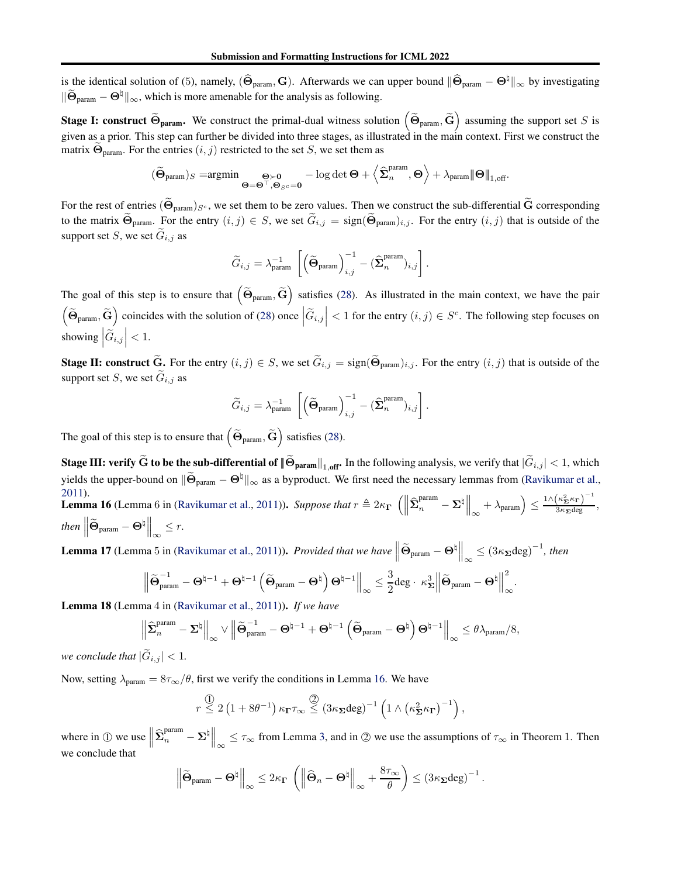is the identical solution of (5), namely, $(\widehat{\mathbf{\Theta}}_{\text{param}}, \mathbf{G})$. Afterwards we can upper bound $\|\widehat{\mathbf{\Theta}}_{\text{param}} - \mathbf{\Theta}^{\natural}\|_{\infty}$ by investigating $\|\widetilde{\mathbf{\Theta}}_{\text{param}} - \mathbf{\Theta}^{\natural}\|_{\infty}$, which is more amenable for the analysis as following.

**Stage I: construct $\widetilde{\mathbf{\Theta}}_{\text{param}}$.** We construct the primal-dual witness solution $\left(\widetilde{\mathbf{\Theta}}_{\text{param}}, \widetilde{\mathbf{G}}\right)$ assuming the support set $S$ is given as a prior. This step can further be divided into three stages, as illustrated in the main context. First we construct the matrix $\widetilde{\mathbf{\Theta}}_{\text{param}}$. For the entries $(i,j)$ restricted to the set $S$, we set them as

$$
(\widetilde{\mathbf{\Theta}}_{\text{param}})_S = \underset{\substack{\mathbf{\Theta} \succ \mathbf{0} \\ \mathbf{\Theta} = \mathbf{\Theta}^{\top}, \mathbf{\Theta}_{S^c} = \mathbf{0}}}{\text{argmin}} - \log\det \mathbf{\Theta} + \left\langle \widehat{\mathbf{\Sigma}}_n^{\text{param}}, \mathbf{\Theta} \right\rangle + \lambda_{\text{param}} \|\mathbf{\Theta}\|_{1,\text{off}}.
$$

For the rest of entries $(\widetilde{\mathbf{\Theta}}_{\text{param}})_{S^c}$, we set them to be zero values. Then we construct the sub-differential $\widetilde{\mathbf{G}}$ corresponding to the matrix $\widetilde{\mathbf{\Theta}}_{\text{param}}$. For the entry $(i,j) \in S$, we set $\widetilde{G}_{i,j} = \text{sign}(\widetilde{\mathbf{\Theta}}_{\text{param}})_{i,j}$. For the entry $(i,j)$ that is outside of the support set $S$, we set $\widetilde{G}_{i,j}$ as

$$
\widetilde{G}_{i,j} = \lambda_{\text{param}}^{-1} \left[ \left(\widetilde{\mathbf{\Theta}}_{\text{param}}\right)^{-1}_{i,j} - (\widehat{\mathbf{\Sigma}}_n^{\text{param}})_{i,j} \right].
$$

The goal of this step is to ensure that $\left(\widetilde{\mathbf{\Theta}}_{\text{param}}, \widetilde{\mathbf{G}}\right)$ satisfies (28). As illustrated in the main context, we have the pair $\left(\widetilde{\mathbf{\Theta}}_{\text{param}}, \widetilde{\mathbf{G}}\right)$ coincides with the solution of (28) once $\left|\widetilde{G}_{i,j}\right| < 1$ for the entry $(i,j) \in S^c$. The following step focuses on showing $\left|\widetilde{G}_{i,j}\right| < 1$.

**Stage II: construct $\widetilde{\mathbf{G}}$.** For the entry $(i,j) \in S$, we set $\widetilde{G}_{i,j} = \text{sign}(\widetilde{\mathbf{\Theta}}_{\text{param}})_{i,j}$. For the entry $(i,j)$ that is outside of the support set $S$, we set $\widetilde{G}_{i,j}$ as

$$
\widetilde{G}_{i,j} = \lambda_{\text{param}}^{-1} \left[ \left(\widetilde{\mathbf{\Theta}}_{\text{param}}\right)^{-1}_{i,j} - (\widehat{\mathbf{\Sigma}}_n^{\text{param}})_{i,j} \right].
$$

The goal of this step is to ensure that $\left(\widetilde{\mathbf{\Theta}}_{\text{param}}, \widetilde{\mathbf{G}}\right)$ satisfies (28).

**Stage III: verify $\widetilde{\mathbf{G}}$ to be the sub-differential of $\|\widetilde{\mathbf{\Theta}}_{\text{param}}\|_{1,\text{off}}$.** In the following analysis, we verify that $|\widetilde{G}_{i,j}| < 1$, which yields the upper-bound on $\|\widetilde{\mathbf{\Theta}}_{\text{param}} - \mathbf{\Theta}^{\natural}\|_{\infty}$ as a byproduct. We first need the necessary lemmas from (Ravikumar et al., 2011).

**Lemma 16** (Lemma 6 in (Ravikumar et al., 2011)). *Suppose that* $r \triangleq 2\kappa_{\mathbf{\Gamma}} \left( \left\| \widehat{\mathbf{\Sigma}}_n^{\text{param}} - \mathbf{\Sigma}^{\natural} \right\|_{\infty} + \lambda_{\text{param}} \right) \leq \frac{1 \wedge \left(\kappa_{\mathbf{\Sigma}}^2 \kappa_{\mathbf{\Gamma}}\right)^{-1}}{3\kappa_{\mathbf{\Sigma}} \text{deg}}$, *then* $\left\| \widetilde{\mathbf{\Theta}}_{\text{param}} - \mathbf{\Theta}^{\natural} \right\|_{\infty} \leq r$.

**Lemma 17** (Lemma 5 in (Ravikumar et al., 2011)). *Provided that we have* $\left\| \widetilde{\mathbf{\Theta}}_{\text{param}} - \mathbf{\Theta}^{\natural} \right\|_{\infty} \leq (3\kappa_{\mathbf{\Sigma}} \text{deg})^{-1}$, *then*

$$
\left\| \widetilde{\mathbf{\Theta}}_{\text{param}}^{-1} - \mathbf{\Theta}^{\natural -1} + \mathbf{\Theta}^{\natural -1} \left( \widetilde{\mathbf{\Theta}}_{\text{param}} - \mathbf{\Theta}^{\natural} \right) \mathbf{\Theta}^{\natural -1} \right\|_{\infty} \leq \frac{3}{2} \text{deg} \cdot \kappa_{\mathbf{\Sigma}}^3 \left\| \widetilde{\mathbf{\Theta}}_{\text{param}} - \mathbf{\Theta}^{\natural} \right\|_{\infty}^2.
$$

**Lemma 18** (Lemma 4 in (Ravikumar et al., 2011)). *If we have*

$$
\left\| \widehat{\mathbf{\Sigma}}_n^{\text{param}} - \mathbf{\Sigma}^{\natural} \right\|_{\infty} \vee \left\| \widetilde{\mathbf{\Theta}}_{\text{param}}^{-1} - \mathbf{\Theta}^{\natural -1} + \mathbf{\Theta}^{\natural -1} \left( \widetilde{\mathbf{\Theta}}_{\text{param}} - \mathbf{\Theta}^{\natural} \right) \mathbf{\Theta}^{\natural -1} \right\|_{\infty} \leq \theta \lambda_{\text{param}} / 8,
$$

*we conclude that* $|\widetilde{G}_{i,j}| < 1$.

Now, setting $\lambda_{\text{param}} = 8\tau_{\infty}/\theta$, first we verify the conditions in Lemma 16. We have

$$
r \overset{①}{\leq} 2\left(1 + 8\theta^{-1}\right) \kappa_{\mathbf{\Gamma}} \tau_{\infty} \overset{②}{\leq} (3\kappa_{\mathbf{\Sigma}} \text{deg})^{-1} \left(1 \wedge \left(\kappa_{\mathbf{\Sigma}}^2 \kappa_{\mathbf{\Gamma}}\right)^{-1}\right),
$$

where in ① we use $\left\| \widehat{\mathbf{\Sigma}}_n^{\text{param}} - \mathbf{\Sigma}^{\natural} \right\|_{\infty} \leq \tau_{\infty}$ from Lemma 3, and in ② we use the assumptions of $\tau_{\infty}$ in Theorem 1. Then we conclude that

$$
\left\| \widetilde{\mathbf{\Theta}}_{\text{param}} - \mathbf{\Theta}^{\natural} \right\|_{\infty} \leq 2\kappa_{\mathbf{\Gamma}} \left( \left\| \widehat{\mathbf{\Theta}}_n - \mathbf{\Theta}^{\natural} \right\|_{\infty} + \frac{8\tau_{\infty}}{\theta} \right) \leq (3\kappa_{\mathbf{\Sigma}} \text{deg})^{-1}.
$$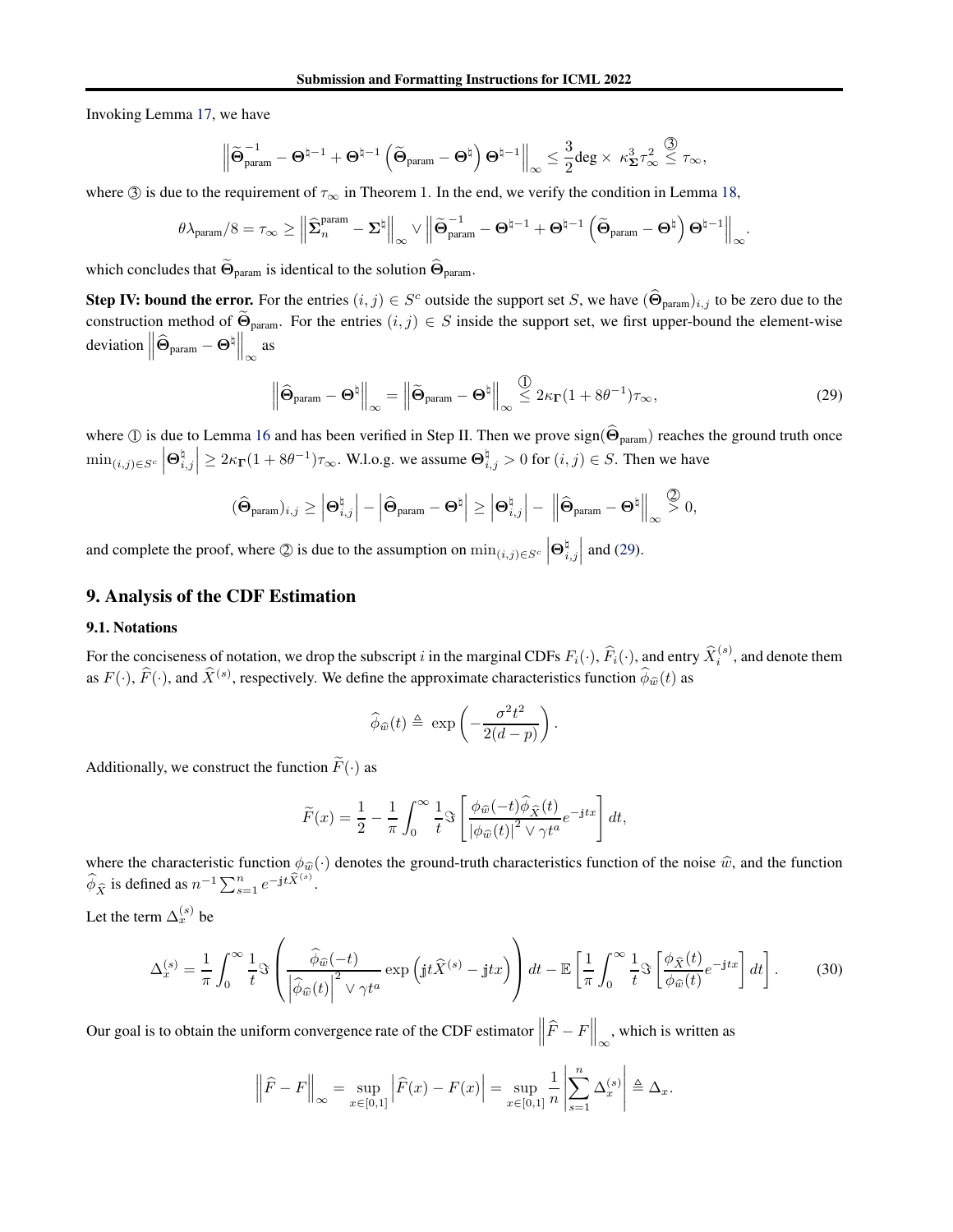Invoking Lemma 17, we have

$$\left\| \widetilde{\mathbf{\Theta}}_{\text{param}}^{-1} - \mathbf{\Theta}^{\natural -1} + \mathbf{\Theta}^{\natural -1}\left(\widetilde{\mathbf{\Theta}}_{\text{param}} - \mathbf{\Theta}^{\natural}\right)\mathbf{\Theta}^{\natural -1}\right\|_{\infty} \leq \frac{3}{2}\text{deg} \times \kappa_{\mathbf{\Sigma}}^{3}\tau_{\infty}^{2} \overset{③}{\leq} \tau_{\infty},$$

where ③ is due to the requirement of $\tau_{\infty}$ in Theorem 1. In the end, we verify the condition in Lemma 18,

$$\theta\lambda_{\text{param}}/8 = \tau_{\infty} \geq \left\|\widehat{\mathbf{\Sigma}}_n^{\text{param}} - \mathbf{\Sigma}^{\natural}\right\|_{\infty} \vee \left\| \widetilde{\mathbf{\Theta}}_{\text{param}}^{-1} - \mathbf{\Theta}^{\natural -1} + \mathbf{\Theta}^{\natural -1}\left(\widetilde{\mathbf{\Theta}}_{\text{param}} - \mathbf{\Theta}^{\natural}\right)\mathbf{\Theta}^{\natural -1}\right\|_{\infty}.$$

which concludes that $\widetilde{\mathbf{\Theta}}_{\text{param}}$ is identical to the solution $\widehat{\mathbf{\Theta}}_{\text{param}}$.

**Step IV: bound the error.** For the entries $(i,j) \in S^c$ outside the support set $S$, we have $(\widehat{\mathbf{\Theta}}_{\text{param}})_{i,j}$ to be zero due to the construction method of $\widetilde{\mathbf{\Theta}}_{\text{param}}$. For the entries $(i,j) \in S$ inside the support set, we first upper-bound the element-wise deviation $\left\|\widehat{\mathbf{\Theta}}_{\text{param}} - \mathbf{\Theta}^{\natural}\right\|_{\infty}$ as

$$\left\|\widehat{\mathbf{\Theta}}_{\text{param}} - \mathbf{\Theta}^{\natural}\right\|_{\infty} = \left\|\widetilde{\mathbf{\Theta}}_{\text{param}} - \mathbf{\Theta}^{\natural}\right\|_{\infty} \overset{①}{\leq} 2\kappa_{\mathbf{\Gamma}}(1 + 8\theta^{-1})\tau_{\infty}, \tag{29}$$

where ① is due to Lemma 16 and has been verified in Step II. Then we prove $\text{sign}(\widehat{\mathbf{\Theta}}_{\text{param}})$ reaches the ground truth once $\min_{(i,j)\in S^c}\left|\mathbf{\Theta}^{\natural}_{i,j}\right| \geq 2\kappa_{\mathbf{\Gamma}}(1+8\theta^{-1})\tau_{\infty}$. W.l.o.g. we assume $\mathbf{\Theta}^{\natural}_{i,j} > 0$ for $(i,j) \in S$. Then we have

$$(\widehat{\mathbf{\Theta}}_{\text{param}})_{i,j} \geq \left|\mathbf{\Theta}^{\natural}_{i,j}\right| - \left|\widehat{\mathbf{\Theta}}_{\text{param}} - \mathbf{\Theta}^{\natural}\right| \geq \left|\mathbf{\Theta}^{\natural}_{i,j}\right| - \left\|\widehat{\mathbf{\Theta}}_{\text{param}} - \mathbf{\Theta}^{\natural}\right\|_{\infty} \overset{②}{>} 0,$$

and complete the proof, where ② is due to the assumption on $\min_{(i,j)\in S^c}\left|\mathbf{\Theta}^{\natural}_{i,j}\right|$ and (29).

## 9. Analysis of the CDF Estimation

### 9.1. Notations

For the conciseness of notation, we drop the subscript $i$ in the marginal CDFs $F_i(\cdot)$, $\widehat{F}_i(\cdot)$, and entry $\widehat{X}_i^{(s)}$, and denote them as $F(\cdot)$, $\widehat{F}(\cdot)$, and $\widehat{X}^{(s)}$, respectively. We define the approximate characteristics function $\widehat{\phi}_{\widehat{w}}(t)$ as

$$\widehat{\phi}_{\widehat{w}}(t) \triangleq \exp\left(-\frac{\sigma^2 t^2}{2(d-p)}\right).$$

Additionally, we construct the function $\widetilde{F}(\cdot)$ as

$$\widetilde{F}(x) = \frac{1}{2} - \frac{1}{\pi}\int_0^{\infty}\frac{1}{t}\Im\left[\frac{\phi_{\widehat{w}}(-t)\widehat{\phi}_{\widehat{X}}(t)}{\left|\phi_{\widehat{w}}(t)\right|^2 \vee \gamma t^a}e^{-\mathrm{j}tx}\right]dt,$$

where the characteristic function $\phi_{\widehat{w}}(\cdot)$ denotes the ground-truth characteristics function of the noise $\widehat{w}$, and the function $\widehat{\phi}_{\widehat{X}}$ is defined as $n^{-1}\sum_{s=1}^n e^{-\mathrm{j}t\widehat{X}^{(s)}}$.

Let the term $\Delta_x^{(s)}$ be

$$\Delta_x^{(s)} = \frac{1}{\pi}\int_0^{\infty}\frac{1}{t}\Im\left(\frac{\widehat{\phi}_{\widehat{w}}(-t)}{\left|\widehat{\phi}_{\widehat{w}}(t)\right|^2 \vee \gamma t^a}\exp\left(\mathrm{j}t\widehat{X}^{(s)} - \mathrm{j}tx\right)\right)dt - \mathbb{E}\left[\frac{1}{\pi}\int_0^{\infty}\frac{1}{t}\Im\left[\frac{\phi_{\widehat{X}}(t)}{\phi_{\widehat{w}}(t)}e^{-\mathrm{j}tx}\right]dt\right]. \tag{30}$$

Our goal is to obtain the uniform convergence rate of the CDF estimator $\left\|\widehat{F} - F\right\|_{\infty}$, which is written as

$$\left\|\widehat{F} - F\right\|_{\infty} = \sup_{x\in[0,1]}\left|\widehat{F}(x) - F(x)\right| = \sup_{x\in[0,1]}\frac{1}{n}\left|\sum_{s=1}^n \Delta_x^{(s)}\right| \triangleq \Delta_x.$$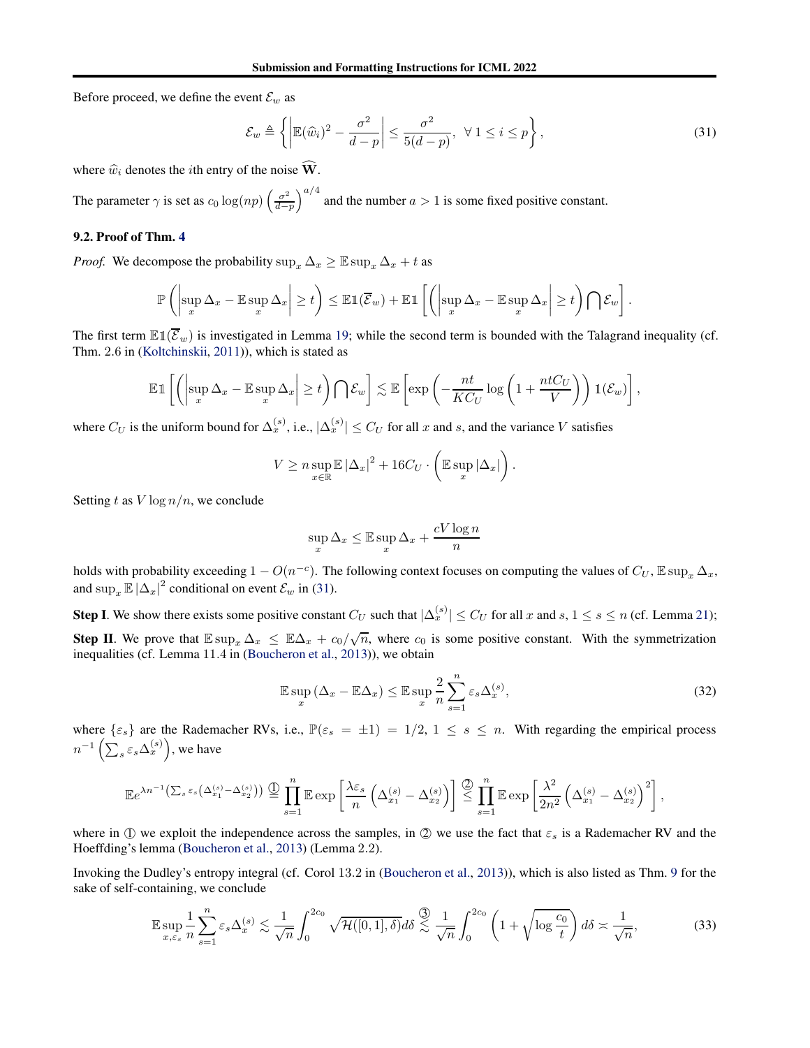Before proceed, we define the event $\mathcal{E}_w$ as

$$\mathcal{E}_w \triangleq \left\{ \left| \mathbb{E}(\widehat{w}_i)^2 - \frac{\sigma^2}{d-p} \right| \leq \frac{\sigma^2}{5(d-p)}, \ \forall\, 1 \leq i \leq p \right\}, \tag{31}$$

where $\widehat{w}_i$ denotes the $i$th entry of the noise $\widehat{\mathbf{W}}$.

The parameter $\gamma$ is set as $c_0 \log(np) \left(\frac{\sigma^2}{d-p}\right)^{a/4}$ and the number $a > 1$ is some fixed positive constant.

### 9.2. Proof of Thm. 4

*Proof.* We decompose the probability $\sup_x \Delta_x \geq \mathbb{E} \sup_x \Delta_x + t$ as

$$\mathbb{P}\left( \left| \sup_x \Delta_x - \mathbb{E} \sup_x \Delta_x \right| \geq t \right) \leq \mathbb{E} \mathbb{1}(\overline{\mathcal{E}}_w) + \mathbb{E} \mathbb{1}\left[ \left( \left| \sup_x \Delta_x - \mathbb{E} \sup_x \Delta_x \right| \geq t \right) \bigcap \mathcal{E}_w \right].$$

The first term $\mathbb{E}\mathbb{1}(\overline{\mathcal{E}}_w)$ is investigated in Lemma 19; while the second term is bounded with the Talagrand inequality (cf. Thm. 2.6 in (Koltchinskii, 2011)), which is stated as

$$\mathbb{E} \mathbb{1}\left[ \left( \left| \sup_x \Delta_x - \mathbb{E} \sup_x \Delta_x \right| \geq t \right) \bigcap \mathcal{E}_w \right] \lesssim \mathbb{E}\left[ \exp\left( -\frac{nt}{KC_U} \log\left(1 + \frac{ntC_U}{V}\right) \right) \mathbb{1}(\mathcal{E}_w) \right],$$

where $C_U$ is the uniform bound for $\Delta_x^{(s)}$, i.e., $|\Delta_x^{(s)}| \leq C_U$ for all $x$ and $s$, and the variance $V$ satisfies

$$V \geq n \sup_{x \in \mathbb{R}} \mathbb{E} \left|\Delta_x\right|^2 + 16 C_U \cdot \left( \mathbb{E} \sup_x |\Delta_x| \right).$$

Setting $t$ as $V \log n / n$, we conclude

$$\sup_x \Delta_x \leq \mathbb{E} \sup_x \Delta_x + \frac{cV \log n}{n}$$

holds with probability exceeding $1 - O(n^{-c})$. The following context focuses on computing the values of $C_U$, $\mathbb{E} \sup_x \Delta_x$, and $\sup_x \mathbb{E} \left|\Delta_x\right|^2$ conditional on event $\mathcal{E}_w$ in (31).

**Step I**. We show there exists some positive constant $C_U$ such that $|\Delta_x^{(s)}| \leq C_U$ for all $x$ and $s$, $1 \leq s \leq n$ (cf. Lemma 21);

**Step II**. We prove that $\mathbb{E} \sup_x \Delta_x \leq \mathbb{E} \Delta_x + c_0/\sqrt{n}$, where $c_0$ is some positive constant. With the symmetrization inequalities (cf. Lemma 11.4 in (Boucheron et al., 2013)), we obtain

$$\mathbb{E} \sup_x \left(\Delta_x - \mathbb{E}\Delta_x\right) \leq \mathbb{E} \sup_x \frac{2}{n} \sum_{s=1}^{n} \varepsilon_s \Delta_x^{(s)}, \tag{32}$$

where $\{\varepsilon_s\}$ are the Rademacher RVs, i.e., $\mathbb{P}(\varepsilon_s = \pm 1) = 1/2$, $1 \leq s \leq n$. With regarding the empirical process $n^{-1}\left(\sum_s \varepsilon_s \Delta_x^{(s)}\right)$, we have

$$\mathbb{E} e^{\lambda n^{-1}\left(\sum_s \varepsilon_s \left(\Delta_{x_1}^{(s)} - \Delta_{x_2}^{(s)}\right)\right)} \overset{①}{=} \prod_{s=1}^{n} \mathbb{E} \exp\left[ \frac{\lambda \varepsilon_s}{n} \left( \Delta_{x_1}^{(s)} - \Delta_{x_2}^{(s)} \right) \right] \overset{②}{\leq} \prod_{s=1}^{n} \mathbb{E} \exp\left[ \frac{\lambda^2}{2n^2} \left( \Delta_{x_1}^{(s)} - \Delta_{x_2}^{(s)} \right)^2 \right],$$

where in ① we exploit the independence across the samples, in ② we use the fact that $\varepsilon_s$ is a Rademacher RV and the Hoeffding's lemma (Boucheron et al., 2013) (Lemma 2.2).

Invoking the Dudley's entropy integral (cf. Corol 13.2 in (Boucheron et al., 2013)), which is also listed as Thm. 9 for the sake of self-containing, we conclude

$$\mathbb{E} \sup_{x, \varepsilon_s} \frac{1}{n} \sum_{s=1}^{n} \varepsilon_s \Delta_x^{(s)} \lesssim \frac{1}{\sqrt{n}} \int_0^{2c_0} \sqrt{\mathcal{H}([0,1], \delta)}\, d\delta \overset{③}{\lesssim} \frac{1}{\sqrt{n}} \int_0^{2c_0} \left( 1 + \sqrt{\log \frac{c_0}{t}} \right) d\delta \asymp \frac{1}{\sqrt{n}}, \tag{33}$$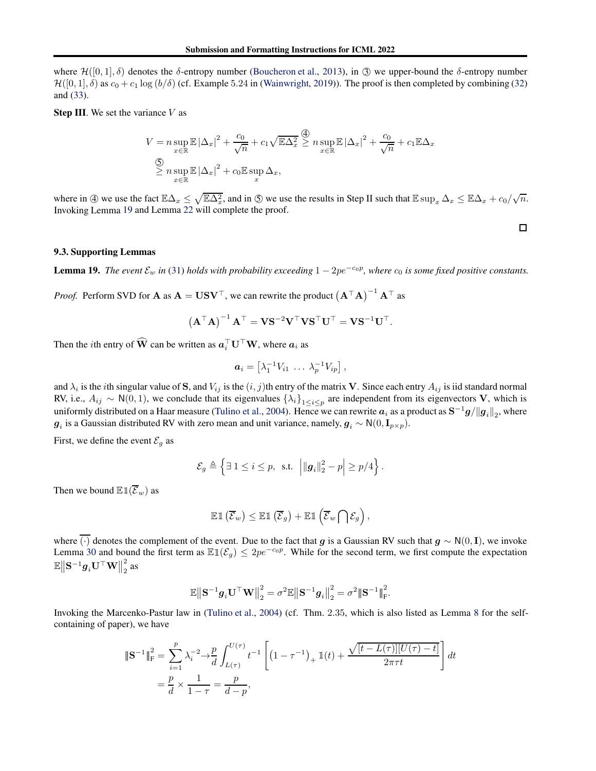where $\mathcal{H}([0,1], \delta)$ denotes the $\delta$-entropy number (Boucheron et al., 2013), in ③ we upper-bound the $\delta$-entropy number $\mathcal{H}([0,1], \delta)$ as $c_0 + c_1 \log(b/\delta)$ (cf. Example 5.24 in (Wainwright, 2019)). The proof is then completed by combining (32) and (33).

**Step III**. We set the variance $V$ as

$$
\begin{aligned}
V &= n \sup_{x \in \mathbb{R}} \mathbb{E}\left|\Delta_x\right|^2 + \frac{c_0}{\sqrt{n}} + c_1 \sqrt{\mathbb{E}\Delta_x^2} \overset{④}{\geq} n \sup_{x \in \mathbb{R}} \mathbb{E}\left|\Delta_x\right|^2 + \frac{c_0}{\sqrt{n}} + c_1 \mathbb{E}\Delta_x \\
&\overset{⑤}{\geq} n \sup_{x \in \mathbb{R}} \mathbb{E}\left|\Delta_x\right|^2 + c_0 \mathbb{E} \sup_x \Delta_x,
\end{aligned}
$$

where in ④ we use the fact $\mathbb{E}\Delta_x \leq \sqrt{\mathbb{E}\Delta_x^2}$, and in ⑤ we use the results in Step II such that $\mathbb{E}\sup_x \Delta_x \leq \mathbb{E}\Delta_x + c_0/\sqrt{n}$. Invoking Lemma 19 and Lemma 22 will complete the proof. ∎

### 9.3. Supporting Lemmas

**Lemma 19.** *The event $\mathcal{E}_w$ in (31) holds with probability exceeding $1 - 2pe^{-c_0 p}$, where $c_0$ is some fixed positive constants.*

*Proof.* Perform SVD for $\mathbf{A}$ as $\mathbf{A} = \mathbf{U}\mathbf{S}\mathbf{V}^\top$, we can rewrite the product $\left(\mathbf{A}^\top \mathbf{A}\right)^{-1}\mathbf{A}^\top$ as

$$
\left(\mathbf{A}^\top \mathbf{A}\right)^{-1}\mathbf{A}^\top = \mathbf{V}\mathbf{S}^{-2}\mathbf{V}^\top \mathbf{V}\mathbf{S}^\top \mathbf{U}^\top = \mathbf{V}\mathbf{S}^{-1}\mathbf{U}^\top.
$$

Then the $i$th entry of $\widehat{\mathbf{W}}$ can be written as $\boldsymbol{a}_i^\top \mathbf{U}^\top \mathbf{W}$, where $\boldsymbol{a}_i$ as

$$
\boldsymbol{a}_i = \left[\lambda_1^{-1} V_{i1} \ \ldots \ \lambda_p^{-1} V_{ip}\right],
$$

and $\lambda_i$ is the $i$th singular value of $\mathbf{S}$, and $V_{ij}$ is the $(i,j)$th entry of the matrix $\mathbf{V}$. Since each entry $A_{ij}$ is iid standard normal RV, i.e., $A_{ij} \sim \mathsf{N}(0,1)$, we conclude that its eigenvalues $\{\lambda_i\}_{1 \leq i \leq p}$ are independent from its eigenvectors $\mathbf{V}$, which is uniformly distributed on a Haar measure (Tulino et al., 2004). Hence we can rewrite $\boldsymbol{a}_i$ as a product as $\mathbf{S}^{-1}\boldsymbol{g}/\|\boldsymbol{g}_i\|_2$, where $\boldsymbol{g}_i$ is a Gaussian distributed RV with zero mean and unit variance, namely, $\boldsymbol{g}_i \sim \mathsf{N}(0, \mathbf{I}_{p \times p})$.

First, we define the event $\mathcal{E}_g$ as

$$
\mathcal{E}_g \triangleq \left\{\exists\, 1 \leq i \leq p, \ \text{s.t.} \ \left|\|\boldsymbol{g}_i\|_2^2 - p\right| \geq p/4\right\}.
$$

Then we bound $\mathbb{E}\mathbb{1}(\overline{\mathcal{E}}_w)$ as

$$
\mathbb{E}\mathbb{1}\left(\overline{\mathcal{E}}_w\right) \leq \mathbb{E}\mathbb{1}\left(\overline{\mathcal{E}}_g\right) + \mathbb{E}\mathbb{1}\left(\overline{\mathcal{E}}_w \bigcap \mathcal{E}_g\right),
$$

where $\overline{(\cdot)}$ denotes the complement of the event. Due to the fact that $\boldsymbol{g}$ is a Gaussian RV such that $\boldsymbol{g} \sim \mathsf{N}(0, \mathbf{I})$, we invoke Lemma 30 and bound the first term as $\mathbb{E}\mathbb{1}(\mathcal{E}_g) \leq 2pe^{-c_0 p}$. While for the second term, we first compute the expectation $\mathbb{E}\left\|\mathbf{S}^{-1}\boldsymbol{g}_i\mathbf{U}^\top\mathbf{W}\right\|_2^2$ as

$$
\mathbb{E}\left\|\mathbf{S}^{-1}\boldsymbol{g}_i\mathbf{U}^\top\mathbf{W}\right\|_2^2 = \sigma^2 \mathbb{E}\left\|\mathbf{S}^{-1}\boldsymbol{g}_i\right\|_2^2 = \sigma^2 \|\mathbf{S}^{-1}\|_{\mathrm{F}}^2.
$$

Invoking the Marcenko-Pastur law in (Tulino et al., 2004) (cf. Thm. 2.35, which is also listed as Lemma 8 for the self-containing of paper), we have

$$
\begin{aligned}
\|\mathbf{S}^{-1}\|_{\mathrm{F}}^2 &= \sum_{i=1}^p \lambda_i^{-2} \rightarrow \frac{p}{d}\int_{L(\tau)}^{U(\tau)} t^{-1}\left[\left(1 - \tau^{-1}\right)_+ \mathbb{1}(t) + \frac{\sqrt{[t - L(\tau)][U(\tau) - t]}}{2\pi\tau t}\right] dt \\
&= \frac{p}{d} \times \frac{1}{1-\tau} = \frac{p}{d-p},
\end{aligned}
$$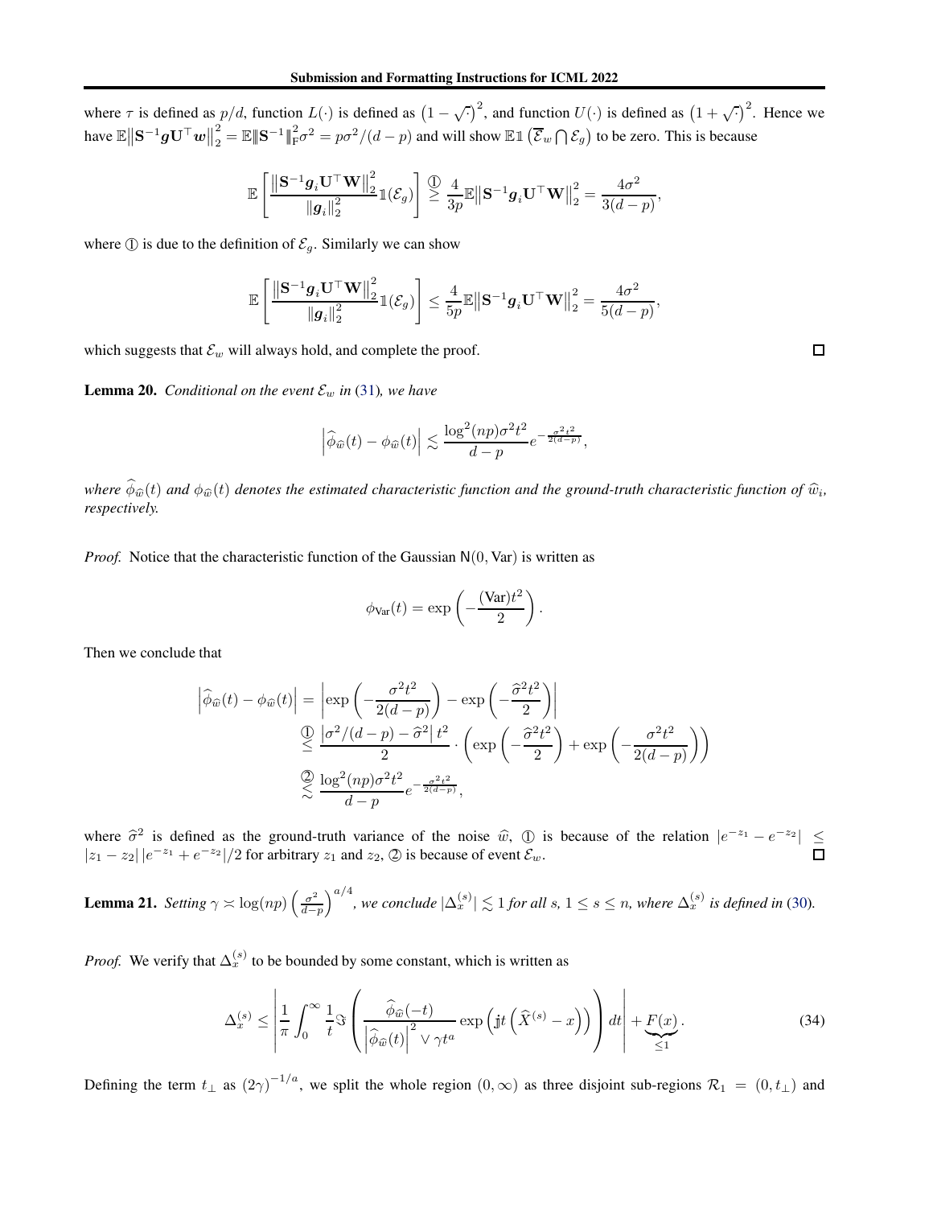where $\tau$ is defined as $p/d$, function $L(\cdot)$ is defined as $\left(1-\sqrt{\cdot}\right)^2$, and function $U(\cdot)$ is defined as $\left(1+\sqrt{\cdot}\right)^2$. Hence we have $\mathbb{E}\left\|\mathbf{S}^{-1}\boldsymbol{g}\mathbf{U}^\top \boldsymbol{w}\right\|_2^2 = \mathbb{E}\|\mathbf{S}^{-1}\|_{\mathrm{F}}^2\sigma^2 = p\sigma^2/(d-p)$ and will show $\mathbb{E}\mathbb{1}\left(\overline{\mathcal{E}}_w \bigcap \mathcal{E}_g\right)$ to be zero. This is because

$$
\mathbb{E}\left[\frac{\left\|\mathbf{S}^{-1}\boldsymbol{g}_i\mathbf{U}^\top\mathbf{W}\right\|_2^2}{\|\boldsymbol{g}_i\|_2^2}\mathbb{1}(\mathcal{E}_g)\right] \overset{①}{\geq} \frac{4}{3p}\mathbb{E}\left\|\mathbf{S}^{-1}\boldsymbol{g}_i\mathbf{U}^\top\mathbf{W}\right\|_2^2 = \frac{4\sigma^2}{3(d-p)},
$$

where ① is due to the definition of $\mathcal{E}_g$. Similarly we can show

$$
\mathbb{E}\left[\frac{\left\|\mathbf{S}^{-1}\boldsymbol{g}_i\mathbf{U}^\top\mathbf{W}\right\|_2^2}{\|\boldsymbol{g}_i\|_2^2}\mathbb{1}(\mathcal{E}_g)\right] \leq \frac{4}{5p}\mathbb{E}\left\|\mathbf{S}^{-1}\boldsymbol{g}_i\mathbf{U}^\top\mathbf{W}\right\|_2^2 = \frac{4\sigma^2}{5(d-p)},
$$

which suggests that $\mathcal{E}_w$ will always hold, and complete the proof. □

**Lemma 20.** *Conditional on the event $\mathcal{E}_w$ in (31), we have*

$$
\left|\widehat{\phi}_{\widehat{w}}(t) - \phi_{\widehat{w}}(t)\right| \lesssim \frac{\log^2(np)\sigma^2 t^2}{d-p}e^{-\frac{\sigma^2 t^2}{2(d-p)}},
$$

*where $\widehat{\phi}_{\widehat{w}}(t)$ and $\phi_{\widehat{w}}(t)$ denotes the estimated characteristic function and the ground-truth characteristic function of $\widehat{w}_i$, respectively.*

*Proof.* Notice that the characteristic function of the Gaussian $\mathsf{N}(0, \mathrm{Var})$ is written as

$$
\phi_{\mathrm{Var}}(t) = \exp\left(-\frac{(\mathrm{Var})t^2}{2}\right).
$$

Then we conclude that

$$
\begin{aligned}
\left|\widehat{\phi}_{\widehat{w}}(t) - \phi_{\widehat{w}}(t)\right| &= \left|\exp\left(-\frac{\sigma^2 t^2}{2(d-p)}\right) - \exp\left(-\frac{\widehat{\sigma}^2 t^2}{2}\right)\right| \\
&\overset{①}{\leq} \frac{\left|\sigma^2/(d-p) - \widehat{\sigma}^2\right| t^2}{2}\cdot\left(\exp\left(-\frac{\widehat{\sigma}^2 t^2}{2}\right) + \exp\left(-\frac{\sigma^2 t^2}{2(d-p)}\right)\right) \\
&\overset{②}{\lesssim} \frac{\log^2(np)\sigma^2 t^2}{d-p}e^{-\frac{\sigma^2 t^2}{2(d-p)}},
\end{aligned}
$$

where $\widehat{\sigma}^2$ is defined as the ground-truth variance of the noise $\widehat{w}$, ① is because of the relation $|e^{-z_1} - e^{-z_2}| \leq |z_1 - z_2|\,|e^{-z_1} + e^{-z_2}|/2$ for arbitrary $z_1$ and $z_2$, ② is because of event $\mathcal{E}_w$. □

**Lemma 21.** *Setting $\gamma \asymp \log(np)\left(\frac{\sigma^2}{d-p}\right)^{a/4}$, we conclude $|\Delta_x^{(s)}| \lesssim 1$ for all $s$, $1 \leq s \leq n$, where $\Delta_x^{(s)}$ is defined in (30).*

*Proof.* We verify that $\Delta_x^{(s)}$ to be bounded by some constant, which is written as

$$
\Delta_x^{(s)} \leq \left|\frac{1}{\pi}\int_0^\infty \frac{1}{t}\Im\left(\frac{\widehat{\phi}_{\widehat{w}}(-t)}{\left|\widehat{\phi}_{\widehat{w}}(t)\right|^2 \vee \gamma t^a}\exp\left(\mathbb{j}t\left(\widehat{X}^{(s)} - x\right)\right)\right)dt\right| + \underbrace{F(x)}_{\leq 1}. \tag{34}
$$

Defining the term $t_\perp$ as $(2\gamma)^{-1/a}$, we split the whole region $(0, \infty)$ as three disjoint sub-regions $\mathcal{R}_1 = (0, t_\perp)$ and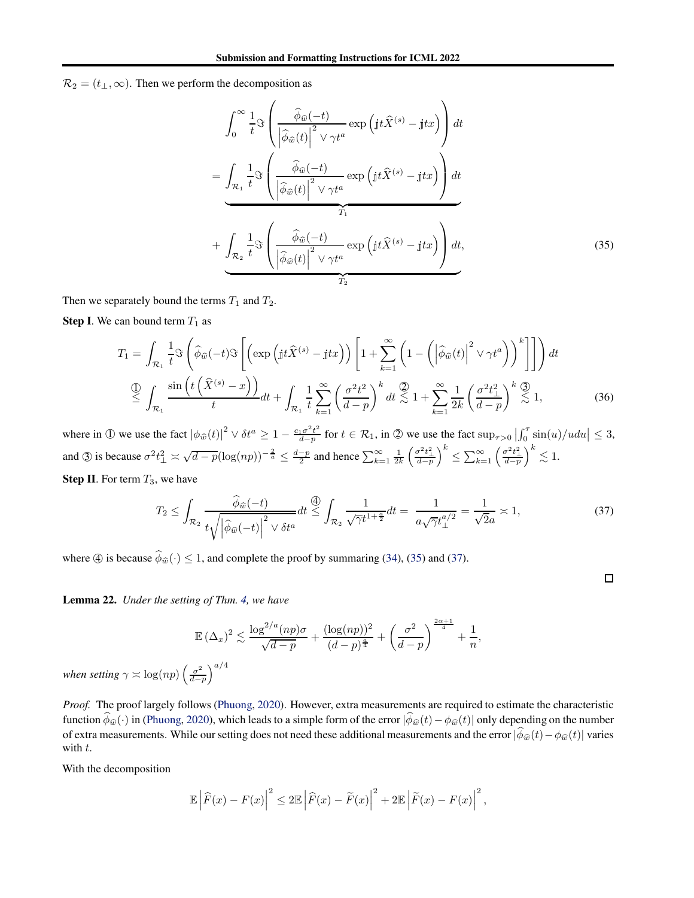$\mathcal{R}_2 = (t_\perp, \infty)$. Then we perform the decomposition as

$$
\begin{aligned}
&\int_0^\infty \frac{1}{t}\Im\left(\frac{\widehat{\phi}_{\widehat{w}}(-t)}{\left|\widehat{\phi}_{\widehat{w}}(t)\right|^2 \vee \gamma t^a}\exp\left(\mathbb{j}t\widehat{X}^{(s)} - \mathbb{j}tx\right)\right)dt \\
&= \underbrace{\int_{\mathcal{R}_1} \frac{1}{t}\Im\left(\frac{\widehat{\phi}_{\widehat{w}}(-t)}{\left|\widehat{\phi}_{\widehat{w}}(t)\right|^2 \vee \gamma t^a}\exp\left(\mathbb{j}t\widehat{X}^{(s)} - \mathbb{j}tx\right)\right)dt}_{T_1} \\
&\quad + \underbrace{\int_{\mathcal{R}_2} \frac{1}{t}\Im\left(\frac{\widehat{\phi}_{\widehat{w}}(-t)}{\left|\widehat{\phi}_{\widehat{w}}(t)\right|^2 \vee \gamma t^a}\exp\left(\mathbb{j}t\widehat{X}^{(s)} - \mathbb{j}tx\right)\right)dt}_{T_2},
\end{aligned}
\tag{35}
$$

Then we separately bound the terms $T_1$ and $T_2$.

**Step I**. We can bound term $T_1$ as

$$
\begin{aligned}
T_1 &= \int_{\mathcal{R}_1} \frac{1}{t}\Im\left(\widehat{\phi}_{\widehat{w}}(-t)\Im\left[\left(\exp\left(\mathbb{j}t\widehat{X}^{(s)} - \mathbb{j}tx\right)\right)\left[1 + \sum_{k=1}^\infty \left(1 - \left(\left|\widehat{\phi}_{\widehat{w}}(t)\right|^2 \vee \gamma t^a\right)\right)^k\right]\right]\right)dt \\
&\overset{①}{\leq} \int_{\mathcal{R}_1} \frac{\sin\left(t\left(\widehat{X}^{(s)} - x\right)\right)}{t}dt + \int_{\mathcal{R}_1} \frac{1}{t}\sum_{k=1}^\infty \left(\frac{\sigma^2 t^2}{d-p}\right)^k dt \overset{②}{\lesssim} 1 + \sum_{k=1}^\infty \frac{1}{2k}\left(\frac{\sigma^2 t_\perp^2}{d-p}\right)^k \overset{③}{\lesssim} 1,
\end{aligned}
\tag{36}
$$

where in ① we use the fact $|\phi_{\widehat{w}}(t)|^2 \vee \delta t^a \geq 1 - \frac{c_1\sigma^2 t^2}{d-p}$ for $t \in \mathcal{R}_1$, in ② we use the fact $\sup_{\tau>0}\left|\int_0^\tau \sin(u)/u du\right| \leq 3$, and ③ is because $\sigma^2 t_\perp^2 \asymp \sqrt{d-p}(\log(np))^{-\frac{2}{a}} \leq \frac{d-p}{2}$ and hence $\sum_{k=1}^\infty \frac{1}{2k}\left(\frac{\sigma^2 t_\perp^2}{d-p}\right)^k \leq \sum_{k=1}^\infty \left(\frac{\sigma^2 t_\perp^2}{d-p}\right)^k \lesssim 1$.

**Step II**. For term $T_3$, we have

$$
T_2 \leq \int_{\mathcal{R}_2} \frac{\widehat{\phi}_{\widehat{w}}(-t)}{t\sqrt{\left|\widehat{\phi}_{\widehat{w}}(-t)\right|^2 \vee \delta t^a}}dt \overset{④}{\leq} \int_{\mathcal{R}_2} \frac{1}{\sqrt{\gamma}t^{1+\frac{a}{2}}}dt = \frac{1}{a\sqrt{\gamma}t_\perp^{a/2}} = \frac{1}{\sqrt{2}a} \asymp 1,
\tag{37}
$$

where ④ is because $\widehat{\phi}_{\widehat{w}}(\cdot) \leq 1$, and complete the proof by summaring (34), (35) and (37).

∎

**Lemma 22.** *Under the setting of Thm. 4, we have*

$$
\mathbb{E}\left(\Delta_x\right)^2 \lesssim \frac{\log^{2/a}(np)\sigma}{\sqrt{d-p}} + \frac{(\log(np))^2}{(d-p)^{\frac{a}{4}}} + \left(\frac{\sigma^2}{d-p}\right)^{\frac{2\alpha+1}{4}} + \frac{1}{n},
$$

*when setting* $\gamma \asymp \log(np)\left(\frac{\sigma^2}{d-p}\right)^{a/4}$

*Proof.* The proof largely follows (Phuong, 2020). However, extra measurements are required to estimate the characteristic function $\widehat{\phi}_{\widehat{w}}(\cdot)$ in (Phuong, 2020), which leads to a simple form of the error $|\widehat{\phi}_{\widehat{w}}(t) - \phi_{\widehat{w}}(t)|$ only depending on the number of extra measurements. While our setting does not need these additional measurements and the error $|\widehat{\phi}_{\widehat{w}}(t) - \phi_{\widehat{w}}(t)|$ varies with $t$.

With the decomposition

$$
\mathbb{E}\left|\widehat{F}(x) - F(x)\right|^2 \leq 2\mathbb{E}\left|\widehat{F}(x) - \widetilde{F}(x)\right|^2 + 2\mathbb{E}\left|\widetilde{F}(x) - F(x)\right|^2,
$$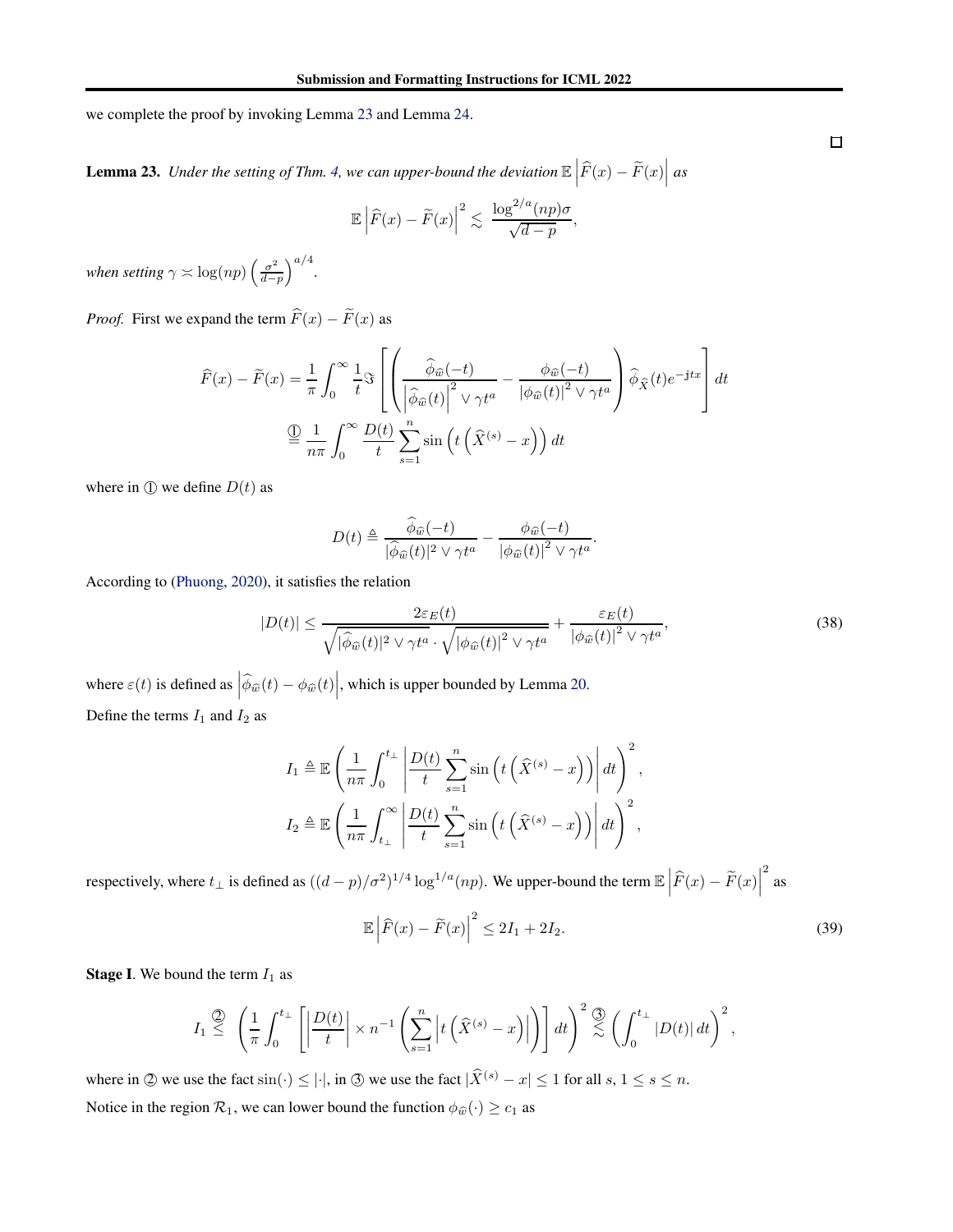we complete the proof by invoking Lemma 23 and Lemma 24.

□

**Lemma 23.** *Under the setting of Thm. 4, we can upper-bound the deviation* $\mathbb{E}\left|\widehat{F}(x)-\widetilde{F}(x)\right|$ *as*

$$
\mathbb{E}\left|\widehat{F}(x)-\widetilde{F}(x)\right|^2 \lesssim \frac{\log^{2/a}(np)\sigma}{\sqrt{d-p}},
$$

*when setting* $\gamma \asymp \log(np)\left(\frac{\sigma^2}{d-p}\right)^{a/4}$.

*Proof.* First we expand the term $\widehat{F}(x)-\widetilde{F}(x)$ as

$$
\begin{aligned}
\widehat{F}(x)-\widetilde{F}(x) &= \frac{1}{\pi}\int_0^{\infty}\frac{1}{t}\Im\left[\left(\frac{\widehat{\phi}_{\widehat{w}}(-t)}{\left|\widehat{\phi}_{\widehat{w}}(t)\right|^2\vee\gamma t^a}-\frac{\phi_{\widehat{w}}(-t)}{\left|\phi_{\widehat{w}}(t)\right|^2\vee\gamma t^a}\right)\widehat{\phi}_{\widehat{X}}(t)e^{-\mathrm{j}tx}\right]dt \\
&\overset{①}{=} \frac{1}{n\pi}\int_0^{\infty}\frac{D(t)}{t}\sum_{s=1}^n \sin\left(t\left(\widehat{X}^{(s)}-x\right)\right)dt
\end{aligned}
$$

where in ① we define $D(t)$ as

$$
D(t) \triangleq \frac{\widehat{\phi}_{\widehat{w}}(-t)}{|\widehat{\phi}_{\widehat{w}}(t)|^2\vee\gamma t^a}-\frac{\phi_{\widehat{w}}(-t)}{\left|\phi_{\widehat{w}}(t)\right|^2\vee\gamma t^a}.
$$

According to (Phuong, 2020), it satisfies the relation

$$
|D(t)| \leq \frac{2\varepsilon_E(t)}{\sqrt{|\widehat{\phi}_{\widehat{w}}(t)|^2\vee\gamma t^a}\cdot\sqrt{\left|\phi_{\widehat{w}}(t)\right|^2\vee\gamma t^a}}+\frac{\varepsilon_E(t)}{\left|\phi_{\widehat{w}}(t)\right|^2\vee\gamma t^a}, \tag{38}
$$

where $\varepsilon(t)$ is defined as $\left|\widehat{\phi}_{\widehat{w}}(t)-\phi_{\widehat{w}}(t)\right|$, which is upper bounded by Lemma 20.

Define the terms $I_1$ and $I_2$ as

$$
\begin{aligned}
I_1 &\triangleq \mathbb{E}\left(\frac{1}{n\pi}\int_0^{t_\perp}\left|\frac{D(t)}{t}\sum_{s=1}^n\sin\left(t\left(\widehat{X}^{(s)}-x\right)\right)\right|dt\right)^2, \\
I_2 &\triangleq \mathbb{E}\left(\frac{1}{n\pi}\int_{t_\perp}^{\infty}\left|\frac{D(t)}{t}\sum_{s=1}^n\sin\left(t\left(\widehat{X}^{(s)}-x\right)\right)\right|dt\right)^2,
\end{aligned}
$$

respectively, where $t_\perp$ is defined as $((d-p)/\sigma^2)^{1/4}\log^{1/a}(np)$. We upper-bound the term $\mathbb{E}\left|\widehat{F}(x)-\widetilde{F}(x)\right|^2$ as

$$
\mathbb{E}\left|\widehat{F}(x)-\widetilde{F}(x)\right|^2 \leq 2I_1+2I_2. \tag{39}
$$

**Stage I**. We bound the term $I_1$ as

$$
I_1 \overset{②}{\leq} \left(\frac{1}{\pi}\int_0^{t_\perp}\left[\left|\frac{D(t)}{t}\right|\times n^{-1}\left(\sum_{s=1}^n\left|t\left(\widehat{X}^{(s)}-x\right)\right|\right)\right]dt\right)^2 \overset{③}{\lesssim} \left(\int_0^{t_\perp}|D(t)|\,dt\right)^2,
$$

where in ② we use the fact $\sin(\cdot)\leq|\cdot|$, in ③ we use the fact $|\widehat{X}^{(s)}-x|\leq 1$ for all $s$, $1\leq s\leq n$.

Notice in the region $\mathcal{R}_1$, we can lower bound the function $\phi_{\widehat{w}}(\cdot)\geq c_1$ as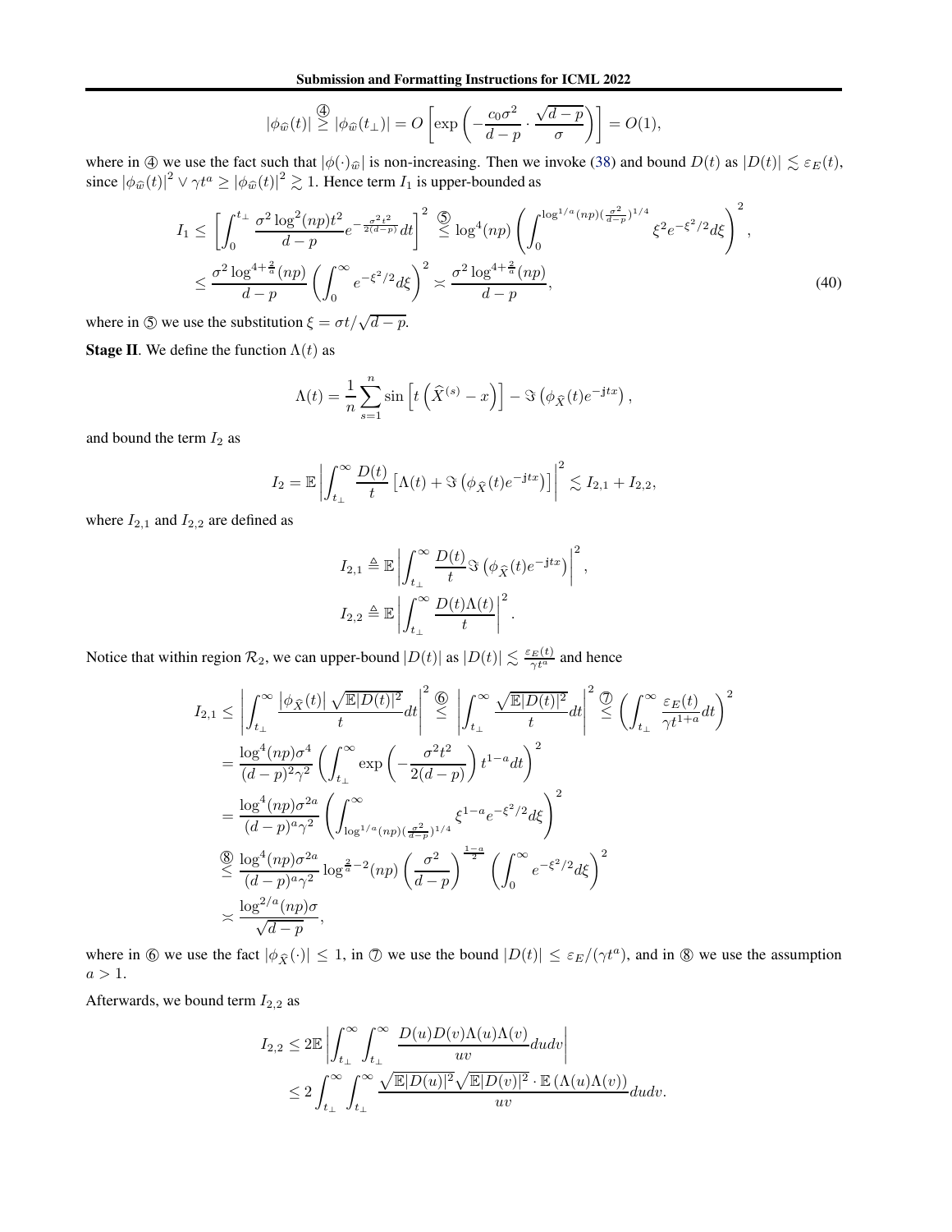$$
|\phi_{\widehat{w}}(t)| \overset{④}{\geq} |\phi_{\widehat{w}}(t_\perp)| = O\left[\exp\left(-\frac{c_0\sigma^2}{d-p}\cdot\frac{\sqrt{d-p}}{\sigma}\right)\right] = O(1),
$$

where in ④ we use the fact such that $|\phi(\cdot)_{\widehat{w}}|$ is non-increasing. Then we invoke (38) and bound $D(t)$ as $|D(t)| \lesssim \varepsilon_E(t)$, since $|\phi_{\widehat{w}}(t)|^2 \vee \gamma t^a \geq |\phi_{\widehat{w}}(t)|^2 \gtrsim 1$. Hence term $I_1$ is upper-bounded as

$$
\begin{aligned}
I_1 &\leq \left[\int_0^{t_\perp} \frac{\sigma^2\log^2(np)t^2}{d-p}e^{-\frac{\sigma^2t^2}{2(d-p)}}dt\right]^2 \overset{⑤}{\leq} \log^4(np)\left(\int_0^{\log^{1/a}(np)(\frac{\sigma^2}{d-p})^{1/4}}\xi^2 e^{-\xi^2/2}d\xi\right)^2, \\
&\leq \frac{\sigma^2\log^{4+\frac{2}{a}}(np)}{d-p}\left(\int_0^\infty e^{-\xi^2/2}d\xi\right)^2 \asymp \frac{\sigma^2\log^{4+\frac{2}{a}}(np)}{d-p},
\end{aligned} \tag{40}
$$

where in ⑤ we use the substitution $\xi = \sigma t/\sqrt{d-p}$.

**Stage II**. We define the function $\Lambda(t)$ as

$$
\Lambda(t) = \frac{1}{n}\sum_{s=1}^n \sin\left[t\left(\widehat{X}^{(s)} - x\right)\right] - \Im\left(\phi_{\widehat{X}}(t)e^{-\mathrm{j}tx}\right),
$$

and bound the term $I_2$ as

$$
I_2 = \mathbb{E}\left|\int_{t_\perp}^\infty \frac{D(t)}{t}\left[\Lambda(t) + \Im\left(\phi_{\widehat{X}}(t)e^{-\mathrm{j}tx}\right)\right]\right|^2 \lesssim I_{2,1} + I_{2,2},
$$

where $I_{2,1}$ and $I_{2,2}$ are defined as

$$
\begin{aligned}
I_{2,1} &\triangleq \mathbb{E}\left|\int_{t_\perp}^\infty \frac{D(t)}{t}\Im\left(\phi_{\widehat{X}}(t)e^{-\mathrm{j}tx}\right)\right|^2, \\
I_{2,2} &\triangleq \mathbb{E}\left|\int_{t_\perp}^\infty \frac{D(t)\Lambda(t)}{t}\right|^2.
\end{aligned}
$$

Notice that within region $\mathcal{R}_2$, we can upper-bound $|D(t)|$ as $|D(t)| \lesssim \frac{\varepsilon_E(t)}{\gamma t^a}$ and hence

$$
\begin{aligned}
I_{2,1} &\leq \left|\int_{t_\perp}^\infty \frac{|\phi_{\widehat{X}}(t)|\sqrt{\mathbb{E}|D(t)|^2}}{t}dt\right|^2 \overset{⑥}{\leq} \left|\int_{t_\perp}^\infty \frac{\sqrt{\mathbb{E}|D(t)|^2}}{t}dt\right|^2 \overset{⑦}{\leq} \left(\int_{t_\perp}^\infty \frac{\varepsilon_E(t)}{\gamma t^{1+a}}dt\right)^2 \\
&= \frac{\log^4(np)\sigma^4}{(d-p)^2\gamma^2}\left(\int_{t_\perp}^\infty \exp\left(-\frac{\sigma^2t^2}{2(d-p)}\right)t^{1-a}dt\right)^2 \\
&= \frac{\log^4(np)\sigma^{2a}}{(d-p)^a\gamma^2}\left(\int_{\log^{1/a}(np)(\frac{\sigma^2}{d-p})^{1/4}}^\infty \xi^{1-a}e^{-\xi^2/2}d\xi\right)^2 \\
&\overset{⑧}{\leq} \frac{\log^4(np)\sigma^{2a}}{(d-p)^a\gamma^2}\log^{\frac{2}{a}-2}(np)\left(\frac{\sigma^2}{d-p}\right)^{\frac{1-a}{2}}\left(\int_0^\infty e^{-\xi^2/2}d\xi\right)^2 \\
&\asymp \frac{\log^{2/a}(np)\sigma}{\sqrt{d-p}},
\end{aligned}
$$

where in ⑥ we use the fact $|\phi_{\widehat{X}}(\cdot)| \leq 1$, in ⑦ we use the bound $|D(t)| \leq \varepsilon_E/(\gamma t^a)$, and in ⑧ we use the assumption $a > 1$.

Afterwards, we bound term $I_{2,2}$ as

$$
\begin{aligned}
I_{2,2} &\leq 2\mathbb{E}\left|\int_{t_\perp}^\infty\int_{t_\perp}^\infty \frac{D(u)D(v)\Lambda(u)\Lambda(v)}{uv}dudv\right| \\
&\leq 2\int_{t_\perp}^\infty\int_{t_\perp}^\infty \frac{\sqrt{\mathbb{E}|D(u)|^2}\sqrt{\mathbb{E}|D(v)|^2}\cdot\mathbb{E}\left(\Lambda(u)\Lambda(v)\right)}{uv}dudv.
\end{aligned}
$$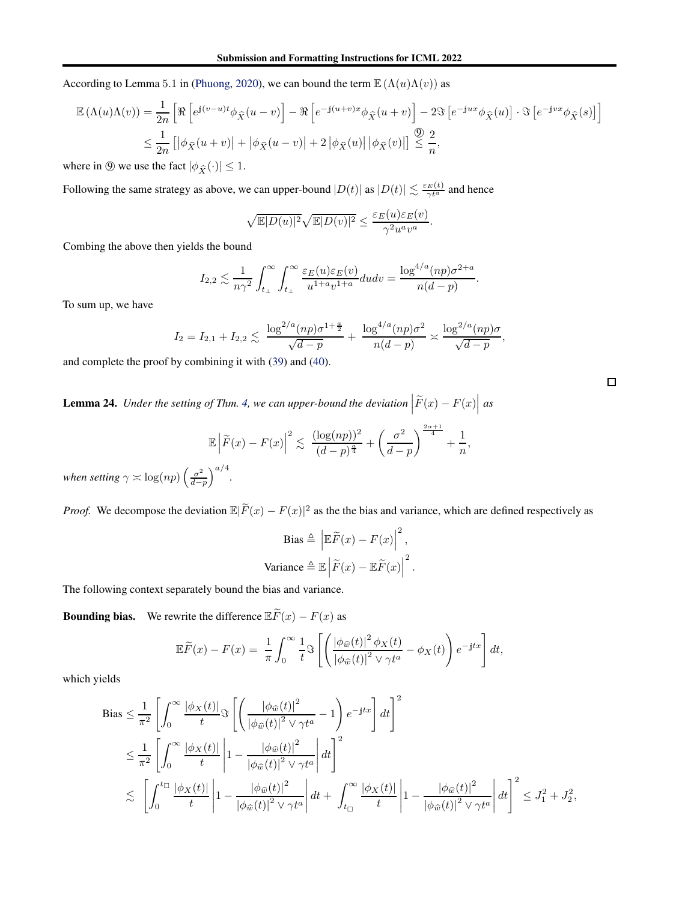According to Lemma 5.1 in (Phuong, 2020), we can bound the term $\mathbb{E}\left(\Lambda(u)\Lambda(v)\right)$ as

$$
\begin{aligned}
\mathbb{E}\left(\Lambda(u)\Lambda(v)\right) &= \frac{1}{2n}\left[\Re\left[e^{\mathbf{j}(v-u)t}\phi_{\widehat{X}}(u-v)\right] - \Re\left[e^{-\mathbf{j}(u+v)x}\phi_{\widehat{X}}(u+v)\right] - 2\Im\left[e^{-\mathbf{j}ux}\phi_{\widehat{X}}(u)\right]\cdot\Im\left[e^{-\mathbf{j}vx}\phi_{\widehat{X}}(s)\right]\right] \\
&\leq \frac{1}{2n}\left[\left|\phi_{\widehat{X}}(u+v)\right| + \left|\phi_{\widehat{X}}(u-v)\right| + 2\left|\phi_{\widehat{X}}(u)\right|\left|\phi_{\widehat{X}}(v)\right|\right] \overset{⑨}{\leq} \frac{2}{n},
\end{aligned}
$$

where in ⑨ we use the fact $|\phi_{\widehat{X}}(\cdot)| \leq 1$.

Following the same strategy as above, we can upper-bound $|D(t)|$ as $|D(t)| \lesssim \frac{\varepsilon_E(t)}{\gamma t^a}$ and hence

$$
\sqrt{\mathbb{E}|D(u)|^2}\sqrt{\mathbb{E}|D(v)|^2} \leq \frac{\varepsilon_E(u)\varepsilon_E(v)}{\gamma^2 u^a v^a}.
$$

Combing the above then yields the bound

$$
I_{2,2} \lesssim \frac{1}{n\gamma^2}\int_{t_\perp}^{\infty}\int_{t_\perp}^{\infty}\frac{\varepsilon_E(u)\varepsilon_E(v)}{u^{1+a}v^{1+a}}dudv = \frac{\log^{4/a}(np)\sigma^{2+a}}{n(d-p)}.
$$

To sum up, we have

$$
I_2 = I_{2,1} + I_{2,2} \lesssim \frac{\log^{2/a}(np)\sigma^{1+\frac{a}{2}}}{\sqrt{d-p}} + \frac{\log^{4/a}(np)\sigma^2}{n(d-p)} \asymp \frac{\log^{2/a}(np)\sigma}{\sqrt{d-p}},
$$

and complete the proof by combining it with (39) and (40).

□

**Lemma 24.** *Under the setting of Thm. 4, we can upper-bound the deviation* $\left|\widetilde{F}(x) - F(x)\right|$ *as*

$$
\mathbb{E}\left|\widetilde{F}(x) - F(x)\right|^2 \lesssim \frac{(\log(np))^2}{(d-p)^{\frac{a}{4}}} + \left(\frac{\sigma^2}{d-p}\right)^{\frac{2\alpha+1}{4}} + \frac{1}{n},
$$

*when setting* $\gamma \asymp \log(np)\left(\frac{\sigma^2}{d-p}\right)^{a/4}$.

*Proof.* We decompose the deviation $\mathbb{E}|\widetilde{F}(x) - F(x)|^2$ as the the bias and variance, which are defined respectively as

$$
\begin{aligned}
\text{Bias} &\triangleq \left|\mathbb{E}\widetilde{F}(x) - F(x)\right|^2, \\
\text{Variance} &\triangleq \mathbb{E}\left|\widetilde{F}(x) - \mathbb{E}\widetilde{F}(x)\right|^2.
\end{aligned}
$$

The following context separately bound the bias and variance.

**Bounding bias.** We rewrite the difference $\mathbb{E}\widetilde{F}(x) - F(x)$ as

$$
\mathbb{E}\widetilde{F}(x) - F(x) = \frac{1}{\pi}\int_0^{\infty}\frac{1}{t}\Im\left[\left(\frac{\left|\phi_{\widehat{w}}(t)\right|^2\phi_X(t)}{\left|\phi_{\widehat{w}}(t)\right|^2 \vee \gamma t^a} - \phi_X(t)\right)e^{-\mathbf{j}tx}\right]dt,
$$

which yields

$$
\begin{aligned}
\text{Bias} &\leq \frac{1}{\pi^2}\left[\int_0^{\infty}\frac{|\phi_X(t)|}{t}\Im\left[\left(\frac{\left|\phi_{\widehat{w}}(t)\right|^2}{\left|\phi_{\widehat{w}}(t)\right|^2 \vee \gamma t^a} - 1\right)e^{-\mathbf{j}tx}\right]dt\right]^2 \\
&\leq \frac{1}{\pi^2}\left[\int_0^{\infty}\frac{|\phi_X(t)|}{t}\left|1 - \frac{\left|\phi_{\widehat{w}}(t)\right|^2}{\left|\phi_{\widehat{w}}(t)\right|^2 \vee \gamma t^a}\right|dt\right]^2 \\
&\lesssim \left[\int_0^{t_\square}\frac{|\phi_X(t)|}{t}\left|1 - \frac{\left|\phi_{\widehat{w}}(t)\right|^2}{\left|\phi_{\widehat{w}}(t)\right|^2 \vee \gamma t^a}\right|dt + \int_{t_\square}^{\infty}\frac{|\phi_X(t)|}{t}\left|1 - \frac{\left|\phi_{\widehat{w}}(t)\right|^2}{\left|\phi_{\widehat{w}}(t)\right|^2 \vee \gamma t^a}\right|dt\right]^2 \leq J_1^2 + J_2^2,
\end{aligned}
$$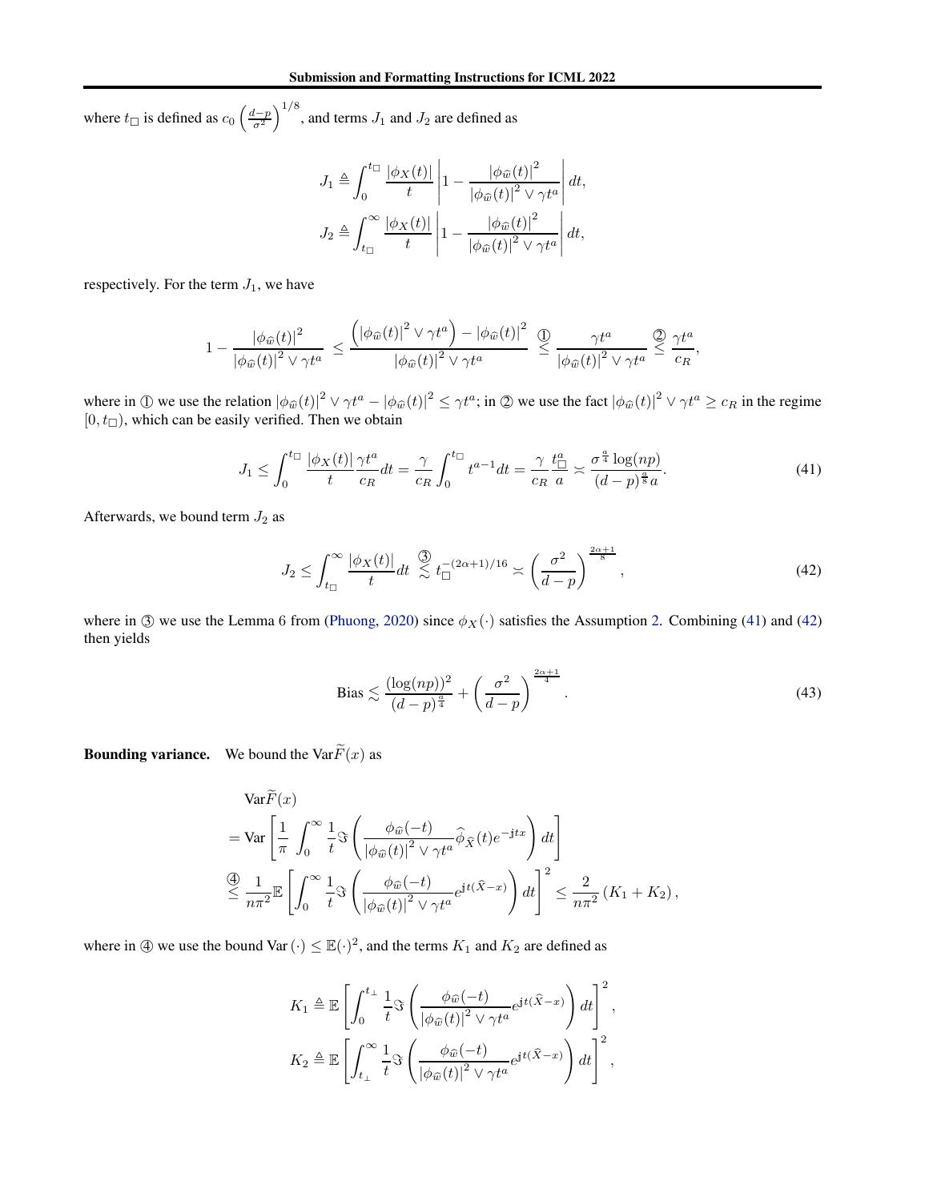where $t_{\square}$ is defined as $c_0 \left(\frac{d-p}{\sigma^2}\right)^{1/8}$, and terms $J_1$ and $J_2$ are defined as

$$
J_1 \triangleq \int_0^{t_{\square}} \frac{|\phi_X(t)|}{t} \left| 1 - \frac{|\phi_{\widehat{w}}(t)|^2}{|\phi_{\widehat{w}}(t)|^2 \vee \gamma t^a} \right| dt,
$$

$$
J_2 \triangleq \int_{t_{\square}}^{\infty} \frac{|\phi_X(t)|}{t} \left| 1 - \frac{|\phi_{\widehat{w}}(t)|^2}{|\phi_{\widehat{w}}(t)|^2 \vee \gamma t^a} \right| dt,
$$

respectively. For the term $J_1$, we have

$$
1 - \frac{|\phi_{\widehat{w}}(t)|^2}{|\phi_{\widehat{w}}(t)|^2 \vee \gamma t^a} \leq \frac{\left(|\phi_{\widehat{w}}(t)|^2 \vee \gamma t^a\right) - |\phi_{\widehat{w}}(t)|^2}{|\phi_{\widehat{w}}(t)|^2 \vee \gamma t^a} \overset{①}{\leq} \frac{\gamma t^a}{|\phi_{\widehat{w}}(t)|^2 \vee \gamma t^a} \overset{②}{\leq} \frac{\gamma t^a}{c_R},
$$

where in ① we use the relation $|\phi_{\widehat{w}}(t)|^2 \vee \gamma t^a - |\phi_{\widehat{w}}(t)|^2 \leq \gamma t^a$; in ② we use the fact $|\phi_{\widehat{w}}(t)|^2 \vee \gamma t^a \geq c_R$ in the regime $[0, t_{\square})$, which can be easily verified. Then we obtain

$$
J_1 \leq \int_0^{t_{\square}} \frac{|\phi_X(t)|}{t} \frac{\gamma t^a}{c_R} dt = \frac{\gamma}{c_R} \int_0^{t_{\square}} t^{a-1} dt = \frac{\gamma}{c_R} \frac{t_{\square}^a}{a} \asymp \frac{\sigma^{\frac{a}{4}} \log(np)}{(d-p)^{\frac{a}{8}} a}. \tag{41}
$$

Afterwards, we bound term $J_2$ as

$$
J_2 \leq \int_{t_{\square}}^{\infty} \frac{|\phi_X(t)|}{t} dt \overset{③}{\lesssim} t_{\square}^{-(2\alpha+1)/16} \asymp \left(\frac{\sigma^2}{d-p}\right)^{\frac{2\alpha+1}{8}}, \tag{42}
$$

where in ③ we use the Lemma 6 from (Phuong, 2020) since $\phi_X(\cdot)$ satisfies the Assumption 2. Combining (41) and (42) then yields

$$
\text{Bias} \lesssim \frac{(\log(np))^2}{(d-p)^{\frac{a}{4}}} + \left(\frac{\sigma^2}{d-p}\right)^{\frac{2\alpha+1}{4}}. \tag{43}
$$

**Bounding variance.** We bound the $\text{Var}\widetilde{F}(x)$ as

$$
\begin{aligned}
&\text{Var}\widetilde{F}(x) \\
&= \text{Var}\left[\frac{1}{\pi} \int_0^{\infty} \frac{1}{t} \Im\left(\frac{\phi_{\widehat{w}}(-t)}{|\phi_{\widehat{w}}(t)|^2 \vee \gamma t^a} \widehat{\phi}_{\widehat{X}}(t) e^{-\mathrm{j}tx}\right) dt\right] \\
&\overset{④}{\leq} \frac{1}{n\pi^2} \mathbb{E}\left[\int_0^{\infty} \frac{1}{t} \Im\left(\frac{\phi_{\widehat{w}}(-t)}{|\phi_{\widehat{w}}(t)|^2 \vee \gamma t^a} e^{\mathrm{j}t(\widehat{X}-x)}\right) dt\right]^2 \leq \frac{2}{n\pi^2}\left(K_1 + K_2\right),
\end{aligned}
$$

where in ④ we use the bound $\text{Var}(\cdot) \leq \mathbb{E}(\cdot)^2$, and the terms $K_1$ and $K_2$ are defined as

$$
K_1 \triangleq \mathbb{E}\left[\int_0^{t_{\perp}} \frac{1}{t} \Im\left(\frac{\phi_{\widehat{w}}(-t)}{|\phi_{\widehat{w}}(t)|^2 \vee \gamma t^a} e^{\mathrm{j}t(\widehat{X}-x)}\right) dt\right]^2,
$$

$$
K_2 \triangleq \mathbb{E}\left[\int_{t_{\perp}}^{\infty} \frac{1}{t} \Im\left(\frac{\phi_{\widehat{w}}(-t)}{|\phi_{\widehat{w}}(t)|^2 \vee \gamma t^a} e^{\mathrm{j}t(\widehat{X}-x)}\right) dt\right]^2,
$$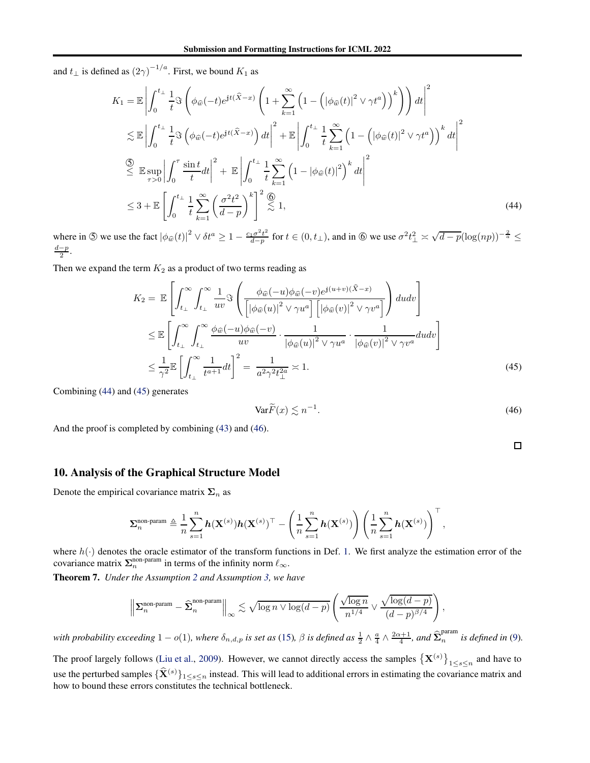and $t_{\perp}$ is defined as $(2\gamma)^{-1/a}$. First, we bound $K_1$ as

$$
\begin{aligned}
K_1 &= \mathbb{E}\left|\int_0^{t_\perp} \frac{1}{t}\Im\left(\phi_{\widehat{w}}(-t)e^{\mathrm{j}t(\widehat{X}-x)}\left(1+\sum_{k=1}^{\infty}\left(1-\left(|\phi_{\widehat{w}}(t)|^2 \vee \gamma t^a\right)\right)^k\right)\right)dt\right|^2 \\
&\lesssim \mathbb{E}\left|\int_0^{t_\perp} \frac{1}{t}\Im\left(\phi_{\widehat{w}}(-t)e^{\mathrm{j}t(\widehat{X}-x)}\right)dt\right|^2 + \mathbb{E}\left|\int_0^{t_\perp} \frac{1}{t}\sum_{k=1}^{\infty}\left(1-\left(|\phi_{\widehat{w}}(t)|^2 \vee \gamma t^a\right)\right)^k dt\right|^2 \\
&\overset{⑤}{\leq} \mathbb{E}\sup_{\tau>0}\left|\int_0^{\tau}\frac{\sin t}{t}dt\right|^2 + \mathbb{E}\left|\int_0^{t_\perp}\frac{1}{t}\sum_{k=1}^{\infty}\left(1-|\phi_{\widehat{w}}(t)|^2\right)^k dt\right|^2 \\
&\leq 3 + \mathbb{E}\left[\int_0^{t_\perp}\frac{1}{t}\sum_{k=1}^{\infty}\left(\frac{\sigma^2 t^2}{d-p}\right)^k\right]^2 \overset{⑥}{\lesssim} 1,
\end{aligned} \tag{44}
$$

where in ⑤ we use the fact $|\phi_{\widehat{w}}(t)|^2 \vee \delta t^a \geq 1 - \frac{c_1\sigma^2 t^2}{d-p}$ for $t\in(0,t_\perp)$, and in ⑥ we use $\sigma^2 t_\perp^2 \asymp \sqrt{d-p}(\log(np))^{-\frac{2}{a}} \leq \frac{d-p}{2}$.

Then we expand the term $K_2$ as a product of two terms reading as

$$
\begin{aligned}
K_2 = \ & \mathbb{E}\left[\int_{t_\perp}^{\infty}\int_{t_\perp}^{\infty}\frac{1}{uv}\Im\left(\frac{\phi_{\widehat{w}}(-u)\phi_{\widehat{w}}(-v)e^{\mathrm{j}(u+v)(\widehat{X}-x)}}{\left[|\phi_{\widehat{w}}(u)|^2\vee\gamma u^a\right]\left[|\phi_{\widehat{w}}(v)|^2\vee\gamma v^a\right]}\right)dudv\right] \\
&\leq \mathbb{E}\left[\int_{t_\perp}^{\infty}\int_{t_\perp}^{\infty}\frac{\phi_{\widehat{w}}(-u)\phi_{\widehat{w}}(-v)}{uv}\cdot\frac{1}{|\phi_{\widehat{w}}(u)|^2\vee\gamma u^a}\cdot\frac{1}{|\phi_{\widehat{w}}(v)|^2\vee\gamma v^a}dudv\right] \\
&\leq \frac{1}{\gamma^2}\mathbb{E}\left[\int_{t_\perp}^{\infty}\frac{1}{t^{a+1}}dt\right]^2 = \frac{1}{a^2\gamma^2 t_\perp^{2a}} \asymp 1.
\end{aligned} \tag{45}
$$

Combining (44) and (45) generates

$$
\mathrm{Var}\widetilde{F}(x) \lesssim n^{-1}. \tag{46}
$$

And the proof is completed by combining (43) and (46).

□

## 10. Analysis of the Graphical Structure Model

Denote the empirical covariance matrix $\mathbf{\Sigma}_n$ as

$$
\mathbf{\Sigma}_n^{\text{non-param}} \triangleq \frac{1}{n}\sum_{s=1}^{n}\boldsymbol{h}(\mathbf{X}^{(s)})\boldsymbol{h}(\mathbf{X}^{(s)})^\top - \left(\frac{1}{n}\sum_{s=1}^{n}\boldsymbol{h}(\mathbf{X}^{(s)})\right)\left(\frac{1}{n}\sum_{s=1}^{n}\boldsymbol{h}(\mathbf{X}^{(s)})\right)^\top,
$$

where $h(\cdot)$ denotes the oracle estimator of the transform functions in Def. 1. We first analyze the estimation error of the covariance matrix $\mathbf{\Sigma}_n^{\text{non-param}}$ in terms of the infinity norm $\ell_\infty$.

**Theorem 7.** *Under the Assumption 2 and Assumption 3, we have*

$$
\left\|\mathbf{\Sigma}_n^{\text{non-param}} - \widehat{\mathbf{\Sigma}}_n^{\text{non-param}}\right\|_\infty \lesssim \sqrt{\log n \vee \log(d-p)}\left(\frac{\sqrt{\log n}}{n^{1/4}} \vee \frac{\sqrt{\log(d-p)}}{(d-p)^{\beta/4}}\right),
$$

*with probability exceeding $1-o(1)$, where $\delta_{n,d,p}$ is set as (15), $\beta$ is defined as $\frac{1}{2}\wedge\frac{a}{4}\wedge\frac{2\alpha+1}{4}$, and $\widehat{\mathbf{\Sigma}}_n^{\text{param}}$ is defined in (9).*

The proof largely follows (Liu et al., 2009). However, we cannot directly access the samples $\{\mathbf{X}^{(s)}\}_{1\leq s\leq n}$ and have to use the perturbed samples $\{\widehat{\mathbf{X}}^{(s)}\}_{1\leq s\leq n}$ instead. This will lead to additional errors in estimating the covariance matrix and how to bound these errors constitutes the technical bottleneck.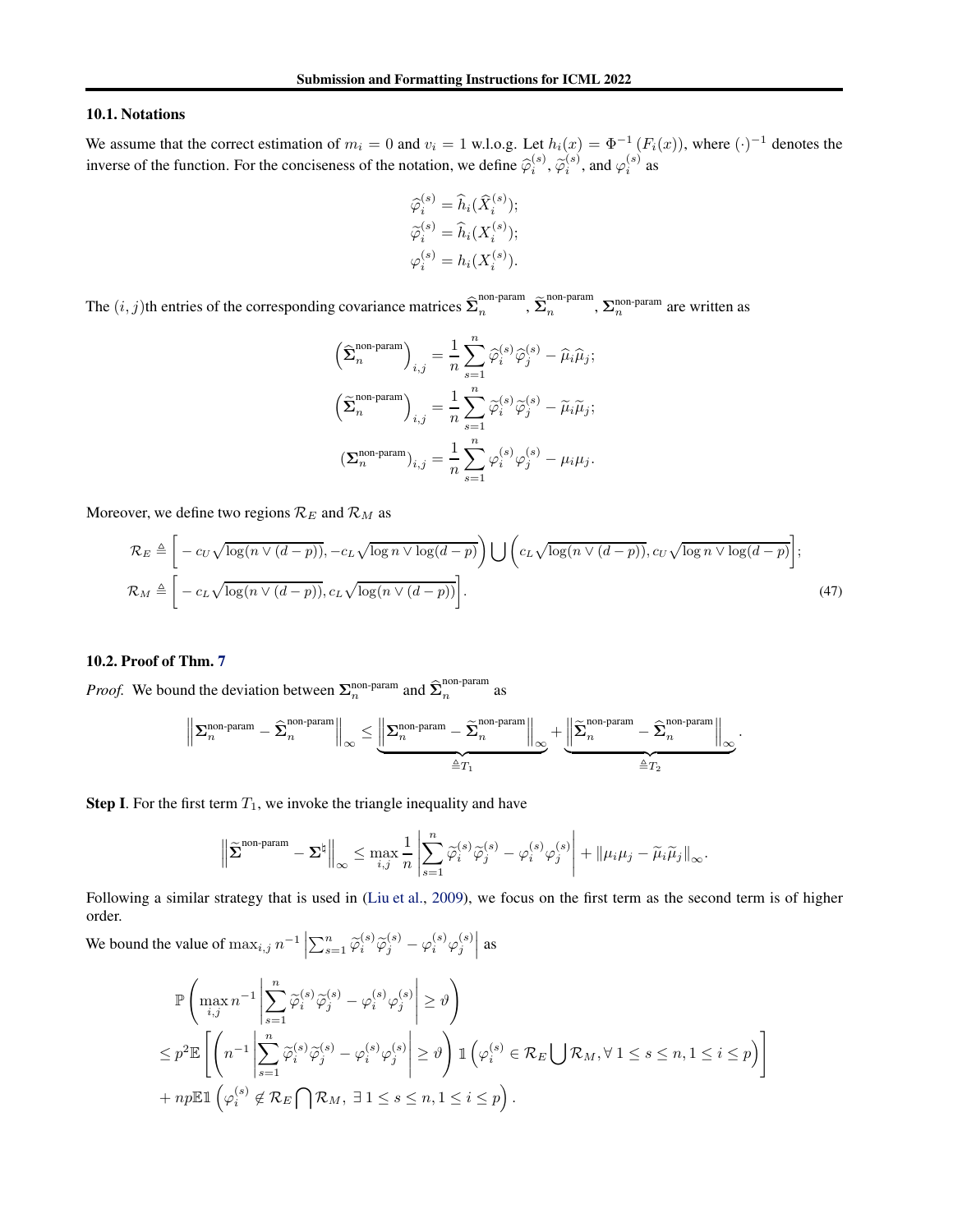### 10.1. Notations

We assume that the correct estimation of $m_i = 0$ and $v_i = 1$ w.l.o.g. Let $h_i(x) = \Phi^{-1}(F_i(x))$, where $(\cdot)^{-1}$ denotes the inverse of the function. For the conciseness of the notation, we define $\widehat{\varphi}_i^{(s)}$, $\widetilde{\varphi}_i^{(s)}$, and $\varphi_i^{(s)}$ as

$$
\begin{aligned}
\widehat{\varphi}_i^{(s)} &= \widehat{h}_i(\widehat{X}_i^{(s)}); \\
\widetilde{\varphi}_i^{(s)} &= \widehat{h}_i(X_i^{(s)}); \\
\varphi_i^{(s)} &= h_i(X_i^{(s)}).
\end{aligned}
$$

The $(i,j)$th entries of the corresponding covariance matrices $\widehat{\boldsymbol{\Sigma}}_n^{\text{non-param}}$, $\widetilde{\boldsymbol{\Sigma}}_n^{\text{non-param}}$, $\boldsymbol{\Sigma}_n^{\text{non-param}}$ are written as

$$
\begin{aligned}
\left(\widehat{\boldsymbol{\Sigma}}_n^{\text{non-param}}\right)_{i,j} &= \frac{1}{n}\sum_{s=1}^n \widehat{\varphi}_i^{(s)}\widehat{\varphi}_j^{(s)} - \widehat{\mu}_i\widehat{\mu}_j; \\
\left(\widetilde{\boldsymbol{\Sigma}}_n^{\text{non-param}}\right)_{i,j} &= \frac{1}{n}\sum_{s=1}^n \widetilde{\varphi}_i^{(s)}\widetilde{\varphi}_j^{(s)} - \widetilde{\mu}_i\widetilde{\mu}_j; \\
\left(\boldsymbol{\Sigma}_n^{\text{non-param}}\right)_{i,j} &= \frac{1}{n}\sum_{s=1}^n \varphi_i^{(s)}\varphi_j^{(s)} - \mu_i\mu_j.
\end{aligned}
$$

Moreover, we define two regions $\mathcal{R}_E$ and $\mathcal{R}_M$ as

$$
\begin{aligned}
\mathcal{R}_E &\triangleq \left[-c_U\sqrt{\log(n\vee(d-p))}, -c_L\sqrt{\log n \vee \log(d-p)}\right)\bigcup\left(c_L\sqrt{\log(n\vee(d-p))}, c_U\sqrt{\log n\vee\log(d-p)}\right]; \\
\mathcal{R}_M &\triangleq \left[-c_L\sqrt{\log(n\vee(d-p))}, c_L\sqrt{\log(n\vee(d-p))}\right].
\end{aligned} \tag{47}
$$

### 10.2. Proof of Thm. 7

*Proof.* We bound the deviation between $\boldsymbol{\Sigma}_n^{\text{non-param}}$ and $\widehat{\boldsymbol{\Sigma}}_n^{\text{non-param}}$ as

$$
\left\|\boldsymbol{\Sigma}_n^{\text{non-param}} - \widehat{\boldsymbol{\Sigma}}_n^{\text{non-param}}\right\|_\infty \leq \underbrace{\left\|\boldsymbol{\Sigma}_n^{\text{non-param}} - \widetilde{\boldsymbol{\Sigma}}_n^{\text{non-param}}\right\|_\infty}_{\triangleq T_1} + \underbrace{\left\|\widetilde{\boldsymbol{\Sigma}}_n^{\text{non-param}} - \widehat{\boldsymbol{\Sigma}}_n^{\text{non-param}}\right\|_\infty}_{\triangleq T_2}.
$$

**Step I**. For the first term $T_1$, we invoke the triangle inequality and have

$$
\left\|\widetilde{\boldsymbol{\Sigma}}^{\text{non-param}} - \boldsymbol{\Sigma}^\natural\right\|_\infty \leq \max_{i,j}\frac{1}{n}\left|\sum_{s=1}^n \widetilde{\varphi}_i^{(s)}\widetilde{\varphi}_j^{(s)} - \varphi_i^{(s)}\varphi_j^{(s)}\right| + \|\mu_i\mu_j - \widetilde{\mu}_i\widetilde{\mu}_j\|_\infty.
$$

Following a similar strategy that is used in (Liu et al., 2009), we focus on the first term as the second term is of higher order.

We bound the value of $\max_{i,j} n^{-1}\left|\sum_{s=1}^n \widetilde{\varphi}_i^{(s)}\widetilde{\varphi}_j^{(s)} - \varphi_i^{(s)}\varphi_j^{(s)}\right|$ as

$$
\begin{aligned}
&\mathbb{P}\left(\max_{i,j} n^{-1}\left|\sum_{s=1}^n \widetilde{\varphi}_i^{(s)}\widetilde{\varphi}_j^{(s)} - \varphi_i^{(s)}\varphi_j^{(s)}\right| \geq \vartheta\right) \\
&\leq p^2\mathbb{E}\left[\left(n^{-1}\left|\sum_{s=1}^n \widetilde{\varphi}_i^{(s)}\widetilde{\varphi}_j^{(s)} - \varphi_i^{(s)}\varphi_j^{(s)}\right| \geq \vartheta\right)\mathbb{1}\left(\varphi_i^{(s)} \in \mathcal{R}_E\bigcup\mathcal{R}_M, \forall\, 1\leq s\leq n, 1\leq i\leq p\right)\right] \\
&+ np\mathbb{E}\mathbb{1}\left(\varphi_i^{(s)} \notin \mathcal{R}_E\bigcap\mathcal{R}_M,\ \exists\, 1\leq s\leq n, 1\leq i\leq p\right).
\end{aligned}
$$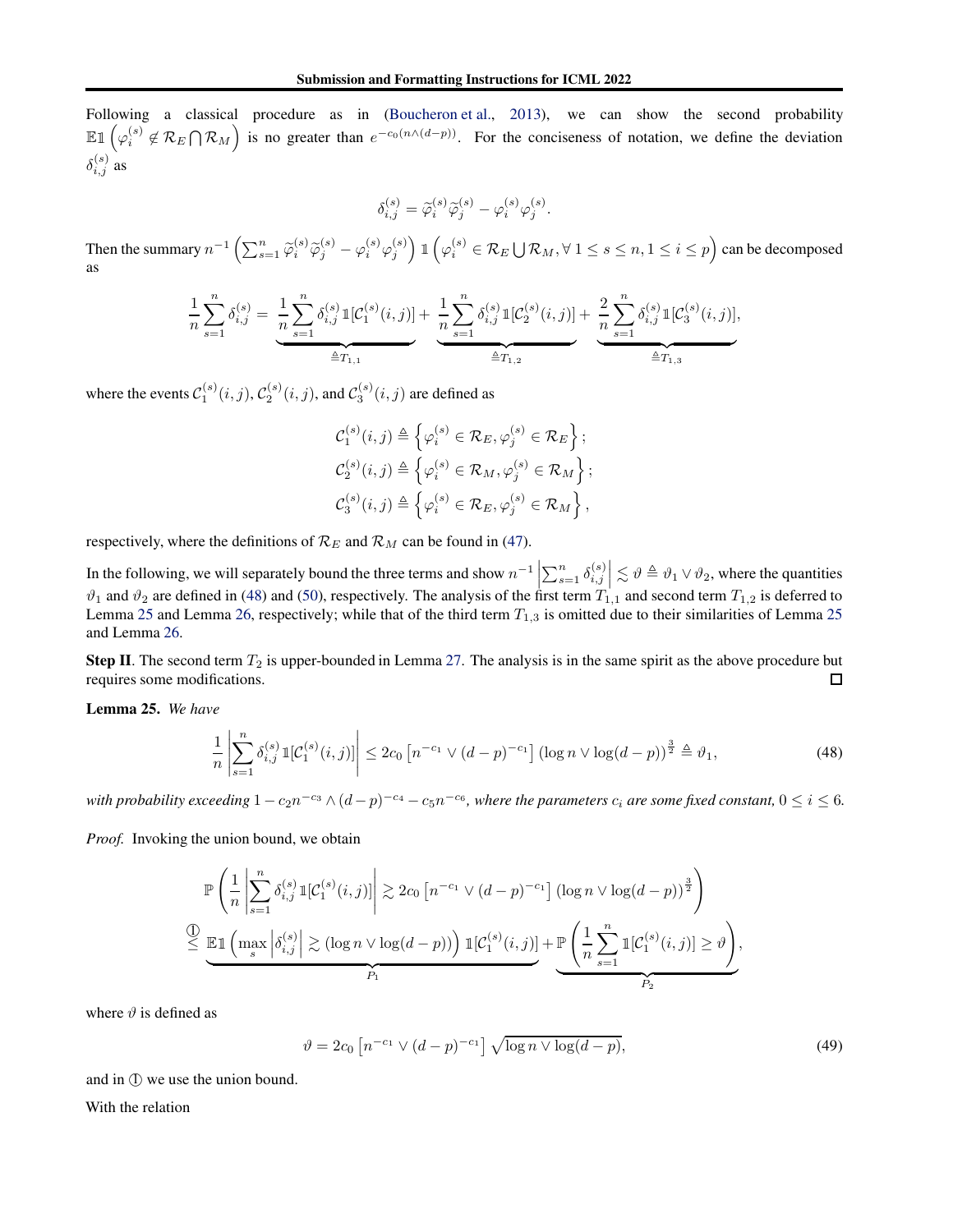Following a classical procedure as in (Boucheron et al., 2013), we can show the second probability $\mathbb{E}\mathbb{1}\left(\varphi_i^{(s)} \notin \mathcal{R}_E \bigcap \mathcal{R}_M\right)$ is no greater than $e^{-c_0(n\wedge(d-p))}$. For the conciseness of notation, we define the deviation $\delta_{i,j}^{(s)}$ as

$$\delta_{i,j}^{(s)} = \widetilde{\varphi}_i^{(s)}\widetilde{\varphi}_j^{(s)} - \varphi_i^{(s)}\varphi_j^{(s)}.$$

Then the summary $n^{-1}\left(\sum_{s=1}^n \widetilde{\varphi}_i^{(s)}\widetilde{\varphi}_j^{(s)} - \varphi_i^{(s)}\varphi_j^{(s)}\right)\mathbb{1}\left(\varphi_i^{(s)} \in \mathcal{R}_E \bigcup \mathcal{R}_M, \forall\, 1\le s\le n, 1\le i\le p\right)$ can be decomposed as

$$\frac{1}{n}\sum_{s=1}^n \delta_{i,j}^{(s)} = \underbrace{\frac{1}{n}\sum_{s=1}^n \delta_{i,j}^{(s)}\mathbb{1}[\mathcal{C}_1^{(s)}(i,j)]}_{\triangleq T_{1,1}} + \underbrace{\frac{1}{n}\sum_{s=1}^n \delta_{i,j}^{(s)}\mathbb{1}[\mathcal{C}_2^{(s)}(i,j)]}_{\triangleq T_{1,2}} + \underbrace{\frac{2}{n}\sum_{s=1}^n \delta_{i,j}^{(s)}\mathbb{1}[\mathcal{C}_3^{(s)}(i,j)]}_{\triangleq T_{1,3}},$$

where the events $\mathcal{C}_1^{(s)}(i,j)$, $\mathcal{C}_2^{(s)}(i,j)$, and $\mathcal{C}_3^{(s)}(i,j)$ are defined as

$$\mathcal{C}_1^{(s)}(i,j) \triangleq \left\{\varphi_i^{(s)} \in \mathcal{R}_E, \varphi_j^{(s)} \in \mathcal{R}_E\right\};$$
$$\mathcal{C}_2^{(s)}(i,j) \triangleq \left\{\varphi_i^{(s)} \in \mathcal{R}_M, \varphi_j^{(s)} \in \mathcal{R}_M\right\};$$
$$\mathcal{C}_3^{(s)}(i,j) \triangleq \left\{\varphi_i^{(s)} \in \mathcal{R}_E, \varphi_j^{(s)} \in \mathcal{R}_M\right\},$$

respectively, where the definitions of $\mathcal{R}_E$ and $\mathcal{R}_M$ can be found in (47).

In the following, we will separately bound the three terms and show $n^{-1}\left|\sum_{s=1}^n \delta_{i,j}^{(s)}\right| \lesssim \vartheta \triangleq \vartheta_1 \vee \vartheta_2$, where the quantities $\vartheta_1$ and $\vartheta_2$ are defined in (48) and (50), respectively. The analysis of the first term $T_{1,1}$ and second term $T_{1,2}$ is deferred to Lemma 25 and Lemma 26, respectively; while that of the third term $T_{1,3}$ is omitted due to their similarities of Lemma 25 and Lemma 26.

**Step II**. The second term $T_2$ is upper-bounded in Lemma 27. The analysis is in the same spirit as the above procedure but requires some modifications. □

**Lemma 25.** *We have*

$$\frac{1}{n}\left|\sum_{s=1}^n \delta_{i,j}^{(s)}\mathbb{1}[\mathcal{C}_1^{(s)}(i,j)]\right| \le 2c_0\left[n^{-c_1}\vee(d-p)^{-c_1}\right](\log n \vee \log(d-p))^{\frac{3}{2}} \triangleq \vartheta_1, \tag{48}$$

*with probability exceeding $1 - c_2 n^{-c_3}\wedge(d-p)^{-c_4} - c_5 n^{-c_6}$, where the parameters $c_i$ are some fixed constant, $0\le i\le 6$.*

*Proof.* Invoking the union bound, we obtain

$$\begin{aligned}
&\mathbb{P}\left(\frac{1}{n}\left|\sum_{s=1}^n \delta_{i,j}^{(s)}\mathbb{1}[\mathcal{C}_1^{(s)}(i,j)]\right| \gtrsim 2c_0\left[n^{-c_1}\vee(d-p)^{-c_1}\right](\log n\vee\log(d-p))^{\frac{3}{2}}\right)\\
&\overset{①}{\le} \underbrace{\mathbb{E}\mathbb{1}\left(\max_s\left|\delta_{i,j}^{(s)}\right| \gtrsim (\log n\vee\log(d-p))\right)\mathbb{1}[\mathcal{C}_1^{(s)}(i,j)]}_{P_1} + \underbrace{\mathbb{P}\left(\frac{1}{n}\sum_{s=1}^n \mathbb{1}[\mathcal{C}_1^{(s)}(i,j)] \ge \vartheta\right)}_{P_2},
\end{aligned}$$

where $\vartheta$ is defined as

$$\vartheta = 2c_0\left[n^{-c_1}\vee(d-p)^{-c_1}\right]\sqrt{\log n\vee\log(d-p)}, \tag{49}$$

and in ① we use the union bound.

With the relation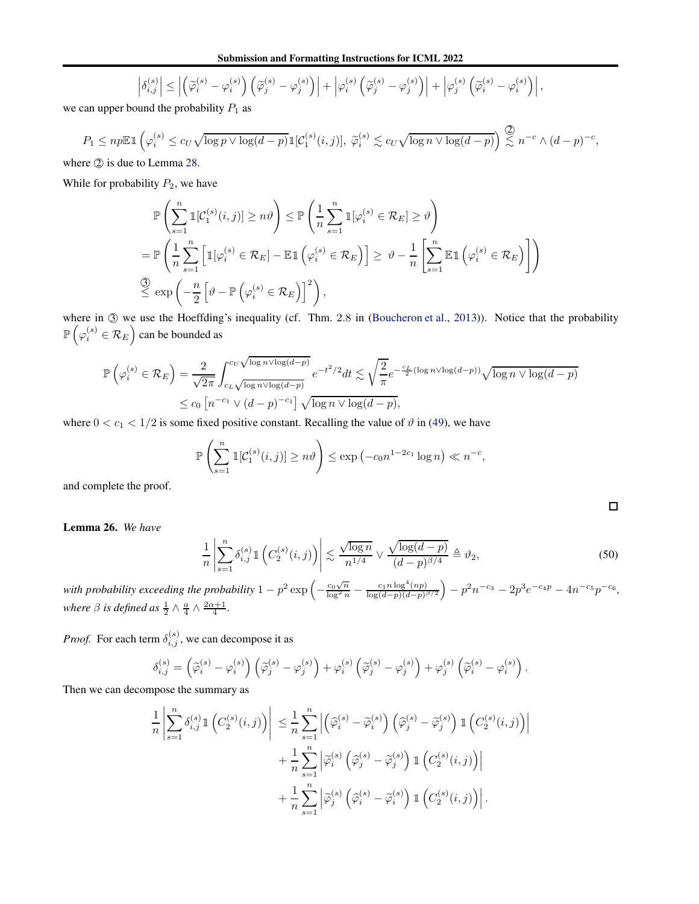$$\left|\delta_{i,j}^{(s)}\right| \leq \left|\left(\widetilde{\varphi}_i^{(s)} - \varphi_i^{(s)}\right)\left(\widetilde{\varphi}_j^{(s)} - \varphi_j^{(s)}\right)\right| + \left|\varphi_i^{(s)}\left(\widetilde{\varphi}_j^{(s)} - \varphi_j^{(s)}\right)\right| + \left|\varphi_j^{(s)}\left(\widetilde{\varphi}_i^{(s)} - \varphi_i^{(s)}\right)\right|,$$

we can upper bound the probability $P_1$ as

$$P_1 \leq np\mathbb{E}\mathbb{1}\left(\varphi_i^{(s)} \leq c_U\sqrt{\log p \vee \log(d-p)}\mathbb{1}[\mathcal{C}_1^{(s)}(i,j)],\ \widetilde{\varphi}_i^{(s)} \lesssim c_U\sqrt{\log n \vee \log(d-p)}\right) \overset{②}{\lesssim} n^{-c} \wedge (d-p)^{-c},$$

where ② is due to Lemma 28.

While for probability $P_2$, we have

$$\begin{aligned}
&\mathbb{P}\left(\sum_{s=1}^{n}\mathbb{1}[\mathcal{C}_1^{(s)}(i,j)] \geq n\vartheta\right) \leq \mathbb{P}\left(\frac{1}{n}\sum_{s=1}^{n}\mathbb{1}[\varphi_i^{(s)} \in \mathcal{R}_E] \geq \vartheta\right) \\
&= \mathbb{P}\left(\frac{1}{n}\sum_{s=1}^{n}\left[\mathbb{1}[\varphi_i^{(s)} \in \mathcal{R}_E] - \mathbb{E}\mathbb{1}\left(\varphi_i^{(s)} \in \mathcal{R}_E\right)\right] \geq\ \vartheta - \frac{1}{n}\left[\sum_{s=1}^{n}\mathbb{E}\mathbb{1}\left(\varphi_i^{(s)} \in \mathcal{R}_E\right)\right]\right) \\
&\overset{③}{\leq}\ \exp\left(-\frac{n}{2}\left[\vartheta - \mathbb{P}\left(\varphi_i^{(s)} \in \mathcal{R}_E\right)\right]^2\right),
\end{aligned}$$

where in ③ we use the Hoeffding's inequality (cf. Thm. 2.8 in (Boucheron et al., 2013)). Notice that the probability $\mathbb{P}\left(\varphi_i^{(s)} \in \mathcal{R}_E\right)$ can be bounded as

$$\begin{aligned}
\mathbb{P}\left(\varphi_i^{(s)} \in \mathcal{R}_E\right) &= \frac{2}{\sqrt{2\pi}}\int_{c_L\sqrt{\log n \vee \log(d-p)}}^{c_U\sqrt{\log n \vee \log(d-p)}} e^{-t^2/2}dt \lesssim \sqrt{\frac{2}{\pi}}e^{-\frac{c_L}{2}(\log n \vee \log(d-p))}\sqrt{\log n \vee \log(d-p)} \\
&\leq c_0\left[n^{-c_1} \vee (d-p)^{-c_1}\right]\sqrt{\log n \vee \log(d-p)},
\end{aligned}$$

where $0 < c_1 < 1/2$ is some fixed positive constant. Recalling the value of $\vartheta$ in (49), we have

$$\mathbb{P}\left(\sum_{s=1}^{n}\mathbb{1}[\mathcal{C}_1^{(s)}(i,j)] \geq n\vartheta\right) \leq \exp\left(-c_0 n^{1-2c_1}\log n\right) \ll n^{-c},$$

and complete the proof. ∎

**Lemma 26.** *We have*

$$\frac{1}{n}\left|\sum_{s=1}^{n}\delta_{i,j}^{(s)}\mathbb{1}\left(C_2^{(s)}(i,j)\right)\right| \lesssim \frac{\sqrt{\log n}}{n^{1/4}} \vee \frac{\sqrt{\log(d-p)}}{(d-p)^{\beta/4}} \triangleq \vartheta_2, \tag{50}$$

*with probability exceeding the probability* $1 - p^2\exp\left(-\frac{c_0\sqrt{n}}{\log^2 n} - \frac{c_1 n\log^4(np)}{\log(d-p)(d-p)^{\beta/2}}\right) - p^2 n^{-c_3} - 2p^3 e^{-c_4 p} - 4n^{-c_5}p^{-c_6}$, *where* $\beta$ *is defined as* $\frac{1}{2} \wedge \frac{a}{4} \wedge \frac{2\alpha+1}{4}$.

*Proof.* For each term $\delta_{i,j}^{(s)}$, we can decompose it as

$$\delta_{i,j}^{(s)} = \left(\widetilde{\varphi}_i^{(s)} - \varphi_i^{(s)}\right)\left(\widetilde{\varphi}_j^{(s)} - \varphi_j^{(s)}\right) + \varphi_i^{(s)}\left(\widetilde{\varphi}_j^{(s)} - \varphi_j^{(s)}\right) + \varphi_j^{(s)}\left(\widetilde{\varphi}_i^{(s)} - \varphi_i^{(s)}\right).$$

Then we can decompose the summary as

$$\begin{aligned}
\frac{1}{n}\left|\sum_{s=1}^{n}\delta_{i,j}^{(s)}\mathbb{1}\left(C_2^{(s)}(i,j)\right)\right| &\leq \frac{1}{n}\sum_{s=1}^{n}\left|\left(\widehat{\varphi}_i^{(s)} - \widetilde{\varphi}_i^{(s)}\right)\left(\widehat{\varphi}_j^{(s)} - \widetilde{\varphi}_j^{(s)}\right)\mathbb{1}\left(C_2^{(s)}(i,j)\right)\right| \\
&\quad + \frac{1}{n}\sum_{s=1}^{n}\left|\widetilde{\varphi}_i^{(s)}\left(\widehat{\varphi}_j^{(s)} - \widetilde{\varphi}_j^{(s)}\right)\mathbb{1}\left(C_2^{(s)}(i,j)\right)\right| \\
&\quad + \frac{1}{n}\sum_{s=1}^{n}\left|\widetilde{\varphi}_j^{(s)}\left(\widehat{\varphi}_i^{(s)} - \widetilde{\varphi}_i^{(s)}\right)\mathbb{1}\left(C_2^{(s)}(i,j)\right)\right|.
\end{aligned}$$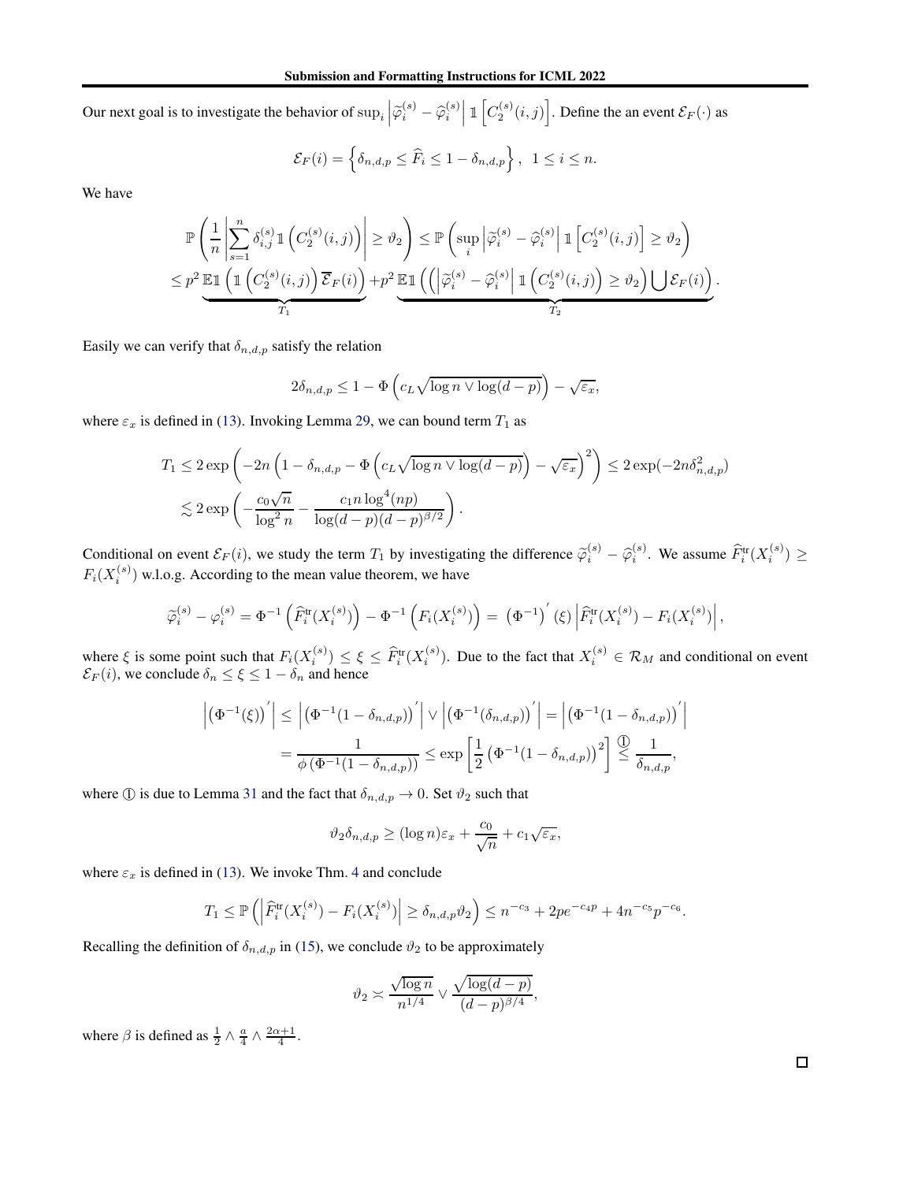Our next goal is to investigate the behavior of $\sup_i \left|\widetilde{\varphi}_i^{(s)} - \widehat{\varphi}_i^{(s)}\right| \mathbb{1}\left[C_2^{(s)}(i,j)\right]$. Define the an event $\mathcal{E}_F(\cdot)$ as

$$
\mathcal{E}_F(i) = \left\{\delta_{n,d,p} \leq \widehat{F}_i \leq 1 - \delta_{n,d,p}\right\}, \ \ 1 \leq i \leq n.
$$

We have

$$
\begin{aligned}
&\mathbb{P}\left(\frac{1}{n}\left|\sum_{s=1}^{n} \delta_{i,j}^{(s)} \mathbb{1}\left(C_2^{(s)}(i,j)\right)\right| \geq \vartheta_2\right) \leq \mathbb{P}\left(\sup_i \left|\widetilde{\varphi}_i^{(s)} - \widehat{\varphi}_i^{(s)}\right| \mathbb{1}\left[C_2^{(s)}(i,j)\right] \geq \vartheta_2\right) \\
&\leq p^2 \underbrace{\mathbb{E}\mathbb{1}\left(\mathbb{1}\left(C_2^{(s)}(i,j)\right)\overline{\mathcal{E}}_F(i)\right)}_{T_1} + p^2 \underbrace{\mathbb{E}\mathbb{1}\left(\left(\left|\widetilde{\varphi}_i^{(s)} - \widehat{\varphi}_i^{(s)}\right| \mathbb{1}\left(C_2^{(s)}(i,j)\right) \geq \vartheta_2\right) \bigcup \mathcal{E}_F(i)\right)}_{T_2}.
\end{aligned}
$$

Easily we can verify that $\delta_{n,d,p}$ satisfy the relation

$$
2\delta_{n,d,p} \leq 1 - \Phi\left(c_L\sqrt{\log n \vee \log(d-p)}\right) - \sqrt{\varepsilon_x},
$$

where $\varepsilon_x$ is defined in (13). Invoking Lemma 29, we can bound term $T_1$ as

$$
\begin{aligned}
T_1 &\leq 2\exp\left(-2n\left(1 - \delta_{n,d,p} - \Phi\left(c_L\sqrt{\log n \vee \log(d-p)}\right) - \sqrt{\varepsilon_x}\right)^2\right) \leq 2\exp(-2n\delta_{n,d,p}^2) \\
&\lesssim 2\exp\left(-\frac{c_0\sqrt{n}}{\log^2 n} - \frac{c_1 n \log^4(np)}{\log(d-p)(d-p)^{\beta/2}}\right).
\end{aligned}
$$

Conditional on event $\mathcal{E}_F(i)$, we study the term $T_1$ by investigating the difference $\widetilde{\varphi}_i^{(s)} - \widehat{\varphi}_i^{(s)}$. We assume $\widehat{F}_i^{\text{tr}}(X_i^{(s)}) \geq F_i(X_i^{(s)})$ w.l.o.g. According to the mean value theorem, we have

$$
\widetilde{\varphi}_i^{(s)} - \varphi_i^{(s)} = \Phi^{-1}\left(\widehat{F}_i^{\text{tr}}(X_i^{(s)})\right) - \Phi^{-1}\left(F_i(X_i^{(s)})\right) = \left(\Phi^{-1}\right)'(\xi)\left|\widehat{F}_i^{\text{tr}}(X_i^{(s)}) - F_i(X_i^{(s)})\right|,
$$

where $\xi$ is some point such that $F_i(X_i^{(s)}) \leq \xi \leq \widehat{F}_i^{\text{tr}}(X_i^{(s)})$. Due to the fact that $X_i^{(s)} \in \mathcal{R}_M$ and conditional on event $\mathcal{E}_F(i)$, we conclude $\delta_n \leq \xi \leq 1 - \delta_n$ and hence

$$
\begin{aligned}
\left|\left(\Phi^{-1}(\xi)\right)'\right| &\leq \left|\left(\Phi^{-1}(1-\delta_{n,d,p})\right)'\right| \vee \left|\left(\Phi^{-1}(\delta_{n,d,p})\right)'\right| = \left|\left(\Phi^{-1}(1-\delta_{n,d,p})\right)'\right| \\
&= \frac{1}{\phi\left(\Phi^{-1}(1-\delta_{n,d,p})\right)} \leq \exp\left[\frac{1}{2}\left(\Phi^{-1}(1-\delta_{n,d,p})\right)^2\right] \overset{①}{\leq} \frac{1}{\delta_{n,d,p}},
\end{aligned}
$$

where ① is due to Lemma 31 and the fact that $\delta_{n,d,p} \to 0$. Set $\vartheta_2$ such that

$$
\vartheta_2 \delta_{n,d,p} \geq (\log n)\varepsilon_x + \frac{c_0}{\sqrt{n}} + c_1\sqrt{\varepsilon_x},
$$

where $\varepsilon_x$ is defined in (13). We invoke Thm. 4 and conclude

$$
T_1 \leq \mathbb{P}\left(\left|\widehat{F}_i^{\text{tr}}(X_i^{(s)}) - F_i(X_i^{(s)})\right| \geq \delta_{n,d,p}\vartheta_2\right) \leq n^{-c_3} + 2pe^{-c_4 p} + 4n^{-c_5}p^{-c_6}.
$$

Recalling the definition of $\delta_{n,d,p}$ in (15), we conclude $\vartheta_2$ to be approximately

$$
\vartheta_2 \asymp \frac{\sqrt{\log n}}{n^{1/4}} \vee \frac{\sqrt{\log(d-p)}}{(d-p)^{\beta/4}},
$$

where $\beta$ is defined as $\frac{1}{2} \wedge \frac{a}{4} \wedge \frac{2\alpha+1}{4}$.

□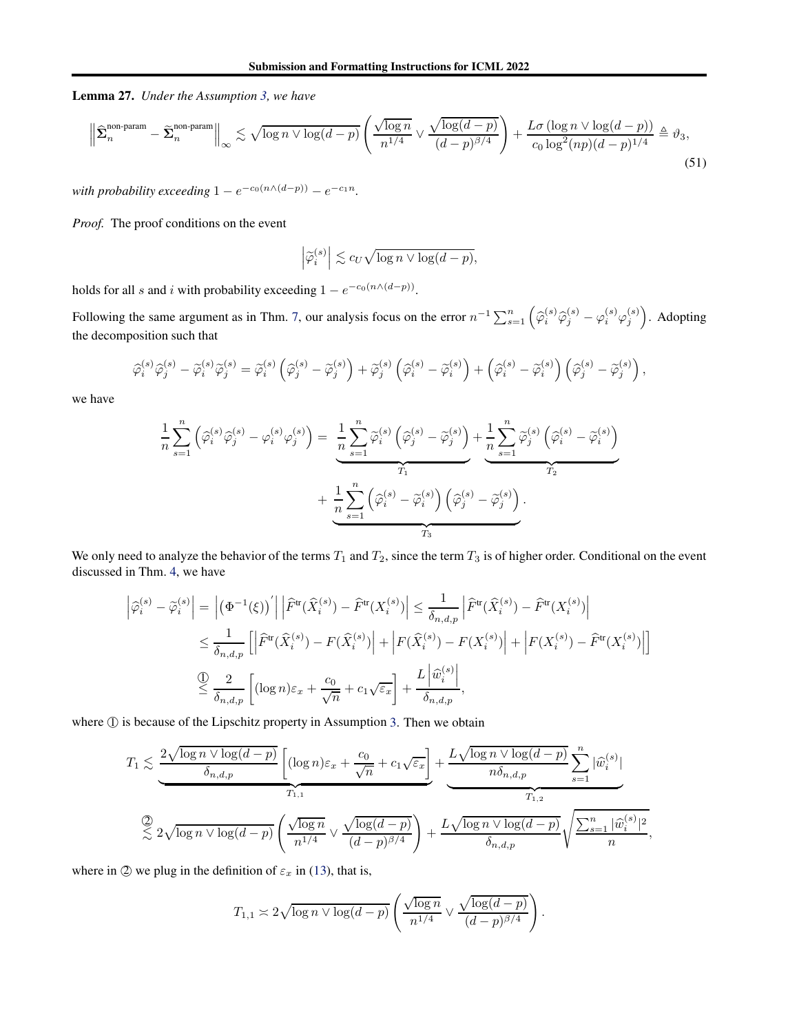**Lemma 27.** *Under the Assumption 3, we have*

$$\left\|\widehat{\boldsymbol{\Sigma}}_n^{\text{non-param}} - \widetilde{\boldsymbol{\Sigma}}_n^{\text{non-param}}\right\|_\infty \lesssim \sqrt{\log n \vee \log(d-p)}\left(\frac{\sqrt{\log n}}{n^{1/4}} \vee \frac{\sqrt{\log(d-p)}}{(d-p)^{\beta/4}}\right) + \frac{L\sigma\left(\log n \vee \log(d-p)\right)}{c_0 \log^2(np)(d-p)^{1/4}} \triangleq \vartheta_3, \tag{51}$$

*with probability exceeding* $1 - e^{-c_0(n\wedge(d-p))} - e^{-c_1 n}$.

*Proof.* The proof conditions on the event

$$\left|\widetilde{\varphi}_i^{(s)}\right| \lesssim c_U\sqrt{\log n \vee \log(d-p)},$$

holds for all $s$ and $i$ with probability exceeding $1 - e^{-c_0(n\wedge(d-p))}$.

Following the same argument as in Thm. 7, our analysis focus on the error $n^{-1}\sum_{s=1}^n \left(\widehat{\varphi}_i^{(s)}\widehat{\varphi}_j^{(s)} - \varphi_i^{(s)}\varphi_j^{(s)}\right)$. Adopting the decomposition such that

$$\widehat{\varphi}_i^{(s)}\widehat{\varphi}_j^{(s)} - \widetilde{\varphi}_i^{(s)}\widetilde{\varphi}_j^{(s)} = \widetilde{\varphi}_i^{(s)}\left(\widehat{\varphi}_j^{(s)} - \widetilde{\varphi}_j^{(s)}\right) + \widetilde{\varphi}_j^{(s)}\left(\widehat{\varphi}_i^{(s)} - \widetilde{\varphi}_i^{(s)}\right) + \left(\widehat{\varphi}_i^{(s)} - \widetilde{\varphi}_i^{(s)}\right)\left(\widehat{\varphi}_j^{(s)} - \widetilde{\varphi}_j^{(s)}\right),$$

we have

$$\begin{aligned}
\frac{1}{n}\sum_{s=1}^n\left(\widehat{\varphi}_i^{(s)}\widehat{\varphi}_j^{(s)} - \varphi_i^{(s)}\varphi_j^{(s)}\right) = &\ \underbrace{\frac{1}{n}\sum_{s=1}^n \widetilde{\varphi}_i^{(s)}\left(\widehat{\varphi}_j^{(s)} - \widetilde{\varphi}_j^{(s)}\right)}_{T_1} + \underbrace{\frac{1}{n}\sum_{s=1}^n \widetilde{\varphi}_j^{(s)}\left(\widehat{\varphi}_i^{(s)} - \widetilde{\varphi}_i^{(s)}\right)}_{T_2} \\
&+ \underbrace{\frac{1}{n}\sum_{s=1}^n\left(\widehat{\varphi}_i^{(s)} - \widetilde{\varphi}_i^{(s)}\right)\left(\widehat{\varphi}_j^{(s)} - \widetilde{\varphi}_j^{(s)}\right)}_{T_3}.
\end{aligned}$$

We only need to analyze the behavior of the terms $T_1$ and $T_2$, since the term $T_3$ is of higher order. Conditional on the event discussed in Thm. 4, we have

$$\begin{aligned}
\left|\widehat{\varphi}_i^{(s)} - \widetilde{\varphi}_i^{(s)}\right| &= \left|\left(\Phi^{-1}(\xi)\right)'\right|\left|\widehat{F}^{\text{tr}}(\widehat{X}_i^{(s)}) - \widehat{F}^{\text{tr}}(X_i^{(s)})\right| \le \frac{1}{\delta_{n,d,p}}\left|\widehat{F}^{\text{tr}}(\widehat{X}_i^{(s)}) - \widehat{F}^{\text{tr}}(X_i^{(s)})\right| \\
&\le \frac{1}{\delta_{n,d,p}}\left[\left|\widehat{F}^{\text{tr}}(\widehat{X}_i^{(s)}) - F(\widehat{X}_i^{(s)})\right| + \left|F(\widehat{X}_i^{(s)}) - F(X_i^{(s)})\right| + \left|F(X_i^{(s)}) - \widehat{F}^{\text{tr}}(X_i^{(s)})\right|\right] \\
&\overset{①}{\le} \frac{2}{\delta_{n,d,p}}\left[(\log n)\varepsilon_x + \frac{c_0}{\sqrt{n}} + c_1\sqrt{\varepsilon_x}\right] + \frac{L\left|\widehat{w}_i^{(s)}\right|}{\delta_{n,d,p}},
\end{aligned}$$

where ① is because of the Lipschitz property in Assumption 3. Then we obtain

$$\begin{aligned}
T_1 &\lesssim \underbrace{\frac{2\sqrt{\log n \vee \log(d-p)}}{\delta_{n,d,p}}\left[(\log n)\varepsilon_x + \frac{c_0}{\sqrt{n}} + c_1\sqrt{\varepsilon_x}\right]}_{T_{1,1}} + \underbrace{\frac{L\sqrt{\log n \vee \log(d-p)}}{n\delta_{n,d,p}}\sum_{s=1}^n|\widehat{w}_i^{(s)}|}_{T_{1,2}} \\
&\overset{②}{\lesssim} 2\sqrt{\log n \vee \log(d-p)}\left(\frac{\sqrt{\log n}}{n^{1/4}} \vee \frac{\sqrt{\log(d-p)}}{(d-p)^{\beta/4}}\right) + \frac{L\sqrt{\log n \vee \log(d-p)}}{\delta_{n,d,p}}\sqrt{\frac{\sum_{s=1}^n|\widehat{w}_i^{(s)}|^2}{n}},
\end{aligned}$$

where in ② we plug in the definition of $\varepsilon_x$ in (13), that is,

$$T_{1,1} \asymp 2\sqrt{\log n \vee \log(d-p)}\left(\frac{\sqrt{\log n}}{n^{1/4}} \vee \frac{\sqrt{\log(d-p)}}{(d-p)^{\beta/4}}\right).$$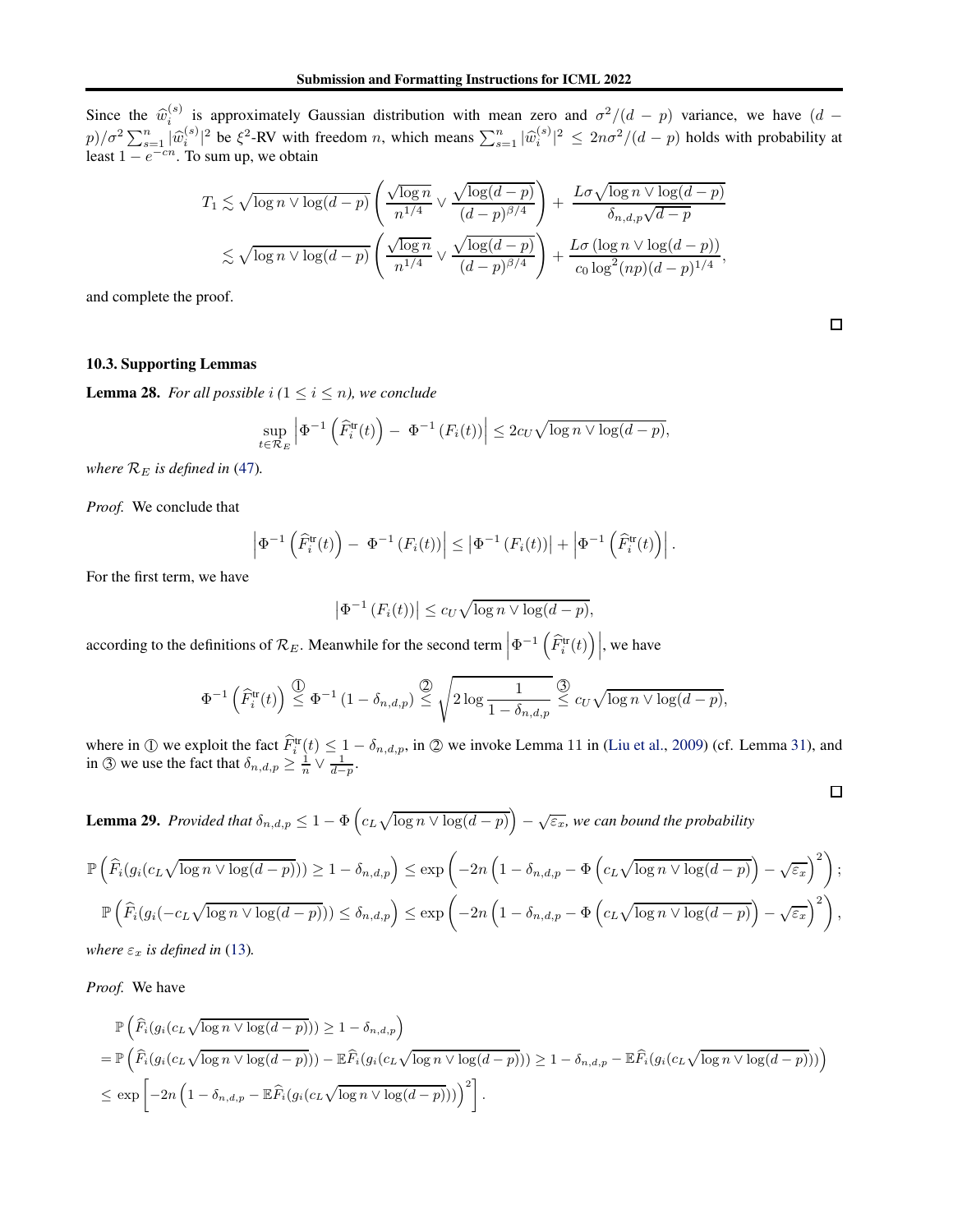Since the $\widehat{w}_i^{(s)}$ is approximately Gaussian distribution with mean zero and $\sigma^2/(d-p)$ variance, we have $(d-p)/\sigma^2 \sum_{s=1}^n |\widehat{w}_i^{(s)}|^2$ be $\xi^2$-RV with freedom $n$, which means $\sum_{s=1}^n |\widehat{w}_i^{(s)}|^2 \leq 2n\sigma^2/(d-p)$ holds with probability at least $1-e^{-cn}$. To sum up, we obtain

$$
\begin{aligned}
T_1 &\lesssim \sqrt{\log n \vee \log(d-p)} \left( \frac{\sqrt{\log n}}{n^{1/4}} \vee \frac{\sqrt{\log(d-p)}}{(d-p)^{\beta/4}} \right) + \frac{L\sigma\sqrt{\log n \vee \log(d-p)}}{\delta_{n,d,p}\sqrt{d-p}} \\
&\lesssim \sqrt{\log n \vee \log(d-p)} \left( \frac{\sqrt{\log n}}{n^{1/4}} \vee \frac{\sqrt{\log(d-p)}}{(d-p)^{\beta/4}} \right) + \frac{L\sigma\left(\log n \vee \log(d-p)\right)}{c_0 \log^2(np)(d-p)^{1/4}},
\end{aligned}
$$

and complete the proof.

□

### 10.3. Supporting Lemmas

**Lemma 28.** *For all possible $i$ ($1 \leq i \leq n$), we conclude*

$$
\sup_{t \in \mathcal{R}_E} \left| \Phi^{-1}\left(\widehat{F}_i^{\text{tr}}(t)\right) - \Phi^{-1}\left(F_i(t)\right) \right| \leq 2c_U \sqrt{\log n \vee \log(d-p)},
$$

*where $\mathcal{R}_E$ is defined in* (47).

*Proof.* We conclude that

$$
\left| \Phi^{-1}\left(\widehat{F}_i^{\text{tr}}(t)\right) - \Phi^{-1}\left(F_i(t)\right) \right| \leq \left| \Phi^{-1}\left(F_i(t)\right) \right| + \left| \Phi^{-1}\left(\widehat{F}_i^{\text{tr}}(t)\right) \right|.
$$

For the first term, we have

$$
\left| \Phi^{-1}\left(F_i(t)\right) \right| \leq c_U \sqrt{\log n \vee \log(d-p)},
$$

according to the definitions of $\mathcal{R}_E$. Meanwhile for the second term $\left| \Phi^{-1}\left(\widehat{F}_i^{\text{tr}}(t)\right) \right|$, we have

$$
\Phi^{-1}\left(\widehat{F}_i^{\text{tr}}(t)\right) \overset{①}{\leq} \Phi^{-1}\left(1-\delta_{n,d,p}\right) \overset{②}{\leq} \sqrt{2\log \frac{1}{1-\delta_{n,d,p}}} \overset{③}{\leq} c_U \sqrt{\log n \vee \log(d-p)},
$$

where in ① we exploit the fact $\widehat{F}_i^{\text{tr}}(t) \leq 1-\delta_{n,d,p}$, in ② we invoke Lemma 11 in (Liu et al., 2009) (cf. Lemma 31), and in ③ we use the fact that $\delta_{n,d,p} \geq \frac{1}{n} \vee \frac{1}{d-p}$.

□

**Lemma 29.** *Provided that $\delta_{n,d,p} \leq 1 - \Phi\left(c_L\sqrt{\log n \vee \log(d-p)}\right) - \sqrt{\varepsilon_x}$, we can bound the probability*

$$
\begin{aligned}
\mathbb{P}\left(\widehat{F}_i(g_i(c_L\sqrt{\log n \vee \log(d-p)})) \geq 1-\delta_{n,d,p}\right) &\leq \exp\left(-2n\left(1-\delta_{n,d,p} - \Phi\left(c_L\sqrt{\log n \vee \log(d-p)}\right) - \sqrt{\varepsilon_x}\right)^2\right); \\
\mathbb{P}\left(\widehat{F}_i(g_i(-c_L\sqrt{\log n \vee \log(d-p)})) \leq \delta_{n,d,p}\right) &\leq \exp\left(-2n\left(1-\delta_{n,d,p} - \Phi\left(c_L\sqrt{\log n \vee \log(d-p)}\right) - \sqrt{\varepsilon_x}\right)^2\right),
\end{aligned}
$$

*where $\varepsilon_x$ is defined in* (13).

*Proof.* We have

$$
\begin{aligned}
&\mathbb{P}\left(\widehat{F}_i(g_i(c_L\sqrt{\log n \vee \log(d-p)})) \geq 1-\delta_{n,d,p}\right) \\
&= \mathbb{P}\left(\widehat{F}_i(g_i(c_L\sqrt{\log n \vee \log(d-p)})) - \mathbb{E}\widehat{F}_i(g_i(c_L\sqrt{\log n \vee \log(d-p)})) \geq 1-\delta_{n,d,p} - \mathbb{E}\widehat{F}_i(g_i(c_L\sqrt{\log n \vee \log(d-p)}))\right) \\
&\leq \exp\left[-2n\left(1-\delta_{n,d,p} - \mathbb{E}\widehat{F}_i(g_i(c_L\sqrt{\log n \vee \log(d-p)}))\right)^2\right].
\end{aligned}
$$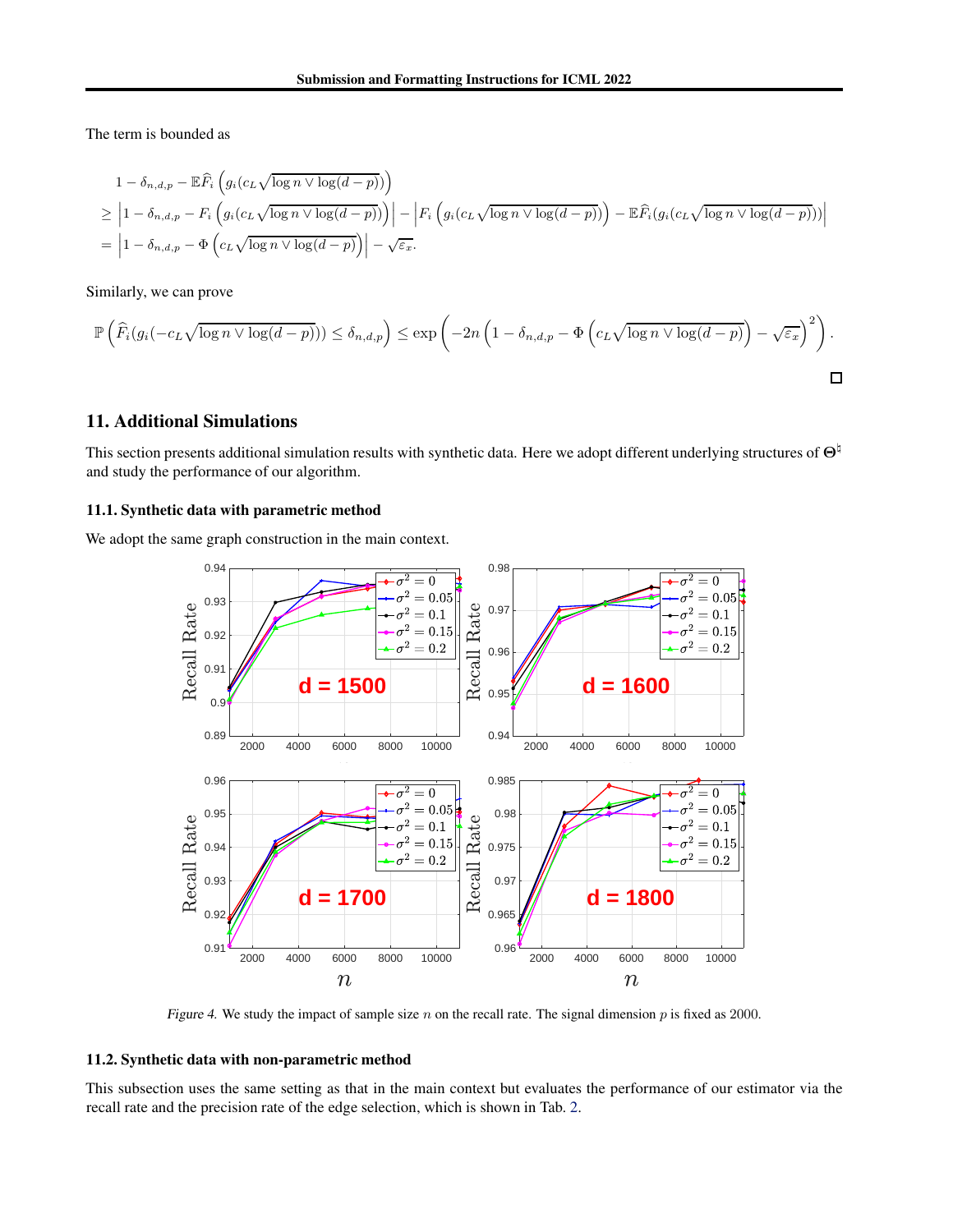The term is bounded as

$$
\begin{aligned}
&1 - \delta_{n,d,p} - \mathbb{E}\widehat{F}_i\left(g_i(c_L\sqrt{\log n \vee \log(d-p)})\right) \\
&\geq \left|1 - \delta_{n,d,p} - F_i\left(g_i(c_L\sqrt{\log n \vee \log(d-p)})\right)\right| - \left|F_i\left(g_i(c_L\sqrt{\log n \vee \log(d-p)})\right) - \mathbb{E}\widehat{F}_i(g_i(c_L\sqrt{\log n \vee \log(d-p)}))\right| \\
&= \left|1 - \delta_{n,d,p} - \Phi\left(c_L\sqrt{\log n \vee \log(d-p)}\right)\right| - \sqrt{\varepsilon_x}.
\end{aligned}
$$

Similarly, we can prove

$$
\mathbb{P}\left(\widehat{F}_i(g_i(-c_L\sqrt{\log n \vee \log(d-p)})) \leq \delta_{n,d,p}\right) \leq \exp\left(-2n\left(1 - \delta_{n,d,p} - \Phi\left(c_L\sqrt{\log n \vee \log(d-p)}\right) - \sqrt{\varepsilon_x}\right)^2\right).
$$

□

## 11. Additional Simulations

This section presents additional simulation results with synthetic data. Here we adopt different underlying structures of $\Theta^\natural$ and study the performance of our algorithm.

### 11.1. Synthetic data with parametric method

We adopt the same graph construction in the main context.

*Figure 4.* We study the impact of sample size $n$ on the recall rate. The signal dimension $p$ is fixed as 2000.

### 11.2. Synthetic data with non-parametric method

This subsection uses the same setting as that in the main context but evaluates the performance of our estimator via the recall rate and the precision rate of the edge selection, which is shown in Tab. 2.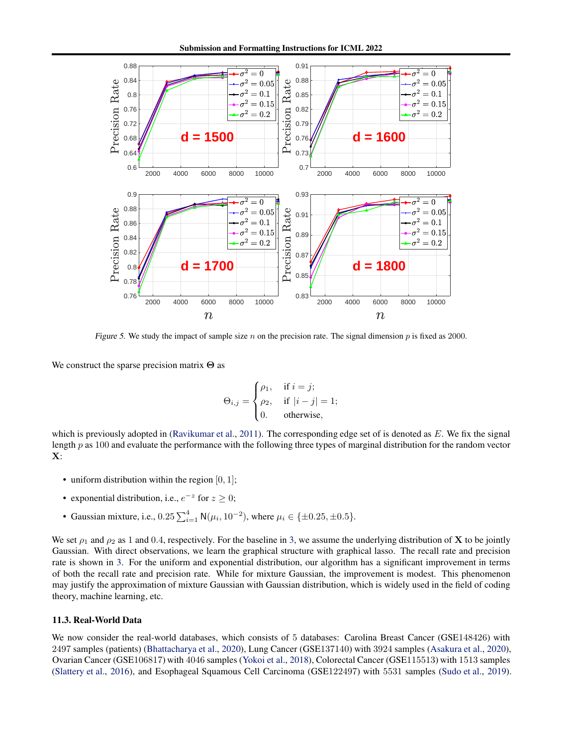*Figure 5.* We study the impact of sample size $n$ on the precision rate. The signal dimension $p$ is fixed as 2000.

We construct the sparse precision matrix $\mathbf{\Theta}$ as

$$\Theta_{i,j} = \begin{cases} \rho_1, & \text{if } i = j; \\ \rho_2, & \text{if } |i-j| = 1; \\ 0. & \text{otherwise,} \end{cases}$$

which is previously adopted in (Ravikumar et al., 2011). The corresponding edge set of is denoted as $E$. We fix the signal length $p$ as 100 and evaluate the performance with the following three types of marginal distribution for the random vector $\mathbf{X}$:

- uniform distribution within the region $[0, 1]$;
- exponential distribution, i.e., $e^{-z}$ for $z \geq 0$;
- Gaussian mixture, i.e., $0.25\sum_{i=1}^{4} \mathsf{N}(\mu_i, 10^{-2})$, where $\mu_i \in \{\pm 0.25, \pm 0.5\}$.

We set $\rho_1$ and $\rho_2$ as 1 and 0.4, respectively. For the baseline in 3, we assume the underlying distribution of $\mathbf{X}$ to be jointly Gaussian. With direct observations, we learn the graphical structure with graphical lasso. The recall rate and precision rate is shown in 3. For the uniform and exponential distribution, our algorithm has a significant improvement in terms of both the recall rate and precision rate. While for mixture Gaussian, the improvement is modest. This phenomenon may justify the approximation of mixture Gaussian with Gaussian distribution, which is widely used in the field of coding theory, machine learning, etc.

### 11.3. Real-World Data

We now consider the real-world databases, which consists of 5 databases: Carolina Breast Cancer (GSE148426) with 2497 samples (patients) (Bhattacharya et al., 2020), Lung Cancer (GSE137140) with 3924 samples (Asakura et al., 2020), Ovarian Cancer (GSE106817) with 4046 samples (Yokoi et al., 2018), Colorectal Cancer (GSE115513) with 1513 samples (Slattery et al., 2016), and Esophageal Squamous Cell Carcinoma (GSE122497) with 5531 samples (Sudo et al., 2019).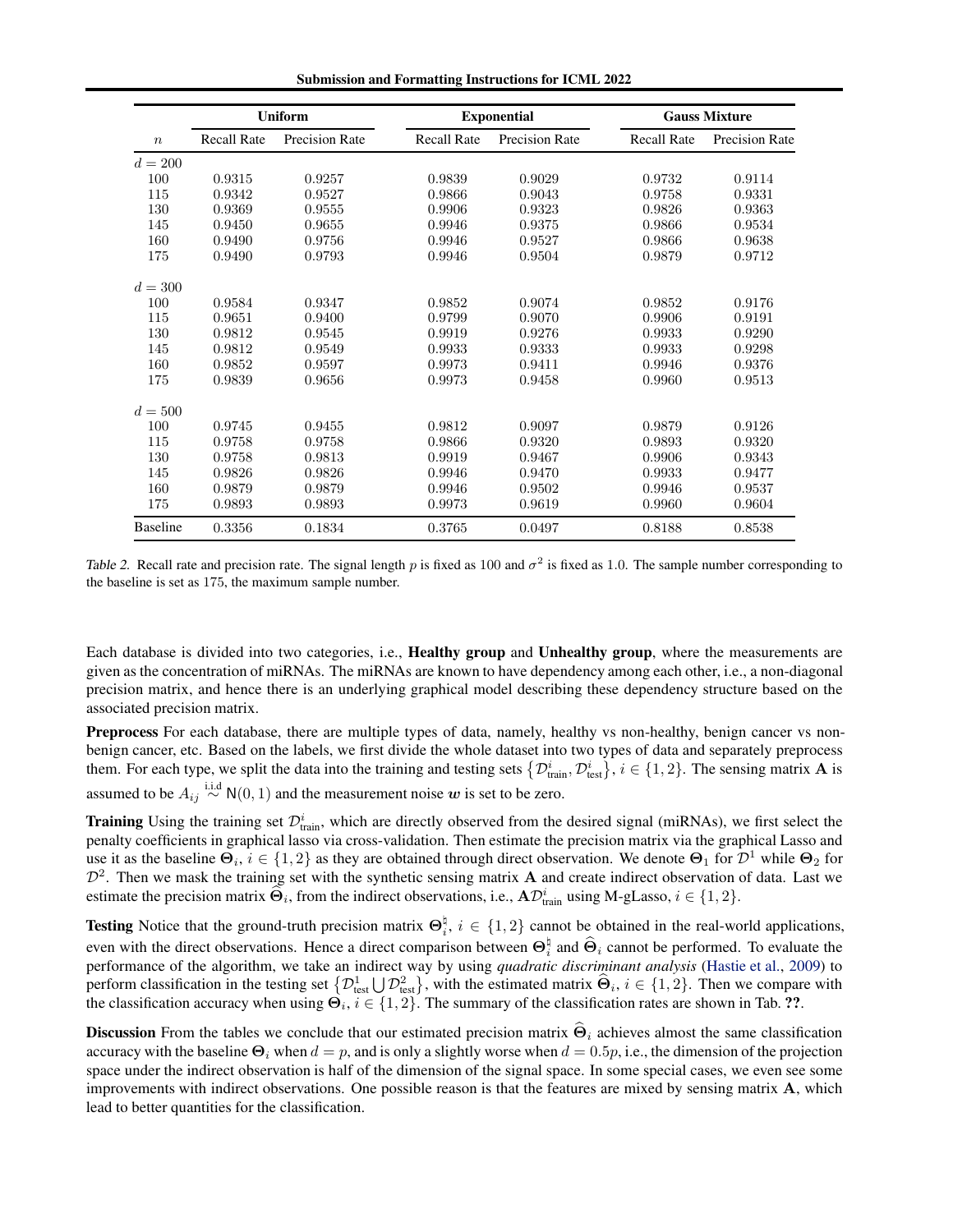| $n$ | Uniform | | Exponential | | Gauss Mixture | |
|---|---|---|---|---|---|---|
| | Recall Rate | Precision Rate | Recall Rate | Precision Rate | Recall Rate | Precision Rate |
| $d = 200$ | | | | | | |
| 100 | 0.9315 | 0.9257 | 0.9839 | 0.9029 | 0.9732 | 0.9114 |
| 115 | 0.9342 | 0.9527 | 0.9866 | 0.9043 | 0.9758 | 0.9331 |
| 130 | 0.9369 | 0.9555 | 0.9906 | 0.9323 | 0.9826 | 0.9363 |
| 145 | 0.9450 | 0.9655 | 0.9946 | 0.9375 | 0.9866 | 0.9534 |
| 160 | 0.9490 | 0.9756 | 0.9946 | 0.9527 | 0.9866 | 0.9638 |
| 175 | 0.9490 | 0.9793 | 0.9946 | 0.9504 | 0.9879 | 0.9712 |
| $d = 300$ | | | | | | |
| 100 | 0.9584 | 0.9347 | 0.9852 | 0.9074 | 0.9852 | 0.9176 |
| 115 | 0.9651 | 0.9400 | 0.9799 | 0.9070 | 0.9906 | 0.9191 |
| 130 | 0.9812 | 0.9545 | 0.9919 | 0.9276 | 0.9933 | 0.9290 |
| 145 | 0.9812 | 0.9549 | 0.9933 | 0.9333 | 0.9933 | 0.9298 |
| 160 | 0.9852 | 0.9597 | 0.9973 | 0.9411 | 0.9946 | 0.9376 |
| 175 | 0.9839 | 0.9656 | 0.9973 | 0.9458 | 0.9960 | 0.9513 |
| $d = 500$ | | | | | | |
| 100 | 0.9745 | 0.9455 | 0.9812 | 0.9097 | 0.9879 | 0.9126 |
| 115 | 0.9758 | 0.9758 | 0.9866 | 0.9320 | 0.9893 | 0.9320 |
| 130 | 0.9758 | 0.9813 | 0.9919 | 0.9467 | 0.9906 | 0.9343 |
| 145 | 0.9826 | 0.9826 | 0.9946 | 0.9470 | 0.9933 | 0.9477 |
| 160 | 0.9879 | 0.9879 | 0.9946 | 0.9502 | 0.9946 | 0.9537 |
| 175 | 0.9893 | 0.9893 | 0.9973 | 0.9619 | 0.9960 | 0.9604 |
| Baseline | 0.3356 | 0.1834 | 0.3765 | 0.0497 | 0.8188 | 0.8538 |

*Table 2.* Recall rate and precision rate. The signal length $p$ is fixed as 100 and $\sigma^2$ is fixed as 1.0. The sample number corresponding to the baseline is set as 175, the maximum sample number.

Each database is divided into two categories, i.e., **Healthy group** and **Unhealthy group**, where the measurements are given as the concentration of miRNAs. The miRNAs are known to have dependency among each other, i.e., a non-diagonal precision matrix, and hence there is an underlying graphical model describing these dependency structure based on the associated precision matrix.

**Preprocess** For each database, there are multiple types of data, namely, healthy vs non-healthy, benign cancer vs non-benign cancer, etc. Based on the labels, we first divide the whole dataset into two types of data and separately preprocess them. For each type, we split the data into the training and testing sets $\left\{\mathcal{D}_{\text{train}}^i, \mathcal{D}_{\text{test}}^i\right\}$, $i \in \{1, 2\}$. The sensing matrix $\mathbf{A}$ is assumed to be $A_{ij} \overset{\text{i.i.d}}{\sim} \mathsf{N}(0, 1)$ and the measurement noise $\boldsymbol{w}$ is set to be zero.

**Training** Using the training set $\mathcal{D}_{\text{train}}^i$, which are directly observed from the desired signal (miRNAs), we first select the penalty coefficients in graphical lasso via cross-validation. Then estimate the precision matrix via the graphical Lasso and use it as the baseline $\mathbf{\Theta}_i$, $i \in \{1, 2\}$ as they are obtained through direct observation. We denote $\mathbf{\Theta}_1$ for $\mathcal{D}^1$ while $\mathbf{\Theta}_2$ for $\mathcal{D}^2$. Then we mask the training set with the synthetic sensing matrix $\mathbf{A}$ and create indirect observation of data. Last we estimate the precision matrix $\widehat{\mathbf{\Theta}}_i$, from the indirect observations, i.e., $\mathbf{A}\mathcal{D}_{\text{train}}^i$ using M-gLasso, $i \in \{1, 2\}$.

**Testing** Notice that the ground-truth precision matrix $\mathbf{\Theta}_i^{\natural}$, $i \in \{1, 2\}$ cannot be obtained in the real-world applications, even with the direct observations. Hence a direct comparison between $\mathbf{\Theta}_i^{\natural}$ and $\widehat{\mathbf{\Theta}}_i$ cannot be performed. To evaluate the performance of the algorithm, we take an indirect way by using *quadratic discriminant analysis* (Hastie et al., 2009) to perform classification in the testing set $\left\{\mathcal{D}_{\text{test}}^1 \bigcup \mathcal{D}_{\text{test}}^2\right\}$, with the estimated matrix $\widehat{\mathbf{\Theta}}_i$, $i \in \{1, 2\}$. Then we compare with the classification accuracy when using $\mathbf{\Theta}_i$, $i \in \{1, 2\}$. The summary of the classification rates are shown in Tab. **??**.

**Discussion** From the tables we conclude that our estimated precision matrix $\widehat{\mathbf{\Theta}}_i$ achieves almost the same classification accuracy with the baseline $\mathbf{\Theta}_i$ when $d = p$, and is only a slightly worse when $d = 0.5p$, i.e., the dimension of the projection space under the indirect observation is half of the dimension of the signal space. In some special cases, we even see some improvements with indirect observations. One possible reason is that the features are mixed by sensing matrix $\mathbf{A}$, which lead to better quantities for the classification.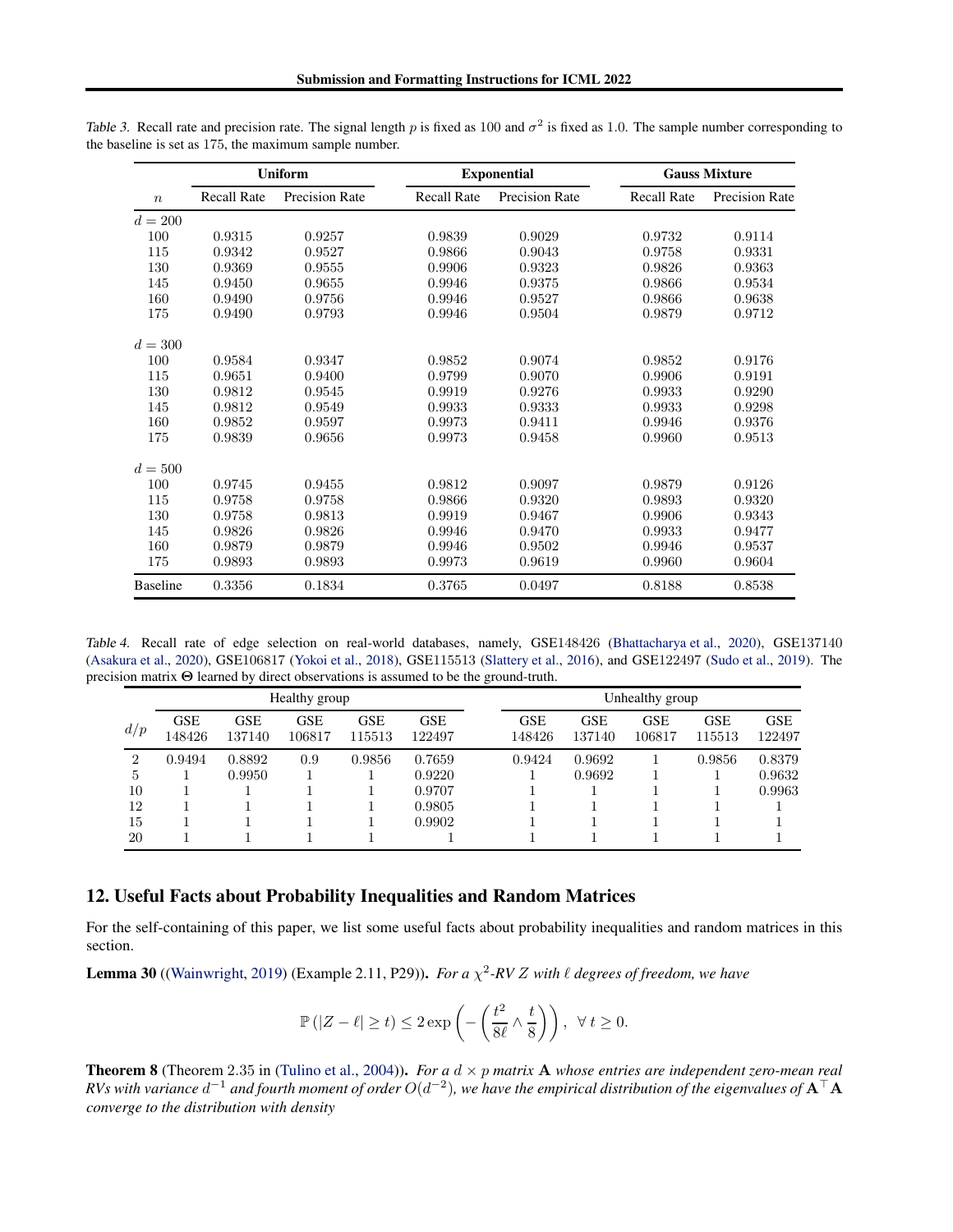Table 3. Recall rate and precision rate. The signal length $p$ is fixed as 100 and $\sigma^2$ is fixed as 1.0. The sample number corresponding to the baseline is set as 175, the maximum sample number.

| | Uniform | | Exponential | | Gauss Mixture | |
|---|---|---|---|---|---|---|
| $n$ | Recall Rate | Precision Rate | Recall Rate | Precision Rate | Recall Rate | Precision Rate |
| $d = 200$ | | | | | | |
| 100 | 0.9315 | 0.9257 | 0.9839 | 0.9029 | 0.9732 | 0.9114 |
| 115 | 0.9342 | 0.9527 | 0.9866 | 0.9043 | 0.9758 | 0.9331 |
| 130 | 0.9369 | 0.9555 | 0.9906 | 0.9323 | 0.9826 | 0.9363 |
| 145 | 0.9450 | 0.9655 | 0.9946 | 0.9375 | 0.9866 | 0.9534 |
| 160 | 0.9490 | 0.9756 | 0.9946 | 0.9527 | 0.9866 | 0.9638 |
| 175 | 0.9490 | 0.9793 | 0.9946 | 0.9504 | 0.9879 | 0.9712 |
| $d = 300$ | | | | | | |
| 100 | 0.9584 | 0.9347 | 0.9852 | 0.9074 | 0.9852 | 0.9176 |
| 115 | 0.9651 | 0.9400 | 0.9799 | 0.9070 | 0.9906 | 0.9191 |
| 130 | 0.9812 | 0.9545 | 0.9919 | 0.9276 | 0.9933 | 0.9290 |
| 145 | 0.9812 | 0.9549 | 0.9933 | 0.9333 | 0.9933 | 0.9298 |
| 160 | 0.9852 | 0.9597 | 0.9973 | 0.9411 | 0.9946 | 0.9376 |
| 175 | 0.9839 | 0.9656 | 0.9973 | 0.9458 | 0.9960 | 0.9513 |
| $d = 500$ | | | | | | |
| 100 | 0.9745 | 0.9455 | 0.9812 | 0.9097 | 0.9879 | 0.9126 |
| 115 | 0.9758 | 0.9758 | 0.9866 | 0.9320 | 0.9893 | 0.9320 |
| 130 | 0.9758 | 0.9813 | 0.9919 | 0.9467 | 0.9906 | 0.9343 |
| 145 | 0.9826 | 0.9826 | 0.9946 | 0.9470 | 0.9933 | 0.9477 |
| 160 | 0.9879 | 0.9879 | 0.9946 | 0.9502 | 0.9946 | 0.9537 |
| 175 | 0.9893 | 0.9893 | 0.9973 | 0.9619 | 0.9960 | 0.9604 |
| Baseline | 0.3356 | 0.1834 | 0.3765 | 0.0497 | 0.8188 | 0.8538 |

Table 4. Recall rate of edge selection on real-world databases, namely, GSE148426 (Bhattacharya et al., 2020), GSE137140 (Asakura et al., 2020), GSE106817 (Yokoi et al., 2018), GSE115513 (Slattery et al., 2016), and GSE122497 (Sudo et al., 2019). The precision matrix $\mathbf{\Theta}$ learned by direct observations is assumed to be the ground-truth.

| | Healthy group | | | | | Unhealthy group | | | | |
|---|---|---|---|---|---|---|---|---|---|---|
| $d/p$ | GSE 148426 | GSE 137140 | GSE 106817 | GSE 115513 | GSE 122497 | GSE 148426 | GSE 137140 | GSE 106817 | GSE 115513 | GSE 122497 |
| 2 | 0.9494 | 0.8892 | 0.9 | 0.9856 | 0.7659 | 0.9424 | 0.9692 | 1 | 0.9856 | 0.8379 |
| 5 | 1 | 0.9950 | 1 | 1 | 0.9220 | 1 | 0.9692 | 1 | 1 | 0.9632 |
| 10 | 1 | 1 | 1 | 1 | 0.9707 | 1 | 1 | 1 | 1 | 0.9963 |
| 12 | 1 | 1 | 1 | 1 | 0.9805 | 1 | 1 | 1 | 1 | 1 |
| 15 | 1 | 1 | 1 | 1 | 0.9902 | 1 | 1 | 1 | 1 | 1 |
| 20 | 1 | 1 | 1 | 1 | 1 | 1 | 1 | 1 | 1 | 1 |

## 12. Useful Facts about Probability Inequalities and Random Matrices

For the self-containing of this paper, we list some useful facts about probability inequalities and random matrices in this section.

**Lemma 30** ((Wainwright, 2019) (Example 2.11, P29)). *For a $\chi^2$-RV $Z$ with $\ell$ degrees of freedom, we have*

$$\mathbb{P}\left(|Z-\ell| \geq t\right) \leq 2\exp\left(-\left(\frac{t^2}{8\ell} \wedge \frac{t}{8}\right)\right), \ \ \forall\, t \geq 0.$$

**Theorem 8** (Theorem 2.35 in (Tulino et al., 2004)). *For a $d \times p$ matrix $\mathbf{A}$ whose entries are independent zero-mean real RVs with variance $d^{-1}$ and fourth moment of order $O(d^{-2})$, we have the empirical distribution of the eigenvalues of $\mathbf{A}^\top \mathbf{A}$ converge to the distribution with density*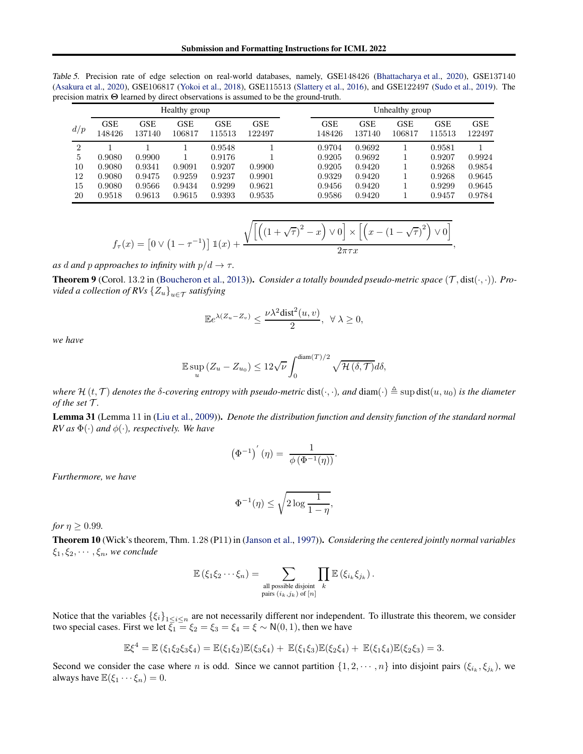Table 5. Precision rate of edge selection on real-world databases, namely, GSE148426 (Bhattacharya et al., 2020), GSE137140 (Asakura et al., 2020), GSE106817 (Yokoi et al., 2018), GSE115513 (Slattery et al., 2016), and GSE122497 (Sudo et al., 2019). The precision matrix $\mathbf{\Theta}$ learned by direct observations is assumed to be the ground-truth.

| | Healthy group | | | | | Unhealthy group | | | | |
|---|---|---|---|---|---|---|---|---|---|---|
| $d/p$ | GSE 148426 | GSE 137140 | GSE 106817 | GSE 115513 | GSE 122497 | GSE 148426 | GSE 137140 | GSE 106817 | GSE 115513 | GSE 122497 |
| 2 | 1 | 1 | 1 | 0.9548 | 1 | 0.9704 | 0.9692 | 1 | 0.9581 | 1 |
| 5 | 0.9080 | 0.9900 | 1 | 0.9176 | 1 | 0.9205 | 0.9692 | 1 | 0.9207 | 0.9924 |
| 10 | 0.9080 | 0.9341 | 0.9091 | 0.9207 | 0.9900 | 0.9205 | 0.9420 | 1 | 0.9268 | 0.9854 |
| 12 | 0.9080 | 0.9475 | 0.9259 | 0.9237 | 0.9901 | 0.9329 | 0.9420 | 1 | 0.9268 | 0.9645 |
| 15 | 0.9080 | 0.9566 | 0.9434 | 0.9299 | 0.9621 | 0.9456 | 0.9420 | 1 | 0.9299 | 0.9645 |
| 20 | 0.9518 | 0.9613 | 0.9615 | 0.9393 | 0.9535 | 0.9586 | 0.9420 | 1 | 0.9457 | 0.9784 |

$$f_{\tau}(x) = \left[0 \vee \left(1 - \tau^{-1}\right)\right] \mathbb{1}(x) + \frac{\sqrt{\left[\left(\left(1+\sqrt{\tau}\right)^2 - x\right) \vee 0\right] \times \left[\left(x - (1-\sqrt{\tau})^2\right) \vee 0\right]}}{2\pi\tau x},$$

*as $d$ and $p$ approaches to infinity with $p/d \to \tau$.*

**Theorem 9** (Corol. 13.2 in (Boucheron et al., 2013)). *Consider a totally bounded pseudo-metric space $(\mathcal{T}, \text{dist}(\cdot,\cdot))$. Provided a collection of RVs $\{Z_u\}_{u\in\mathcal{T}}$ satisfying*

$$\mathbb{E}e^{\lambda(Z_u - Z_v)} \leq \frac{\nu\lambda^2 \text{dist}^2(u,v)}{2}, \ \ \forall\, \lambda \geq 0,$$

*we have*

$$\mathbb{E}\sup_u \left(Z_u - Z_{u_0}\right) \leq 12\sqrt{\nu}\int_0^{\text{diam}(T)/2}\sqrt{\mathcal{H}\left(\delta,\mathcal{T}\right)}d\delta,$$

*where $\mathcal{H}\left(t,\mathcal{T}\right)$ denotes the $\delta$-covering entropy with pseudo-metric $\text{dist}(\cdot,\cdot)$, and $\text{diam}(\cdot) \triangleq \sup \text{dist}(u,u_0)$ is the diameter of the set $\mathcal{T}$.*

**Lemma 31** (Lemma 11 in (Liu et al., 2009)). *Denote the distribution function and density function of the standard normal RV as $\Phi(\cdot)$ and $\phi(\cdot)$, respectively. We have*

$$\left(\Phi^{-1}\right)^{'}(\eta) = \frac{1}{\phi\left(\Phi^{-1}(\eta)\right)}.$$

*Furthermore, we have*

$$\Phi^{-1}(\eta) \leq \sqrt{2\log\frac{1}{1-\eta}},$$

*for $\eta \geq 0.99$.*

**Theorem 10** (Wick's theorem, Thm. 1.28 (P11) in (Janson et al., 1997)). *Considering the centered jointly normal variables $\xi_1, \xi_2, \cdots, \xi_n$, we conclude*

$$\mathbb{E}\left(\xi_1\xi_2\cdots\xi_n\right) = \sum_{\substack{\text{all possible disjoint} \\ \text{pairs } (i_k, j_k) \text{ of } [n]}} \prod_k \mathbb{E}\left(\xi_{i_k}\xi_{j_k}\right).$$

Notice that the variables $\{\xi_i\}_{1\leq i\leq n}$ are not necessarily different nor independent. To illustrate this theorem, we consider two special cases. First we let $\xi_1 = \xi_2 = \xi_3 = \xi_4 = \xi \sim \mathsf{N}(0,1)$, then we have

$$\mathbb{E}\xi^4 = \mathbb{E}\left(\xi_1\xi_2\xi_3\xi_4\right) = \mathbb{E}(\xi_1\xi_2)\mathbb{E}(\xi_3\xi_4) + \mathbb{E}(\xi_1\xi_3)\mathbb{E}(\xi_2\xi_4) + \mathbb{E}(\xi_1\xi_4)\mathbb{E}(\xi_2\xi_3) = 3.$$

Second we consider the case where $n$ is odd. Since we cannot partition $\{1, 2, \cdots, n\}$ into disjoint pairs $(\xi_{i_k}, \xi_{j_k})$, we always have $\mathbb{E}(\xi_1\cdots\xi_n) = 0$.